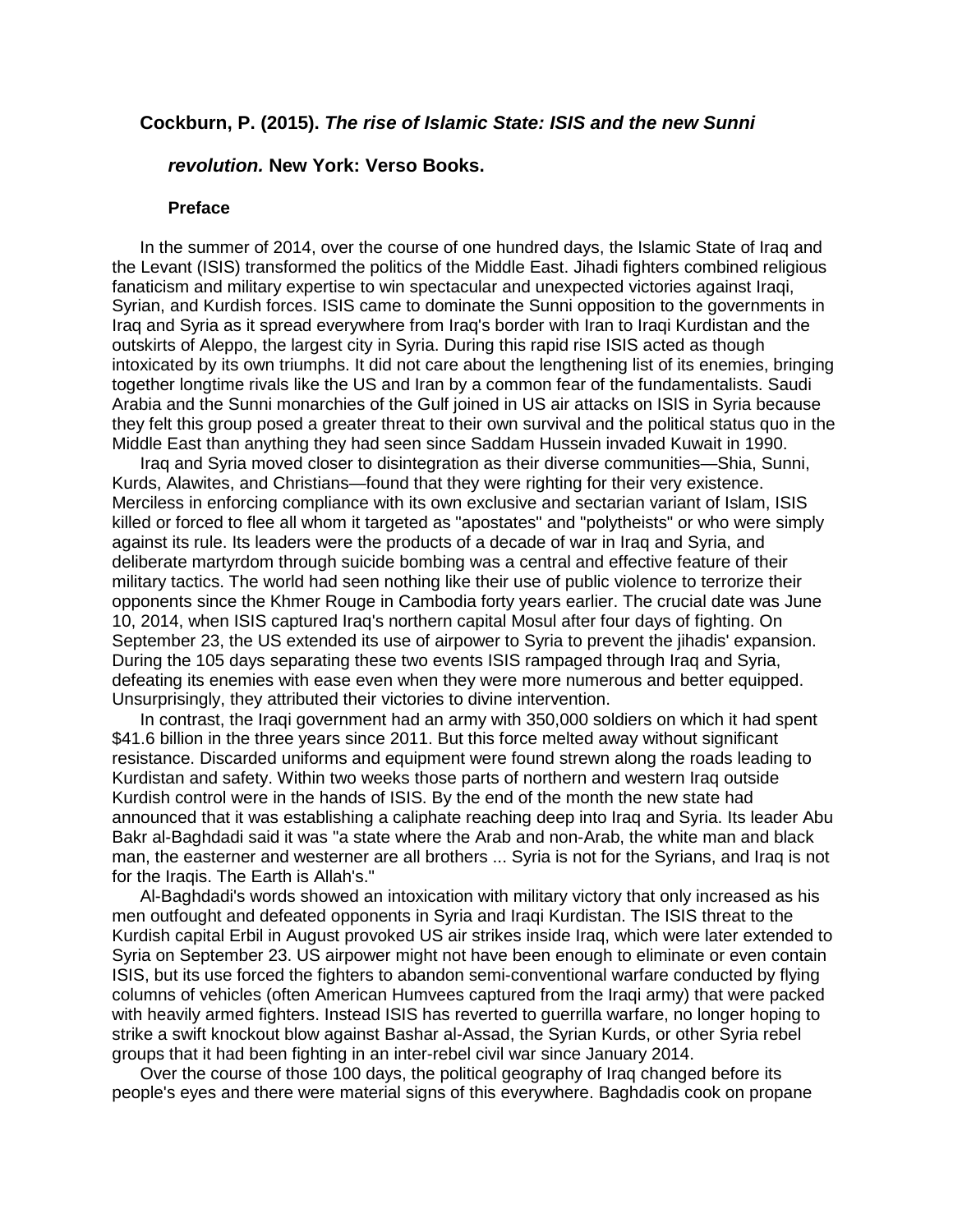**Cockburn, P. (2015). *The rise of Islamic State: ISIS and the new Sunni revolution.* New York: Verso Books.**

## Preface

In the summer of 2014, over the course of one hundred days, the Islamic State of Iraq and the Levant (ISIS) transformed the politics of the Middle East. Jihadi fighters combined religious fanaticism and military expertise to win spectacular and unexpected victories against Iraqi, Syrian, and Kurdish forces. ISIS came to dominate the Sunni opposition to the governments in Iraq and Syria as it spread everywhere from Iraq's border with Iran to Iraqi Kurdistan and the outskirts of Aleppo, the largest city in Syria. During this rapid rise ISIS acted as though intoxicated by its own triumphs. It did not care about the lengthening list of its enemies, bringing together longtime rivals like the US and Iran by a common fear of the fundamentalists. Saudi Arabia and the Sunni monarchies of the Gulf joined in US air attacks on ISIS in Syria because they felt this group posed a greater threat to their own survival and the political status quo in the Middle East than anything they had seen since Saddam Hussein invaded Kuwait in 1990.

Iraq and Syria moved closer to disintegration as their diverse communities—Shia, Sunni, Kurds, Alawites, and Christians—found that they were righting for their very existence. Merciless in enforcing compliance with its own exclusive and sectarian variant of Islam, ISIS killed or forced to flee all whom it targeted as "apostates" and "polytheists" or who were simply against its rule. Its leaders were the products of a decade of war in Iraq and Syria, and deliberate martyrdom through suicide bombing was a central and effective feature of their military tactics. The world had seen nothing like their use of public violence to terrorize their opponents since the Khmer Rouge in Cambodia forty years earlier. The crucial date was June 10, 2014, when ISIS captured Iraq's northern capital Mosul after four days of fighting. On September 23, the US extended its use of airpower to Syria to prevent the jihadis' expansion. During the 105 days separating these two events ISIS rampaged through Iraq and Syria, defeating its enemies with ease even when they were more numerous and better equipped. Unsurprisingly, they attributed their victories to divine intervention.

In contrast, the Iraqi government had an army with 350,000 soldiers on which it had spent $41.6 billion in the three years since 2011. But this force melted away without significant resistance. Discarded uniforms and equipment were found strewn along the roads leading to Kurdistan and safety. Within two weeks those parts of northern and western Iraq outside Kurdish control were in the hands of ISIS. By the end of the month the new state had announced that it was establishing a caliphate reaching deep into Iraq and Syria. Its leader Abu Bakr al-Baghdadi said it was "a state where the Arab and non-Arab, the white man and black man, the easterner and westerner are all brothers ... Syria is not for the Syrians, and Iraq is not for the Iraqis. The Earth is Allah's."

Al-Baghdadi's words showed an intoxication with military victory that only increased as his men outfought and defeated opponents in Syria and Iraqi Kurdistan. The ISIS threat to the Kurdish capital Erbil in August provoked US air strikes inside Iraq, which were later extended to Syria on September 23. US airpower might not have been enough to eliminate or even contain ISIS, but its use forced the fighters to abandon semi-conventional warfare conducted by flying columns of vehicles (often American Humvees captured from the Iraqi army) that were packed with heavily armed fighters. Instead ISIS has reverted to guerrilla warfare, no longer hoping to strike a swift knockout blow against Bashar al-Assad, the Syrian Kurds, or other Syria rebel groups that it had been fighting in an inter-rebel civil war since January 2014.

Over the course of those 100 days, the political geography of Iraq changed before its people's eyes and there were material signs of this everywhere. Baghdadis cook on propane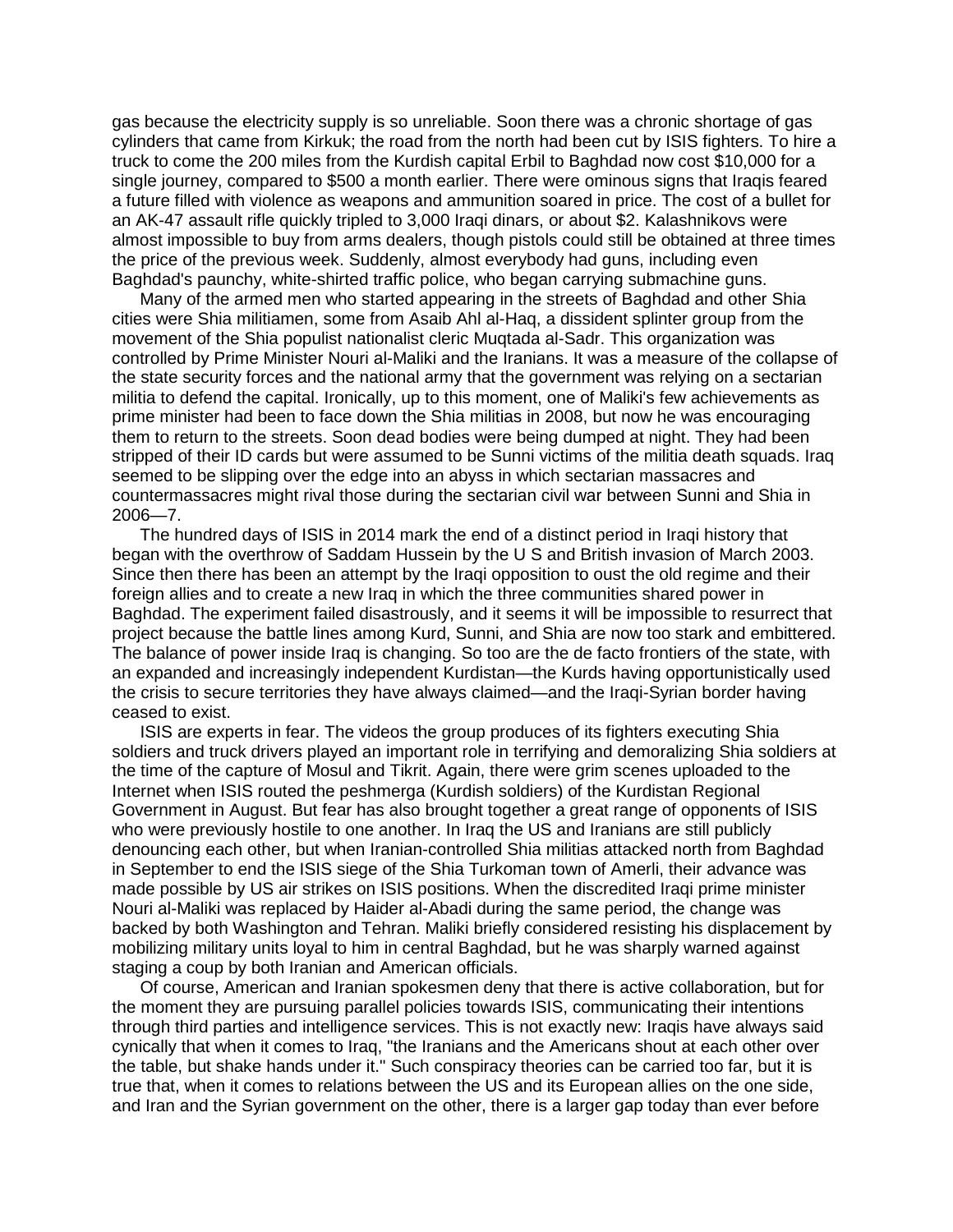gas because the electricity supply is so unreliable. Soon there was a chronic shortage of gas cylinders that came from Kirkuk; the road from the north had been cut by ISIS fighters. To hire a truck to come the 200 miles from the Kurdish capital Erbil to Baghdad now cost $10,000 for a single journey, compared to $500 a month earlier. There were ominous signs that Iraqis feared a future filled with violence as weapons and ammunition soared in price. The cost of a bullet for an AK-47 assault rifle quickly tripled to 3,000 Iraqi dinars, or about $2. Kalashnikovs were almost impossible to buy from arms dealers, though pistols could still be obtained at three times the price of the previous week. Suddenly, almost everybody had guns, including even Baghdad's paunchy, white-shirted traffic police, who began carrying submachine guns.

Many of the armed men who started appearing in the streets of Baghdad and other Shia cities were Shia militiamen, some from Asaib Ahl al-Haq, a dissident splinter group from the movement of the Shia populist nationalist cleric Muqtada al-Sadr. This organization was controlled by Prime Minister Nouri al-Maliki and the Iranians. It was a measure of the collapse of the state security forces and the national army that the government was relying on a sectarian militia to defend the capital. Ironically, up to this moment, one of Maliki's few achievements as prime minister had been to face down the Shia militias in 2008, but now he was encouraging them to return to the streets. Soon dead bodies were being dumped at night. They had been stripped of their ID cards but were assumed to be Sunni victims of the militia death squads. Iraq seemed to be slipping over the edge into an abyss in which sectarian massacres and countermassacres might rival those during the sectarian civil war between Sunni and Shia in 2006—7.

The hundred days of ISIS in 2014 mark the end of a distinct period in Iraqi history that began with the overthrow of Saddam Hussein by the U S and British invasion of March 2003. Since then there has been an attempt by the Iraqi opposition to oust the old regime and their foreign allies and to create a new Iraq in which the three communities shared power in Baghdad. The experiment failed disastrously, and it seems it will be impossible to resurrect that project because the battle lines among Kurd, Sunni, and Shia are now too stark and embittered. The balance of power inside Iraq is changing. So too are the de facto frontiers of the state, with an expanded and increasingly independent Kurdistan—the Kurds having opportunistically used the crisis to secure territories they have always claimed—and the Iraqi-Syrian border having ceased to exist.

ISIS are experts in fear. The videos the group produces of its fighters executing Shia soldiers and truck drivers played an important role in terrifying and demoralizing Shia soldiers at the time of the capture of Mosul and Tikrit. Again, there were grim scenes uploaded to the Internet when ISIS routed the peshmerga (Kurdish soldiers) of the Kurdistan Regional Government in August. But fear has also brought together a great range of opponents of ISIS who were previously hostile to one another. In Iraq the US and Iranians are still publicly denouncing each other, but when Iranian-controlled Shia militias attacked north from Baghdad in September to end the ISIS siege of the Shia Turkoman town of Amerli, their advance was made possible by US air strikes on ISIS positions. When the discredited Iraqi prime minister Nouri al-Maliki was replaced by Haider al-Abadi during the same period, the change was backed by both Washington and Tehran. Maliki briefly considered resisting his displacement by mobilizing military units loyal to him in central Baghdad, but he was sharply warned against staging a coup by both Iranian and American officials.

Of course, American and Iranian spokesmen deny that there is active collaboration, but for the moment they are pursuing parallel policies towards ISIS, communicating their intentions through third parties and intelligence services. This is not exactly new: Iraqis have always said cynically that when it comes to Iraq, "the Iranians and the Americans shout at each other over the table, but shake hands under it." Such conspiracy theories can be carried too far, but it is true that, when it comes to relations between the US and its European allies on the one side, and Iran and the Syrian government on the other, there is a larger gap today than ever before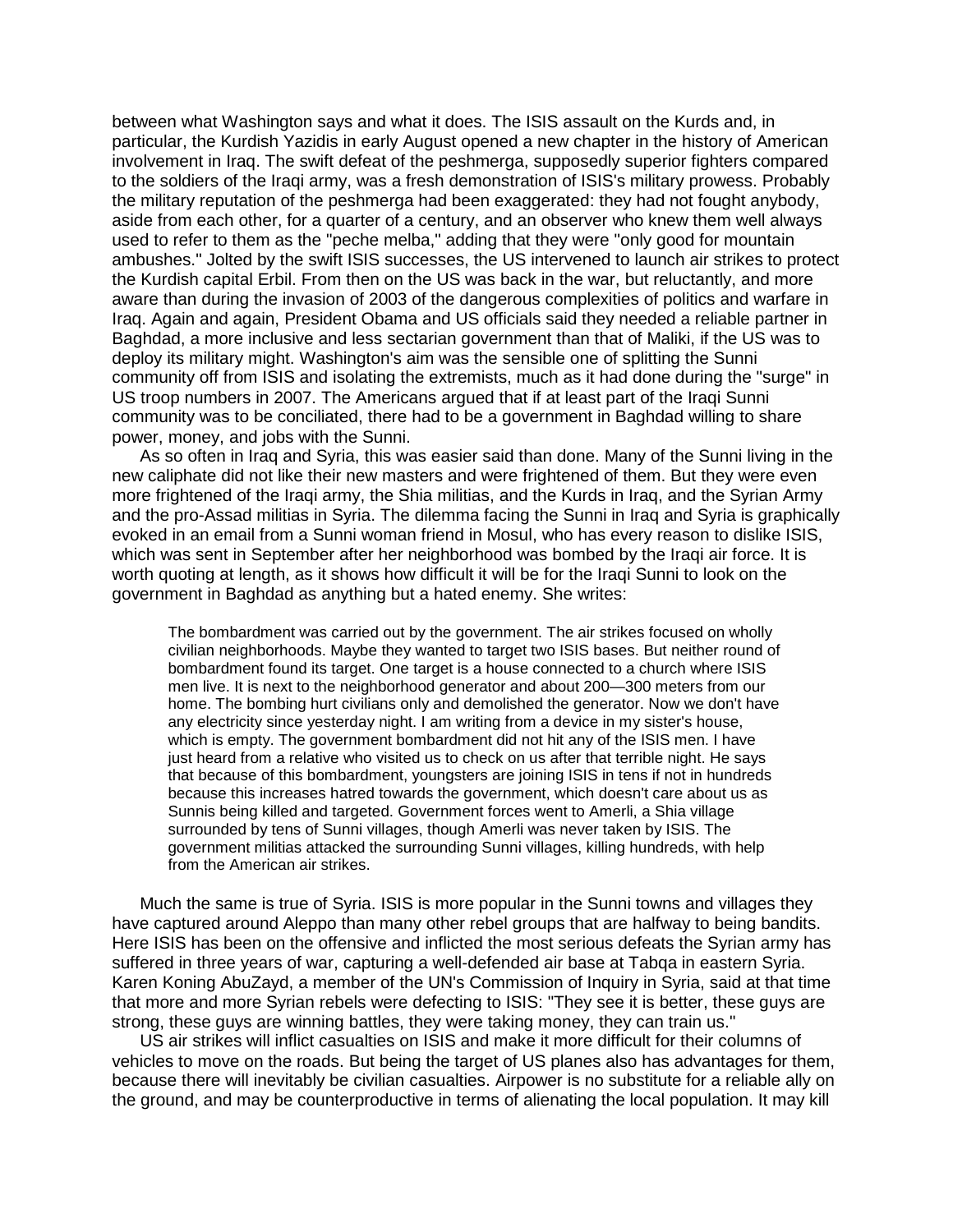between what Washington says and what it does. The ISIS assault on the Kurds and, in particular, the Kurdish Yazidis in early August opened a new chapter in the history of American involvement in Iraq. The swift defeat of the peshmerga, supposedly superior fighters compared to the soldiers of the Iraqi army, was a fresh demonstration of ISIS's military prowess. Probably the military reputation of the peshmerga had been exaggerated: they had not fought anybody, aside from each other, for a quarter of a century, and an observer who knew them well always used to refer to them as the "peche melba," adding that they were "only good for mountain ambushes." Jolted by the swift ISIS successes, the US intervened to launch air strikes to protect the Kurdish capital Erbil. From then on the US was back in the war, but reluctantly, and more aware than during the invasion of 2003 of the dangerous complexities of politics and warfare in Iraq. Again and again, President Obama and US officials said they needed a reliable partner in Baghdad, a more inclusive and less sectarian government than that of Maliki, if the US was to deploy its military might. Washington's aim was the sensible one of splitting the Sunni community off from ISIS and isolating the extremists, much as it had done during the "surge" in US troop numbers in 2007. The Americans argued that if at least part of the Iraqi Sunni community was to be conciliated, there had to be a government in Baghdad willing to share power, money, and jobs with the Sunni.

As so often in Iraq and Syria, this was easier said than done. Many of the Sunni living in the new caliphate did not like their new masters and were frightened of them. But they were even more frightened of the Iraqi army, the Shia militias, and the Kurds in Iraq, and the Syrian Army and the pro-Assad militias in Syria. The dilemma facing the Sunni in Iraq and Syria is graphically evoked in an email from a Sunni woman friend in Mosul, who has every reason to dislike ISIS, which was sent in September after her neighborhood was bombed by the Iraqi air force. It is worth quoting at length, as it shows how difficult it will be for the Iraqi Sunni to look on the government in Baghdad as anything but a hated enemy. She writes:

> The bombardment was carried out by the government. The air strikes focused on wholly civilian neighborhoods. Maybe they wanted to target two ISIS bases. But neither round of bombardment found its target. One target is a house connected to a church where ISIS men live. It is next to the neighborhood generator and about 200—300 meters from our home. The bombing hurt civilians only and demolished the generator. Now we don't have any electricity since yesterday night. I am writing from a device in my sister's house, which is empty. The government bombardment did not hit any of the ISIS men. I have just heard from a relative who visited us to check on us after that terrible night. He says that because of this bombardment, youngsters are joining ISIS in tens if not in hundreds because this increases hatred towards the government, which doesn't care about us as Sunnis being killed and targeted. Government forces went to Amerli, a Shia village surrounded by tens of Sunni villages, though Amerli was never taken by ISIS. The government militias attacked the surrounding Sunni villages, killing hundreds, with help from the American air strikes.

Much the same is true of Syria. ISIS is more popular in the Sunni towns and villages they have captured around Aleppo than many other rebel groups that are halfway to being bandits. Here ISIS has been on the offensive and inflicted the most serious defeats the Syrian army has suffered in three years of war, capturing a well-defended air base at Tabqa in eastern Syria. Karen Koning AbuZayd, a member of the UN's Commission of Inquiry in Syria, said at that time that more and more Syrian rebels were defecting to ISIS: "They see it is better, these guys are strong, these guys are winning battles, they were taking money, they can train us."

US air strikes will inflict casualties on ISIS and make it more difficult for their columns of vehicles to move on the roads. But being the target of US planes also has advantages for them, because there will inevitably be civilian casualties. Airpower is no substitute for a reliable ally on the ground, and may be counterproductive in terms of alienating the local population. It may kill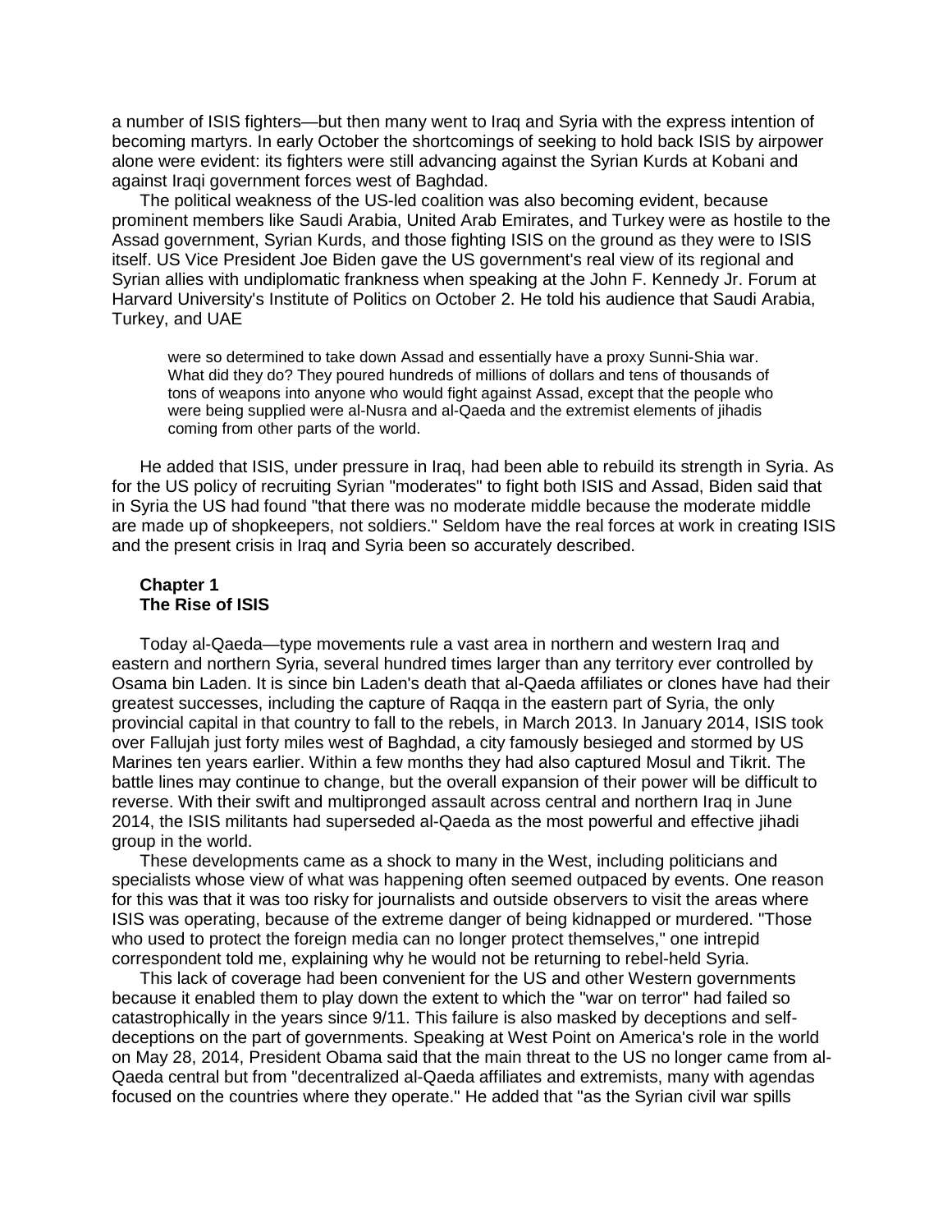a number of ISIS fighters—but then many went to Iraq and Syria with the express intention of becoming martyrs. In early October the shortcomings of seeking to hold back ISIS by airpower alone were evident: its fighters were still advancing against the Syrian Kurds at Kobani and against Iraqi government forces west of Baghdad.

The political weakness of the US-led coalition was also becoming evident, because prominent members like Saudi Arabia, United Arab Emirates, and Turkey were as hostile to the Assad government, Syrian Kurds, and those fighting ISIS on the ground as they were to ISIS itself. US Vice President Joe Biden gave the US government's real view of its regional and Syrian allies with undiplomatic frankness when speaking at the John F. Kennedy Jr. Forum at Harvard University's Institute of Politics on October 2. He told his audience that Saudi Arabia, Turkey, and UAE

> were so determined to take down Assad and essentially have a proxy Sunni-Shia war. What did they do? They poured hundreds of millions of dollars and tens of thousands of tons of weapons into anyone who would fight against Assad, except that the people who were being supplied were al-Nusra and al-Qaeda and the extremist elements of jihadis coming from other parts of the world.

He added that ISIS, under pressure in Iraq, had been able to rebuild its strength in Syria. As for the US policy of recruiting Syrian "moderates" to fight both ISIS and Assad, Biden said that in Syria the US had found "that there was no moderate middle because the moderate middle are made up of shopkeepers, not soldiers." Seldom have the real forces at work in creating ISIS and the present crisis in Iraq and Syria been so accurately described.

## Chapter 1
## The Rise of ISIS

Today al-Qaeda—type movements rule a vast area in northern and western Iraq and eastern and northern Syria, several hundred times larger than any territory ever controlled by Osama bin Laden. It is since bin Laden's death that al-Qaeda affiliates or clones have had their greatest successes, including the capture of Raqqa in the eastern part of Syria, the only provincial capital in that country to fall to the rebels, in March 2013. In January 2014, ISIS took over Fallujah just forty miles west of Baghdad, a city famously besieged and stormed by US Marines ten years earlier. Within a few months they had also captured Mosul and Tikrit. The battle lines may continue to change, but the overall expansion of their power will be difficult to reverse. With their swift and multipronged assault across central and northern Iraq in June 2014, the ISIS militants had superseded al-Qaeda as the most powerful and effective jihadi group in the world.

These developments came as a shock to many in the West, including politicians and specialists whose view of what was happening often seemed outpaced by events. One reason for this was that it was too risky for journalists and outside observers to visit the areas where ISIS was operating, because of the extreme danger of being kidnapped or murdered. "Those who used to protect the foreign media can no longer protect themselves," one intrepid correspondent told me, explaining why he would not be returning to rebel-held Syria.

This lack of coverage had been convenient for the US and other Western governments because it enabled them to play down the extent to which the "war on terror" had failed so catastrophically in the years since 9/11. This failure is also masked by deceptions and self-deceptions on the part of governments. Speaking at West Point on America's role in the world on May 28, 2014, President Obama said that the main threat to the US no longer came from al-Qaeda central but from "decentralized al-Qaeda affiliates and extremists, many with agendas focused on the countries where they operate." He added that "as the Syrian civil war spills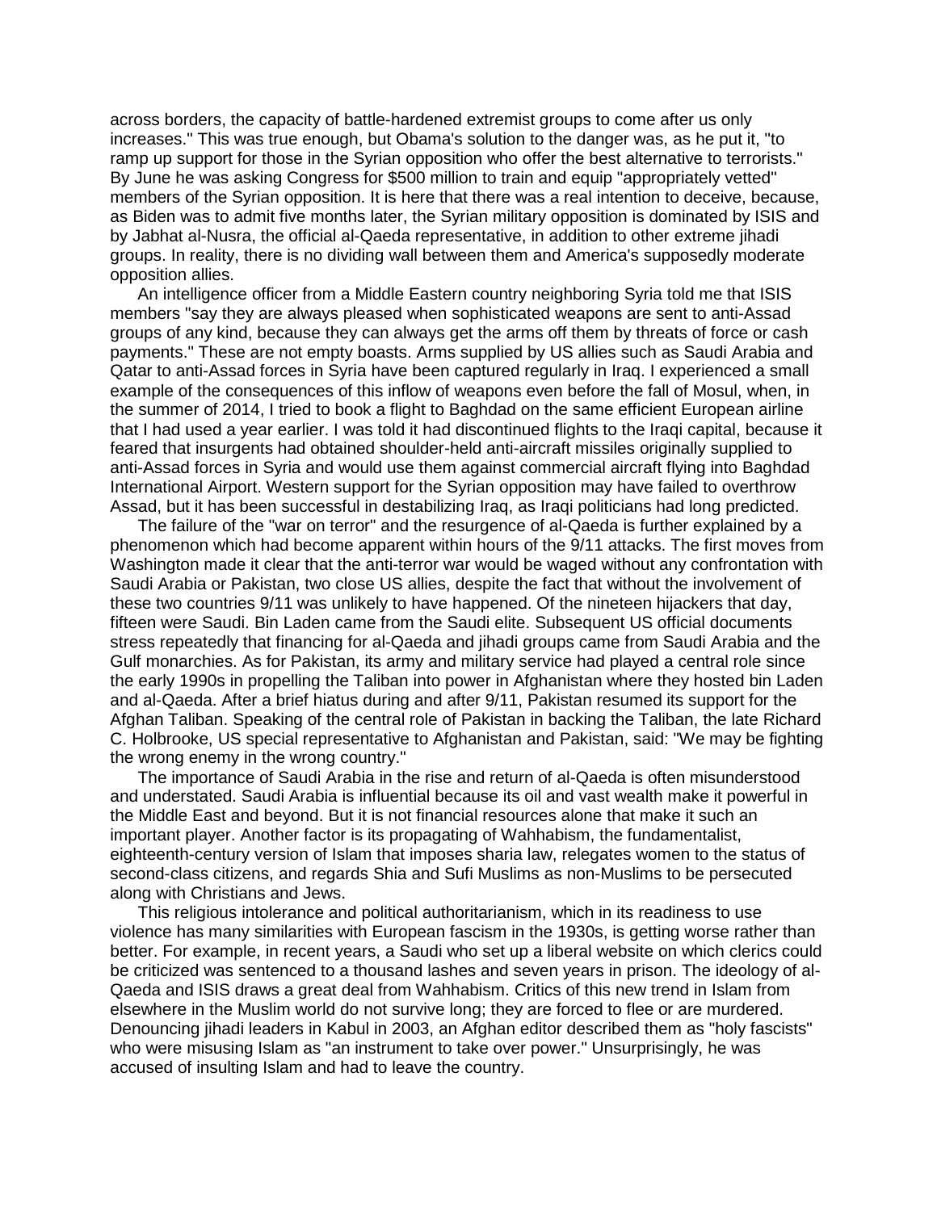across borders, the capacity of battle-hardened extremist groups to come after us only increases." This was true enough, but Obama's solution to the danger was, as he put it, "to ramp up support for those in the Syrian opposition who offer the best alternative to terrorists." By June he was asking Congress for $500 million to train and equip "appropriately vetted" members of the Syrian opposition. It is here that there was a real intention to deceive, because, as Biden was to admit five months later, the Syrian military opposition is dominated by ISIS and by Jabhat al-Nusra, the official al-Qaeda representative, in addition to other extreme jihadi groups. In reality, there is no dividing wall between them and America's supposedly moderate opposition allies.

An intelligence officer from a Middle Eastern country neighboring Syria told me that ISIS members "say they are always pleased when sophisticated weapons are sent to anti-Assad groups of any kind, because they can always get the arms off them by threats of force or cash payments." These are not empty boasts. Arms supplied by US allies such as Saudi Arabia and Qatar to anti-Assad forces in Syria have been captured regularly in Iraq. I experienced a small example of the consequences of this inflow of weapons even before the fall of Mosul, when, in the summer of 2014, I tried to book a flight to Baghdad on the same efficient European airline that I had used a year earlier. I was told it had discontinued flights to the Iraqi capital, because it feared that insurgents had obtained shoulder-held anti-aircraft missiles originally supplied to anti-Assad forces in Syria and would use them against commercial aircraft flying into Baghdad International Airport. Western support for the Syrian opposition may have failed to overthrow Assad, but it has been successful in destabilizing Iraq, as Iraqi politicians had long predicted.

The failure of the "war on terror" and the resurgence of al-Qaeda is further explained by a phenomenon which had become apparent within hours of the 9/11 attacks. The first moves from Washington made it clear that the anti-terror war would be waged without any confrontation with Saudi Arabia or Pakistan, two close US allies, despite the fact that without the involvement of these two countries 9/11 was unlikely to have happened. Of the nineteen hijackers that day, fifteen were Saudi. Bin Laden came from the Saudi elite. Subsequent US official documents stress repeatedly that financing for al-Qaeda and jihadi groups came from Saudi Arabia and the Gulf monarchies. As for Pakistan, its army and military service had played a central role since the early 1990s in propelling the Taliban into power in Afghanistan where they hosted bin Laden and al-Qaeda. After a brief hiatus during and after 9/11, Pakistan resumed its support for the Afghan Taliban. Speaking of the central role of Pakistan in backing the Taliban, the late Richard C. Holbrooke, US special representative to Afghanistan and Pakistan, said: "We may be fighting the wrong enemy in the wrong country."

The importance of Saudi Arabia in the rise and return of al-Qaeda is often misunderstood and understated. Saudi Arabia is influential because its oil and vast wealth make it powerful in the Middle East and beyond. But it is not financial resources alone that make it such an important player. Another factor is its propagating of Wahhabism, the fundamentalist, eighteenth-century version of Islam that imposes sharia law, relegates women to the status of second-class citizens, and regards Shia and Sufi Muslims as non-Muslims to be persecuted along with Christians and Jews.

This religious intolerance and political authoritarianism, which in its readiness to use violence has many similarities with European fascism in the 1930s, is getting worse rather than better. For example, in recent years, a Saudi who set up a liberal website on which clerics could be criticized was sentenced to a thousand lashes and seven years in prison. The ideology of al-Qaeda and ISIS draws a great deal from Wahhabism. Critics of this new trend in Islam from elsewhere in the Muslim world do not survive long; they are forced to flee or are murdered. Denouncing jihadi leaders in Kabul in 2003, an Afghan editor described them as "holy fascists" who were misusing Islam as "an instrument to take over power." Unsurprisingly, he was accused of insulting Islam and had to leave the country.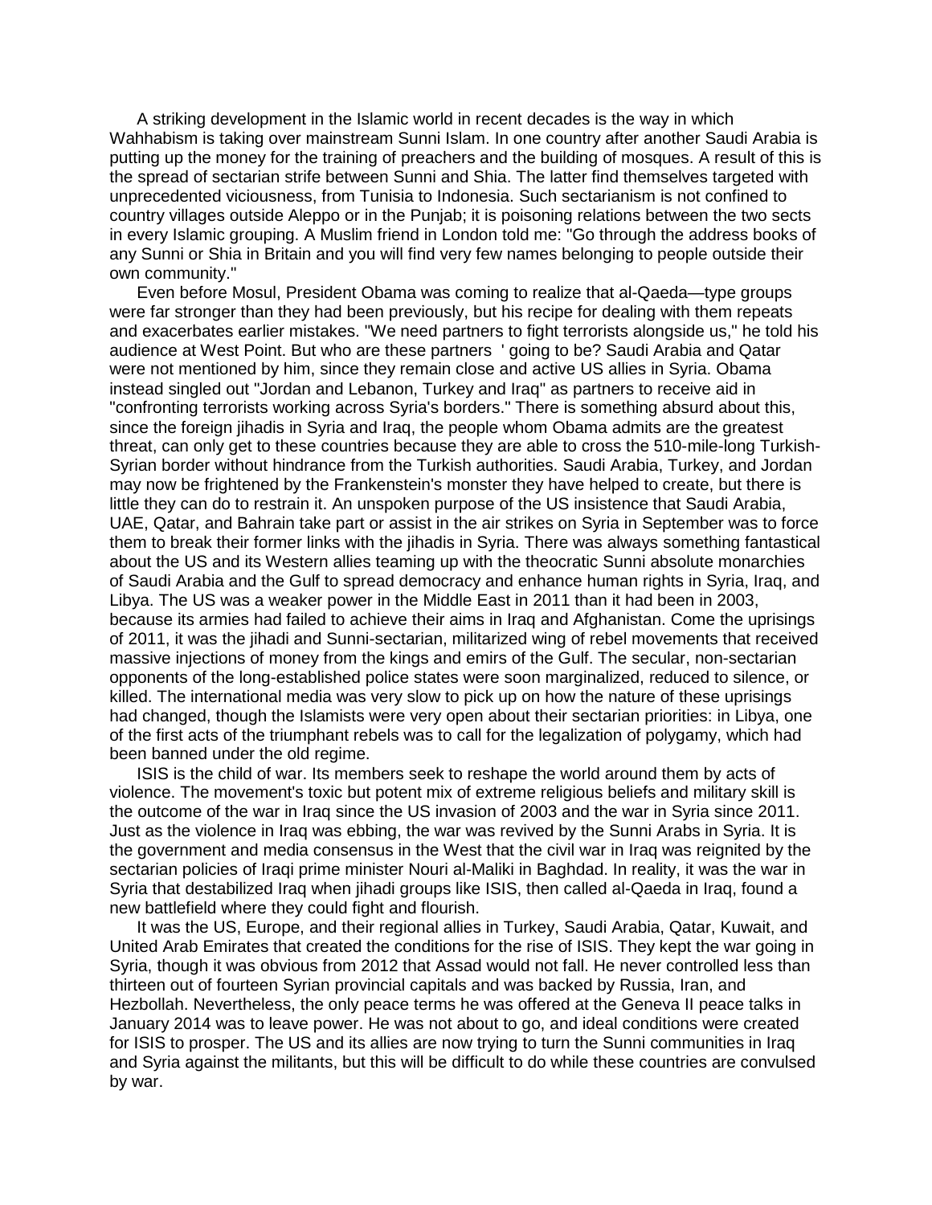A striking development in the Islamic world in recent decades is the way in which Wahhabism is taking over mainstream Sunni Islam. In one country after another Saudi Arabia is putting up the money for the training of preachers and the building of mosques. A result of this is the spread of sectarian strife between Sunni and Shia. The latter find themselves targeted with unprecedented viciousness, from Tunisia to Indonesia. Such sectarianism is not confined to country villages outside Aleppo or in the Punjab; it is poisoning relations between the two sects in every Islamic grouping. A Muslim friend in London told me: "Go through the address books of any Sunni or Shia in Britain and you will find very few names belonging to people outside their own community."

Even before Mosul, President Obama was coming to realize that al-Qaeda—type groups were far stronger than they had been previously, but his recipe for dealing with them repeats and exacerbates earlier mistakes. "We need partners to fight terrorists alongside us," he told his audience at West Point. But who are these partners ' going to be? Saudi Arabia and Qatar were not mentioned by him, since they remain close and active US allies in Syria. Obama instead singled out "Jordan and Lebanon, Turkey and Iraq" as partners to receive aid in "confronting terrorists working across Syria's borders." There is something absurd about this, since the foreign jihadis in Syria and Iraq, the people whom Obama admits are the greatest threat, can only get to these countries because they are able to cross the 510-mile-long Turkish-Syrian border without hindrance from the Turkish authorities. Saudi Arabia, Turkey, and Jordan may now be frightened by the Frankenstein's monster they have helped to create, but there is little they can do to restrain it. An unspoken purpose of the US insistence that Saudi Arabia, UAE, Qatar, and Bahrain take part or assist in the air strikes on Syria in September was to force them to break their former links with the jihadis in Syria. There was always something fantastical about the US and its Western allies teaming up with the theocratic Sunni absolute monarchies of Saudi Arabia and the Gulf to spread democracy and enhance human rights in Syria, Iraq, and Libya. The US was a weaker power in the Middle East in 2011 than it had been in 2003, because its armies had failed to achieve their aims in Iraq and Afghanistan. Come the uprisings of 2011, it was the jihadi and Sunni-sectarian, militarized wing of rebel movements that received massive injections of money from the kings and emirs of the Gulf. The secular, non-sectarian opponents of the long-established police states were soon marginalized, reduced to silence, or killed. The international media was very slow to pick up on how the nature of these uprisings had changed, though the Islamists were very open about their sectarian priorities: in Libya, one of the first acts of the triumphant rebels was to call for the legalization of polygamy, which had been banned under the old regime.

ISIS is the child of war. Its members seek to reshape the world around them by acts of violence. The movement's toxic but potent mix of extreme religious beliefs and military skill is the outcome of the war in Iraq since the US invasion of 2003 and the war in Syria since 2011. Just as the violence in Iraq was ebbing, the war was revived by the Sunni Arabs in Syria. It is the government and media consensus in the West that the civil war in Iraq was reignited by the sectarian policies of Iraqi prime minister Nouri al-Maliki in Baghdad. In reality, it was the war in Syria that destabilized Iraq when jihadi groups like ISIS, then called al-Qaeda in Iraq, found a new battlefield where they could fight and flourish.

It was the US, Europe, and their regional allies in Turkey, Saudi Arabia, Qatar, Kuwait, and United Arab Emirates that created the conditions for the rise of ISIS. They kept the war going in Syria, though it was obvious from 2012 that Assad would not fall. He never controlled less than thirteen out of fourteen Syrian provincial capitals and was backed by Russia, Iran, and Hezbollah. Nevertheless, the only peace terms he was offered at the Geneva II peace talks in January 2014 was to leave power. He was not about to go, and ideal conditions were created for ISIS to prosper. The US and its allies are now trying to turn the Sunni communities in Iraq and Syria against the militants, but this will be difficult to do while these countries are convulsed by war.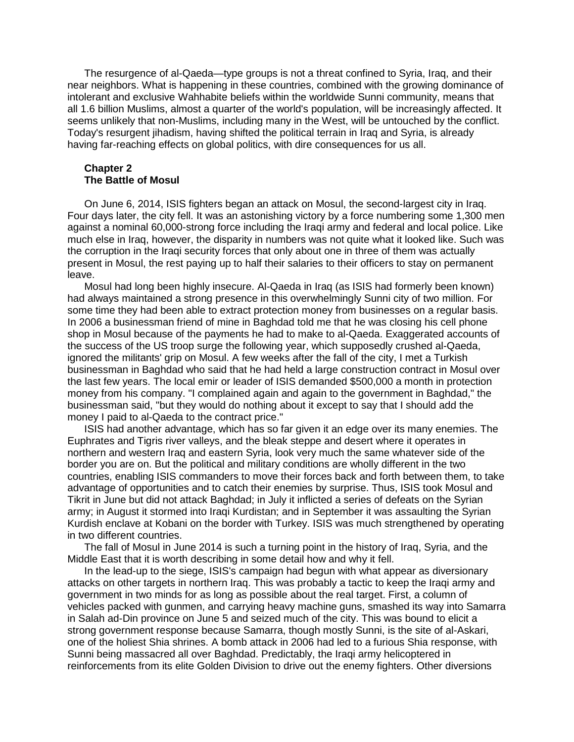The resurgence of al-Qaeda—type groups is not a threat confined to Syria, Iraq, and their near neighbors. What is happening in these countries, combined with the growing dominance of intolerant and exclusive Wahhabite beliefs within the worldwide Sunni community, means that all 1.6 billion Muslims, almost a quarter of the world's population, will be increasingly affected. It seems unlikely that non-Muslims, including many in the West, will be untouched by the conflict. Today's resurgent jihadism, having shifted the political terrain in Iraq and Syria, is already having far-reaching effects on global politics, with dire consequences for us all.

## Chapter 2
## The Battle of Mosul

On June 6, 2014, ISIS fighters began an attack on Mosul, the second-largest city in Iraq. Four days later, the city fell. It was an astonishing victory by a force numbering some 1,300 men against a nominal 60,000-strong force including the Iraqi army and federal and local police. Like much else in Iraq, however, the disparity in numbers was not quite what it looked like. Such was the corruption in the Iraqi security forces that only about one in three of them was actually present in Mosul, the rest paying up to half their salaries to their officers to stay on permanent leave.

Mosul had long been highly insecure. Al-Qaeda in Iraq (as ISIS had formerly been known) had always maintained a strong presence in this overwhelmingly Sunni city of two million. For some time they had been able to extract protection money from businesses on a regular basis. In 2006 a businessman friend of mine in Baghdad told me that he was closing his cell phone shop in Mosul because of the payments he had to make to al-Qaeda. Exaggerated accounts of the success of the US troop surge the following year, which supposedly crushed al-Qaeda, ignored the militants' grip on Mosul. A few weeks after the fall of the city, I met a Turkish businessman in Baghdad who said that he had held a large construction contract in Mosul over the last few years. The local emir or leader of ISIS demanded $500,000 a month in protection money from his company. "I complained again and again to the government in Baghdad," the businessman said, "but they would do nothing about it except to say that I should add the money I paid to al-Qaeda to the contract price."

ISIS had another advantage, which has so far given it an edge over its many enemies. The Euphrates and Tigris river valleys, and the bleak steppe and desert where it operates in northern and western Iraq and eastern Syria, look very much the same whatever side of the border you are on. But the political and military conditions are wholly different in the two countries, enabling ISIS commanders to move their forces back and forth between them, to take advantage of opportunities and to catch their enemies by surprise. Thus, ISIS took Mosul and Tikrit in June but did not attack Baghdad; in July it inflicted a series of defeats on the Syrian army; in August it stormed into Iraqi Kurdistan; and in September it was assaulting the Syrian Kurdish enclave at Kobani on the border with Turkey. ISIS was much strengthened by operating in two different countries.

The fall of Mosul in June 2014 is such a turning point in the history of Iraq, Syria, and the Middle East that it is worth describing in some detail how and why it fell.

In the lead-up to the siege, ISIS's campaign had begun with what appear as diversionary attacks on other targets in northern Iraq. This was probably a tactic to keep the Iraqi army and government in two minds for as long as possible about the real target. First, a column of vehicles packed with gunmen, and carrying heavy machine guns, smashed its way into Samarra in Salah ad-Din province on June 5 and seized much of the city. This was bound to elicit a strong government response because Samarra, though mostly Sunni, is the site of al-Askari, one of the holiest Shia shrines. A bomb attack in 2006 had led to a furious Shia response, with Sunni being massacred all over Baghdad. Predictably, the Iraqi army helicoptered in reinforcements from its elite Golden Division to drive out the enemy fighters. Other diversions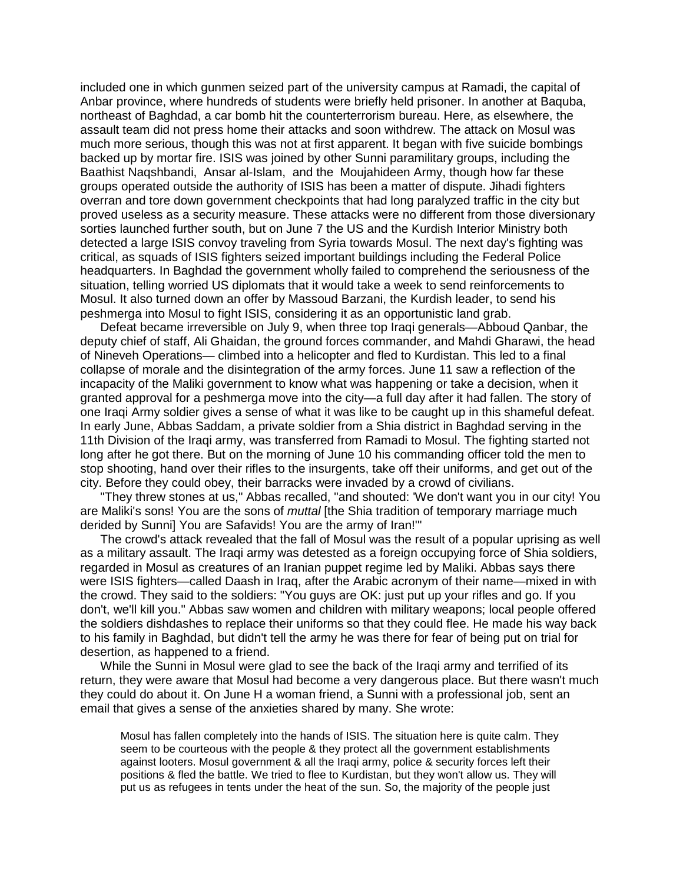included one in which gunmen seized part of the university campus at Ramadi, the capital of Anbar province, where hundreds of students were briefly held prisoner. In another at Baquba, northeast of Baghdad, a car bomb hit the counterterrorism bureau. Here, as elsewhere, the assault team did not press home their attacks and soon withdrew. The attack on Mosul was much more serious, though this was not at first apparent. It began with five suicide bombings backed up by mortar fire. ISIS was joined by other Sunni paramilitary groups, including the Baathist Naqshbandi, Ansar al-Islam, and the Moujahideen Army, though how far these groups operated outside the authority of ISIS has been a matter of dispute. Jihadi fighters overran and tore down government checkpoints that had long paralyzed traffic in the city but proved useless as a security measure. These attacks were no different from those diversionary sorties launched further south, but on June 7 the US and the Kurdish Interior Ministry both detected a large ISIS convoy traveling from Syria towards Mosul. The next day's fighting was critical, as squads of ISIS fighters seized important buildings including the Federal Police headquarters. In Baghdad the government wholly failed to comprehend the seriousness of the situation, telling worried US diplomats that it would take a week to send reinforcements to Mosul. It also turned down an offer by Massoud Barzani, the Kurdish leader, to send his peshmerga into Mosul to fight ISIS, considering it as an opportunistic land grab.

Defeat became irreversible on July 9, when three top Iraqi generals—Abboud Qanbar, the deputy chief of staff, Ali Ghaidan, the ground forces commander, and Mahdi Gharawi, the head of Nineveh Operations— climbed into a helicopter and fled to Kurdistan. This led to a final collapse of morale and the disintegration of the army forces. June 11 saw a reflection of the incapacity of the Maliki government to know what was happening or take a decision, when it granted approval for a peshmerga move into the city—a full day after it had fallen. The story of one Iraqi Army soldier gives a sense of what it was like to be caught up in this shameful defeat. In early June, Abbas Saddam, a private soldier from a Shia district in Baghdad serving in the 11th Division of the Iraqi army, was transferred from Ramadi to Mosul. The fighting started not long after he got there. But on the morning of June 10 his commanding officer told the men to stop shooting, hand over their rifles to the insurgents, take off their uniforms, and get out of the city. Before they could obey, their barracks were invaded by a crowd of civilians.

"They threw stones at us," Abbas recalled, "and shouted: 'We don't want you in our city! You are Maliki's sons! You are the sons of *muttal* [the Shia tradition of temporary marriage much derided by Sunni] You are Safavids! You are the army of Iran!'"

The crowd's attack revealed that the fall of Mosul was the result of a popular uprising as well as a military assault. The Iraqi army was detested as a foreign occupying force of Shia soldiers, regarded in Mosul as creatures of an Iranian puppet regime led by Maliki. Abbas says there were ISIS fighters—called Daash in Iraq, after the Arabic acronym of their name—mixed in with the crowd. They said to the soldiers: "You guys are OK: just put up your rifles and go. If you don't, we'll kill you." Abbas saw women and children with military weapons; local people offered the soldiers dishdashes to replace their uniforms so that they could flee. He made his way back to his family in Baghdad, but didn't tell the army he was there for fear of being put on trial for desertion, as happened to a friend.

While the Sunni in Mosul were glad to see the back of the Iraqi army and terrified of its return, they were aware that Mosul had become a very dangerous place. But there wasn't much they could do about it. On June H a woman friend, a Sunni with a professional job, sent an email that gives a sense of the anxieties shared by many. She wrote:

> Mosul has fallen completely into the hands of ISIS. The situation here is quite calm. They seem to be courteous with the people & they protect all the government establishments against looters. Mosul government & all the Iraqi army, police & security forces left their positions & fled the battle. We tried to flee to Kurdistan, but they won't allow us. They will put us as refugees in tents under the heat of the sun. So, the majority of the people just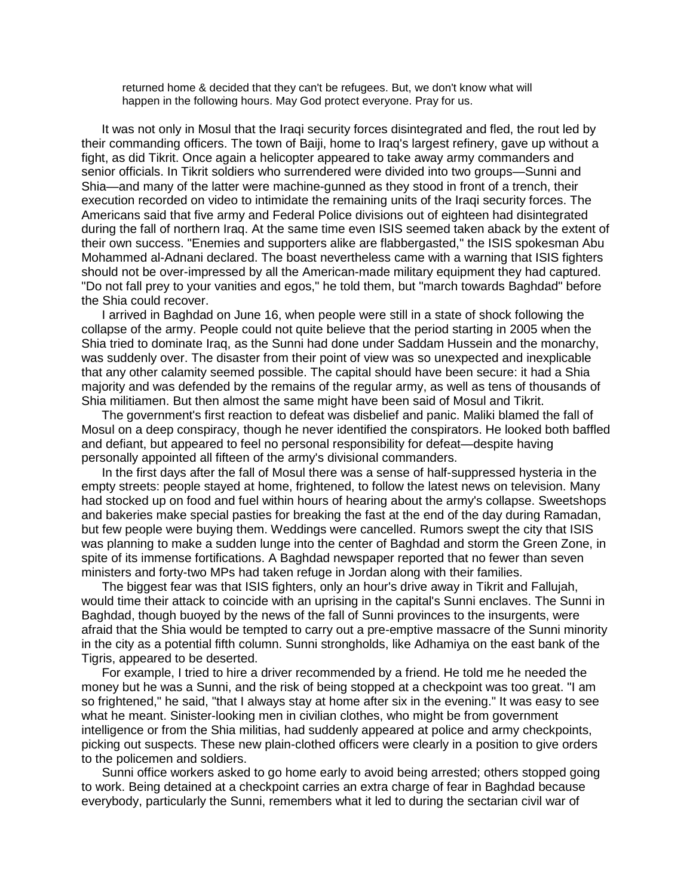> returned home & decided that they can't be refugees. But, we don't know what will happen in the following hours. May God protect everyone. Pray for us.

It was not only in Mosul that the Iraqi security forces disintegrated and fled, the rout led by their commanding officers. The town of Baiji, home to Iraq's largest refinery, gave up without a fight, as did Tikrit. Once again a helicopter appeared to take away army commanders and senior officials. In Tikrit soldiers who surrendered were divided into two groups—Sunni and Shia—and many of the latter were machine-gunned as they stood in front of a trench, their execution recorded on video to intimidate the remaining units of the Iraqi security forces. The Americans said that five army and Federal Police divisions out of eighteen had disintegrated during the fall of northern Iraq. At the same time even ISIS seemed taken aback by the extent of their own success. "Enemies and supporters alike are flabbergasted," the ISIS spokesman Abu Mohammed al-Adnani declared. The boast nevertheless came with a warning that ISIS fighters should not be over-impressed by all the American-made military equipment they had captured. "Do not fall prey to your vanities and egos," he told them, but "march towards Baghdad" before the Shia could recover.

I arrived in Baghdad on June 16, when people were still in a state of shock following the collapse of the army. People could not quite believe that the period starting in 2005 when the Shia tried to dominate Iraq, as the Sunni had done under Saddam Hussein and the monarchy, was suddenly over. The disaster from their point of view was so unexpected and inexplicable that any other calamity seemed possible. The capital should have been secure: it had a Shia majority and was defended by the remains of the regular army, as well as tens of thousands of Shia militiamen. But then almost the same might have been said of Mosul and Tikrit.

The government's first reaction to defeat was disbelief and panic. Maliki blamed the fall of Mosul on a deep conspiracy, though he never identified the conspirators. He looked both baffled and defiant, but appeared to feel no personal responsibility for defeat—despite having personally appointed all fifteen of the army's divisional commanders.

In the first days after the fall of Mosul there was a sense of half-suppressed hysteria in the empty streets: people stayed at home, frightened, to follow the latest news on television. Many had stocked up on food and fuel within hours of hearing about the army's collapse. Sweetshops and bakeries make special pasties for breaking the fast at the end of the day during Ramadan, but few people were buying them. Weddings were cancelled. Rumors swept the city that ISIS was planning to make a sudden lunge into the center of Baghdad and storm the Green Zone, in spite of its immense fortifications. A Baghdad newspaper reported that no fewer than seven ministers and forty-two MPs had taken refuge in Jordan along with their families.

The biggest fear was that ISIS fighters, only an hour's drive away in Tikrit and Fallujah, would time their attack to coincide with an uprising in the capital's Sunni enclaves. The Sunni in Baghdad, though buoyed by the news of the fall of Sunni provinces to the insurgents, were afraid that the Shia would be tempted to carry out a pre-emptive massacre of the Sunni minority in the city as a potential fifth column. Sunni strongholds, like Adhamiya on the east bank of the Tigris, appeared to be deserted.

For example, I tried to hire a driver recommended by a friend. He told me he needed the money but he was a Sunni, and the risk of being stopped at a checkpoint was too great. "I am so frightened," he said, "that I always stay at home after six in the evening." It was easy to see what he meant. Sinister-looking men in civilian clothes, who might be from government intelligence or from the Shia militias, had suddenly appeared at police and army checkpoints, picking out suspects. These new plain-clothed officers were clearly in a position to give orders to the policemen and soldiers.

Sunni office workers asked to go home early to avoid being arrested; others stopped going to work. Being detained at a checkpoint carries an extra charge of fear in Baghdad because everybody, particularly the Sunni, remembers what it led to during the sectarian civil war of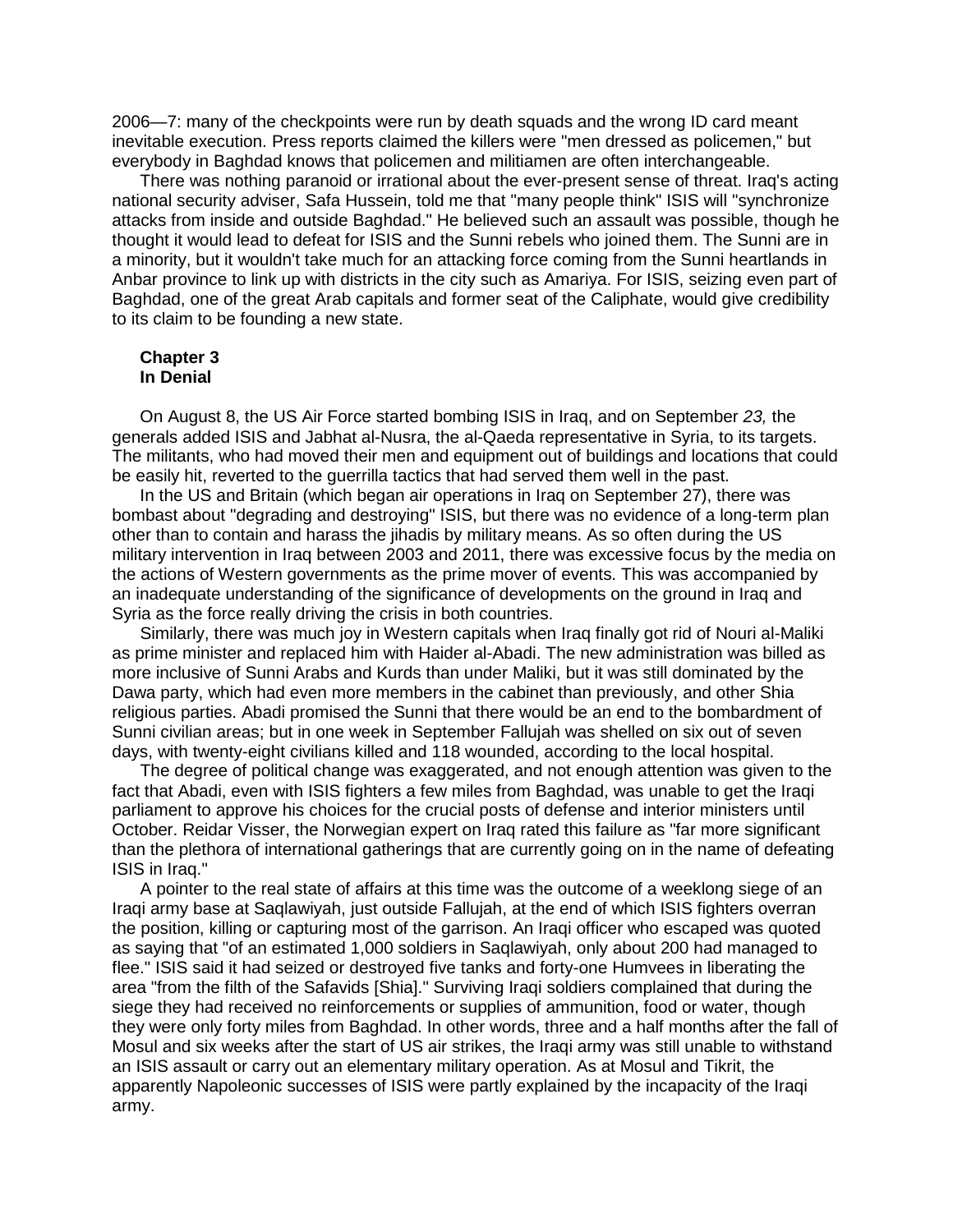2006—7: many of the checkpoints were run by death squads and the wrong ID card meant inevitable execution. Press reports claimed the killers were "men dressed as policemen," but everybody in Baghdad knows that policemen and militiamen are often interchangeable.

There was nothing paranoid or irrational about the ever-present sense of threat. Iraq's acting national security adviser, Safa Hussein, told me that "many people think" ISIS will "synchronize attacks from inside and outside Baghdad." He believed such an assault was possible, though he thought it would lead to defeat for ISIS and the Sunni rebels who joined them. The Sunni are in a minority, but it wouldn't take much for an attacking force coming from the Sunni heartlands in Anbar province to link up with districts in the city such as Amariya. For ISIS, seizing even part of Baghdad, one of the great Arab capitals and former seat of the Caliphate, would give credibility to its claim to be founding a new state.

## Chapter 3
## In Denial

On August 8, the US Air Force started bombing ISIS in Iraq, and on September *23,* the generals added ISIS and Jabhat al-Nusra, the al-Qaeda representative in Syria, to its targets. The militants, who had moved their men and equipment out of buildings and locations that could be easily hit, reverted to the guerrilla tactics that had served them well in the past.

In the US and Britain (which began air operations in Iraq on September 27), there was bombast about "degrading and destroying" ISIS, but there was no evidence of a long-term plan other than to contain and harass the jihadis by military means. As so often during the US military intervention in Iraq between 2003 and 2011, there was excessive focus by the media on the actions of Western governments as the prime mover of events. This was accompanied by an inadequate understanding of the significance of developments on the ground in Iraq and Syria as the force really driving the crisis in both countries.

Similarly, there was much joy in Western capitals when Iraq finally got rid of Nouri al-Maliki as prime minister and replaced him with Haider al-Abadi. The new administration was billed as more inclusive of Sunni Arabs and Kurds than under Maliki, but it was still dominated by the Dawa party, which had even more members in the cabinet than previously, and other Shia religious parties. Abadi promised the Sunni that there would be an end to the bombardment of Sunni civilian areas; but in one week in September Fallujah was shelled on six out of seven days, with twenty-eight civilians killed and 118 wounded, according to the local hospital.

The degree of political change was exaggerated, and not enough attention was given to the fact that Abadi, even with ISIS fighters a few miles from Baghdad, was unable to get the Iraqi parliament to approve his choices for the crucial posts of defense and interior ministers until October. Reidar Visser, the Norwegian expert on Iraq rated this failure as "far more significant than the plethora of international gatherings that are currently going on in the name of defeating ISIS in Iraq."

A pointer to the real state of affairs at this time was the outcome of a weeklong siege of an Iraqi army base at Saqlawiyah, just outside Fallujah, at the end of which ISIS fighters overran the position, killing or capturing most of the garrison. An Iraqi officer who escaped was quoted as saying that "of an estimated 1,000 soldiers in Saqlawiyah, only about 200 had managed to flee." ISIS said it had seized or destroyed five tanks and forty-one Humvees in liberating the area "from the filth of the Safavids [Shia]." Surviving Iraqi soldiers complained that during the siege they had received no reinforcements or supplies of ammunition, food or water, though they were only forty miles from Baghdad. In other words, three and a half months after the fall of Mosul and six weeks after the start of US air strikes, the Iraqi army was still unable to withstand an ISIS assault or carry out an elementary military operation. As at Mosul and Tikrit, the apparently Napoleonic successes of ISIS were partly explained by the incapacity of the Iraqi army.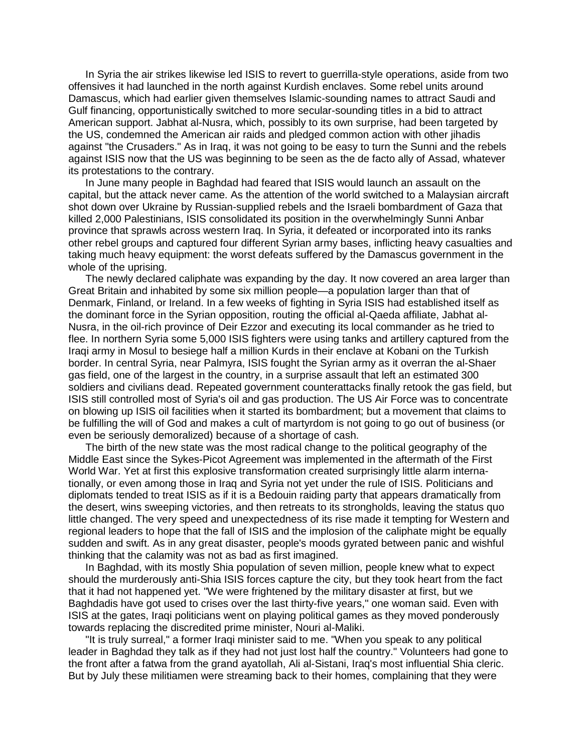In Syria the air strikes likewise led ISIS to revert to guerrilla-style operations, aside from two offensives it had launched in the north against Kurdish enclaves. Some rebel units around Damascus, which had earlier given themselves Islamic-sounding names to attract Saudi and Gulf financing, opportunistically switched to more secular-sounding titles in a bid to attract American support. Jabhat al-Nusra, which, possibly to its own surprise, had been targeted by the US, condemned the American air raids and pledged common action with other jihadis against "the Crusaders." As in Iraq, it was not going to be easy to turn the Sunni and the rebels against ISIS now that the US was beginning to be seen as the de facto ally of Assad, whatever its protestations to the contrary.

In June many people in Baghdad had feared that ISIS would launch an assault on the capital, but the attack never came. As the attention of the world switched to a Malaysian aircraft shot down over Ukraine by Russian-supplied rebels and the Israeli bombardment of Gaza that killed 2,000 Palestinians, ISIS consolidated its position in the overwhelmingly Sunni Anbar province that sprawls across western Iraq. In Syria, it defeated or incorporated into its ranks other rebel groups and captured four different Syrian army bases, inflicting heavy casualties and taking much heavy equipment: the worst defeats suffered by the Damascus government in the whole of the uprising.

The newly declared caliphate was expanding by the day. It now covered an area larger than Great Britain and inhabited by some six million people—a population larger than that of Denmark, Finland, or Ireland. In a few weeks of fighting in Syria ISIS had established itself as the dominant force in the Syrian opposition, routing the official al-Qaeda affiliate, Jabhat al-Nusra, in the oil-rich province of Deir Ezzor and executing its local commander as he tried to flee. In northern Syria some 5,000 ISIS fighters were using tanks and artillery captured from the Iraqi army in Mosul to besiege half a million Kurds in their enclave at Kobani on the Turkish border. In central Syria, near Palmyra, ISIS fought the Syrian army as it overran the al-Shaer gas field, one of the largest in the country, in a surprise assault that left an estimated 300 soldiers and civilians dead. Repeated government counterattacks finally retook the gas field, but ISIS still controlled most of Syria's oil and gas production. The US Air Force was to concentrate on blowing up ISIS oil facilities when it started its bombardment; but a movement that claims to be fulfilling the will of God and makes a cult of martyrdom is not going to go out of business (or even be seriously demoralized) because of a shortage of cash.

The birth of the new state was the most radical change to the political geography of the Middle East since the Sykes-Picot Agreement was implemented in the aftermath of the First World War. Yet at first this explosive transformation created surprisingly little alarm internationally, or even among those in Iraq and Syria not yet under the rule of ISIS. Politicians and diplomats tended to treat ISIS as if it is a Bedouin raiding party that appears dramatically from the desert, wins sweeping victories, and then retreats to its strongholds, leaving the status quo little changed. The very speed and unexpectedness of its rise made it tempting for Western and regional leaders to hope that the fall of ISIS and the implosion of the caliphate might be equally sudden and swift. As in any great disaster, people's moods gyrated between panic and wishful thinking that the calamity was not as bad as first imagined.

In Baghdad, with its mostly Shia population of seven million, people knew what to expect should the murderously anti-Shia ISIS forces capture the city, but they took heart from the fact that it had not happened yet. "We were frightened by the military disaster at first, but we Baghdadis have got used to crises over the last thirty-five years," one woman said. Even with ISIS at the gates, Iraqi politicians went on playing political games as they moved ponderously towards replacing the discredited prime minister, Nouri al-Maliki.

"It is truly surreal," a former Iraqi minister said to me. "When you speak to any political leader in Baghdad they talk as if they had not just lost half the country." Volunteers had gone to the front after a fatwa from the grand ayatollah, Ali al-Sistani, Iraq's most influential Shia cleric. But by July these militiamen were streaming back to their homes, complaining that they were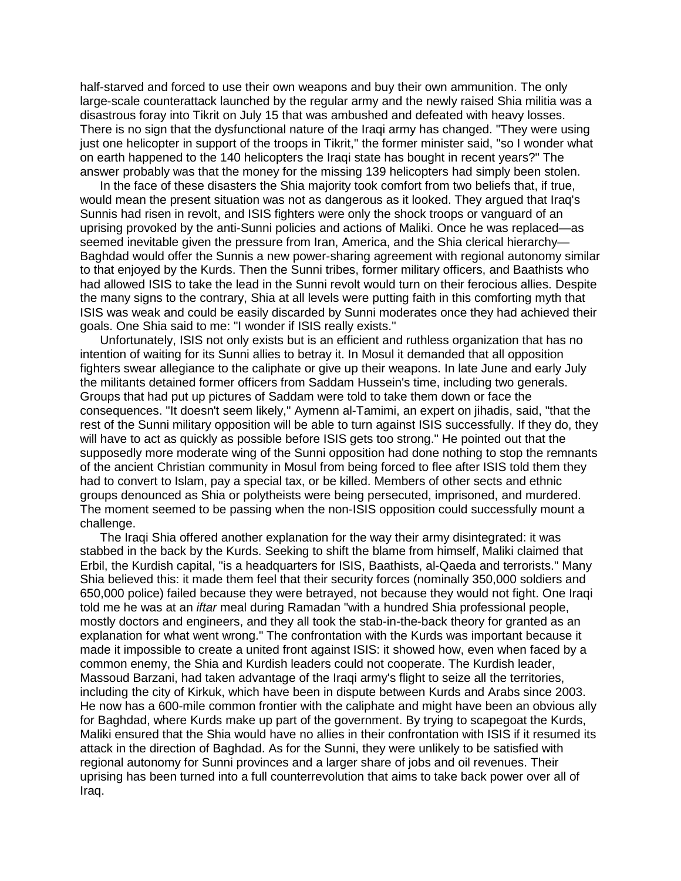half-starved and forced to use their own weapons and buy their own ammunition. The only large-scale counterattack launched by the regular army and the newly raised Shia militia was a disastrous foray into Tikrit on July 15 that was ambushed and defeated with heavy losses. There is no sign that the dysfunctional nature of the Iraqi army has changed. "They were using just one helicopter in support of the troops in Tikrit," the former minister said, "so I wonder what on earth happened to the 140 helicopters the Iraqi state has bought in recent years?" The answer probably was that the money for the missing 139 helicopters had simply been stolen.

In the face of these disasters the Shia majority took comfort from two beliefs that, if true, would mean the present situation was not as dangerous as it looked. They argued that Iraq's Sunnis had risen in revolt, and ISIS fighters were only the shock troops or vanguard of an uprising provoked by the anti-Sunni policies and actions of Maliki. Once he was replaced—as seemed inevitable given the pressure from Iran, America, and the Shia clerical hierarchy—Baghdad would offer the Sunnis a new power-sharing agreement with regional autonomy similar to that enjoyed by the Kurds. Then the Sunni tribes, former military officers, and Baathists who had allowed ISIS to take the lead in the Sunni revolt would turn on their ferocious allies. Despite the many signs to the contrary, Shia at all levels were putting faith in this comforting myth that ISIS was weak and could be easily discarded by Sunni moderates once they had achieved their goals. One Shia said to me: "I wonder if ISIS really exists."

Unfortunately, ISIS not only exists but is an efficient and ruthless organization that has no intention of waiting for its Sunni allies to betray it. In Mosul it demanded that all opposition fighters swear allegiance to the caliphate or give up their weapons. In late June and early July the militants detained former officers from Saddam Hussein's time, including two generals. Groups that had put up pictures of Saddam were told to take them down or face the consequences. "It doesn't seem likely," Aymenn al-Tamimi, an expert on jihadis, said, "that the rest of the Sunni military opposition will be able to turn against ISIS successfully. If they do, they will have to act as quickly as possible before ISIS gets too strong." He pointed out that the supposedly more moderate wing of the Sunni opposition had done nothing to stop the remnants of the ancient Christian community in Mosul from being forced to flee after ISIS told them they had to convert to Islam, pay a special tax, or be killed. Members of other sects and ethnic groups denounced as Shia or polytheists were being persecuted, imprisoned, and murdered. The moment seemed to be passing when the non-ISIS opposition could successfully mount a challenge.

The Iraqi Shia offered another explanation for the way their army disintegrated: it was stabbed in the back by the Kurds. Seeking to shift the blame from himself, Maliki claimed that Erbil, the Kurdish capital, "is a headquarters for ISIS, Baathists, al-Qaeda and terrorists." Many Shia believed this: it made them feel that their security forces (nominally 350,000 soldiers and 650,000 police) failed because they were betrayed, not because they would not fight. One Iraqi told me he was at an *iftar* meal during Ramadan "with a hundred Shia professional people, mostly doctors and engineers, and they all took the stab-in-the-back theory for granted as an explanation for what went wrong." The confrontation with the Kurds was important because it made it impossible to create a united front against ISIS: it showed how, even when faced by a common enemy, the Shia and Kurdish leaders could not cooperate. The Kurdish leader, Massoud Barzani, had taken advantage of the Iraqi army's flight to seize all the territories, including the city of Kirkuk, which have been in dispute between Kurds and Arabs since 2003. He now has a 600-mile common frontier with the caliphate and might have been an obvious ally for Baghdad, where Kurds make up part of the government. By trying to scapegoat the Kurds, Maliki ensured that the Shia would have no allies in their confrontation with ISIS if it resumed its attack in the direction of Baghdad. As for the Sunni, they were unlikely to be satisfied with regional autonomy for Sunni provinces and a larger share of jobs and oil revenues. Their uprising has been turned into a full counterrevolution that aims to take back power over all of Iraq.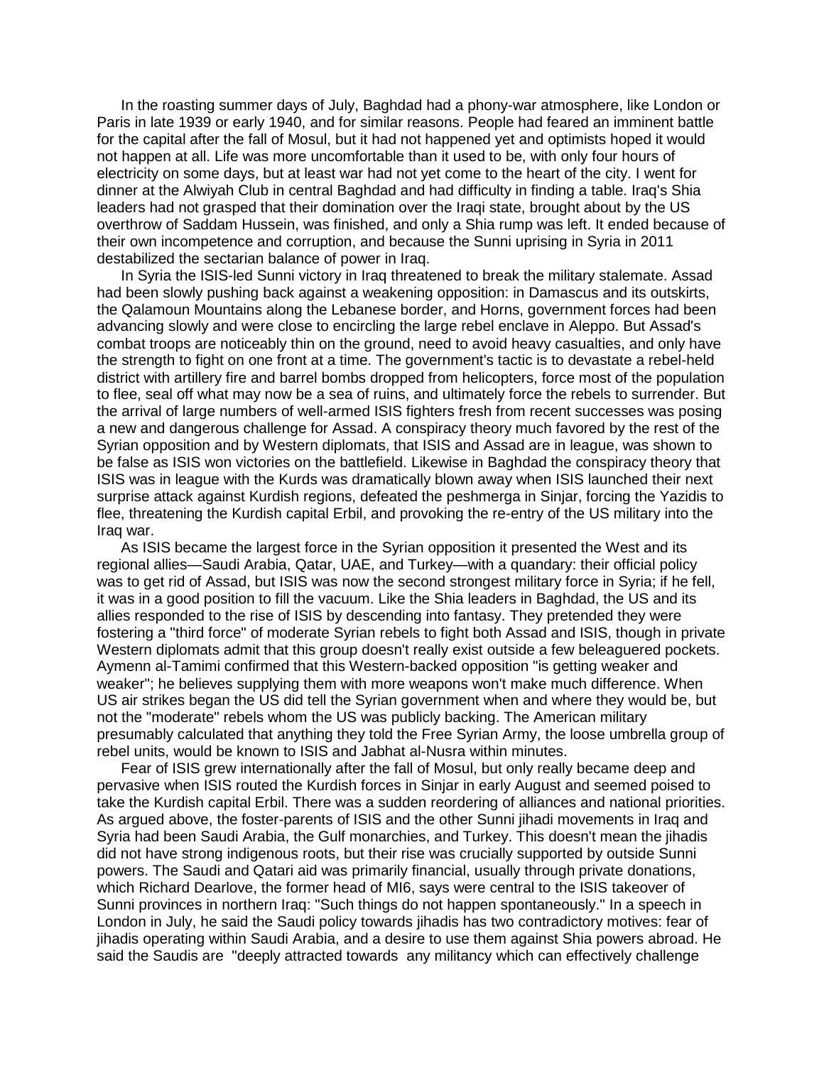In the roasting summer days of July, Baghdad had a phony-war atmosphere, like London or Paris in late 1939 or early 1940, and for similar reasons. People had feared an imminent battle for the capital after the fall of Mosul, but it had not happened yet and optimists hoped it would not happen at all. Life was more uncomfortable than it used to be, with only four hours of electricity on some days, but at least war had not yet come to the heart of the city. I went for dinner at the Alwiyah Club in central Baghdad and had difficulty in finding a table. Iraq's Shia leaders had not grasped that their domination over the Iraqi state, brought about by the US overthrow of Saddam Hussein, was finished, and only a Shia rump was left. It ended because of their own incompetence and corruption, and because the Sunni uprising in Syria in 2011 destabilized the sectarian balance of power in Iraq.

In Syria the ISIS-led Sunni victory in Iraq threatened to break the military stalemate. Assad had been slowly pushing back against a weakening opposition: in Damascus and its outskirts, the Qalamoun Mountains along the Lebanese border, and Horns, government forces had been advancing slowly and were close to encircling the large rebel enclave in Aleppo. But Assad's combat troops are noticeably thin on the ground, need to avoid heavy casualties, and only have the strength to fight on one front at a time. The government's tactic is to devastate a rebel-held district with artillery fire and barrel bombs dropped from helicopters, force most of the population to flee, seal off what may now be a sea of ruins, and ultimately force the rebels to surrender. But the arrival of large numbers of well-armed ISIS fighters fresh from recent successes was posing a new and dangerous challenge for Assad. A conspiracy theory much favored by the rest of the Syrian opposition and by Western diplomats, that ISIS and Assad are in league, was shown to be false as ISIS won victories on the battlefield. Likewise in Baghdad the conspiracy theory that ISIS was in league with the Kurds was dramatically blown away when ISIS launched their next surprise attack against Kurdish regions, defeated the peshmerga in Sinjar, forcing the Yazidis to flee, threatening the Kurdish capital Erbil, and provoking the re-entry of the US military into the Iraq war.

As ISIS became the largest force in the Syrian opposition it presented the West and its regional allies—Saudi Arabia, Qatar, UAE, and Turkey—with a quandary: their official policy was to get rid of Assad, but ISIS was now the second strongest military force in Syria; if he fell, it was in a good position to fill the vacuum. Like the Shia leaders in Baghdad, the US and its allies responded to the rise of ISIS by descending into fantasy. They pretended they were fostering a "third force" of moderate Syrian rebels to fight both Assad and ISIS, though in private Western diplomats admit that this group doesn't really exist outside a few beleaguered pockets. Aymenn al-Tamimi confirmed that this Western-backed opposition "is getting weaker and weaker"; he believes supplying them with more weapons won't make much difference. When US air strikes began the US did tell the Syrian government when and where they would be, but not the "moderate" rebels whom the US was publicly backing. The American military presumably calculated that anything they told the Free Syrian Army, the loose umbrella group of rebel units, would be known to ISIS and Jabhat al-Nusra within minutes.

Fear of ISIS grew internationally after the fall of Mosul, but only really became deep and pervasive when ISIS routed the Kurdish forces in Sinjar in early August and seemed poised to take the Kurdish capital Erbil. There was a sudden reordering of alliances and national priorities. As argued above, the foster-parents of ISIS and the other Sunni jihadi movements in Iraq and Syria had been Saudi Arabia, the Gulf monarchies, and Turkey. This doesn't mean the jihadis did not have strong indigenous roots, but their rise was crucially supported by outside Sunni powers. The Saudi and Qatari aid was primarily financial, usually through private donations, which Richard Dearlove, the former head of MI6, says were central to the ISIS takeover of Sunni provinces in northern Iraq: "Such things do not happen spontaneously." In a speech in London in July, he said the Saudi policy towards jihadis has two contradictory motives: fear of jihadis operating within Saudi Arabia, and a desire to use them against Shia powers abroad. He said the Saudis are "deeply attracted towards any militancy which can effectively challenge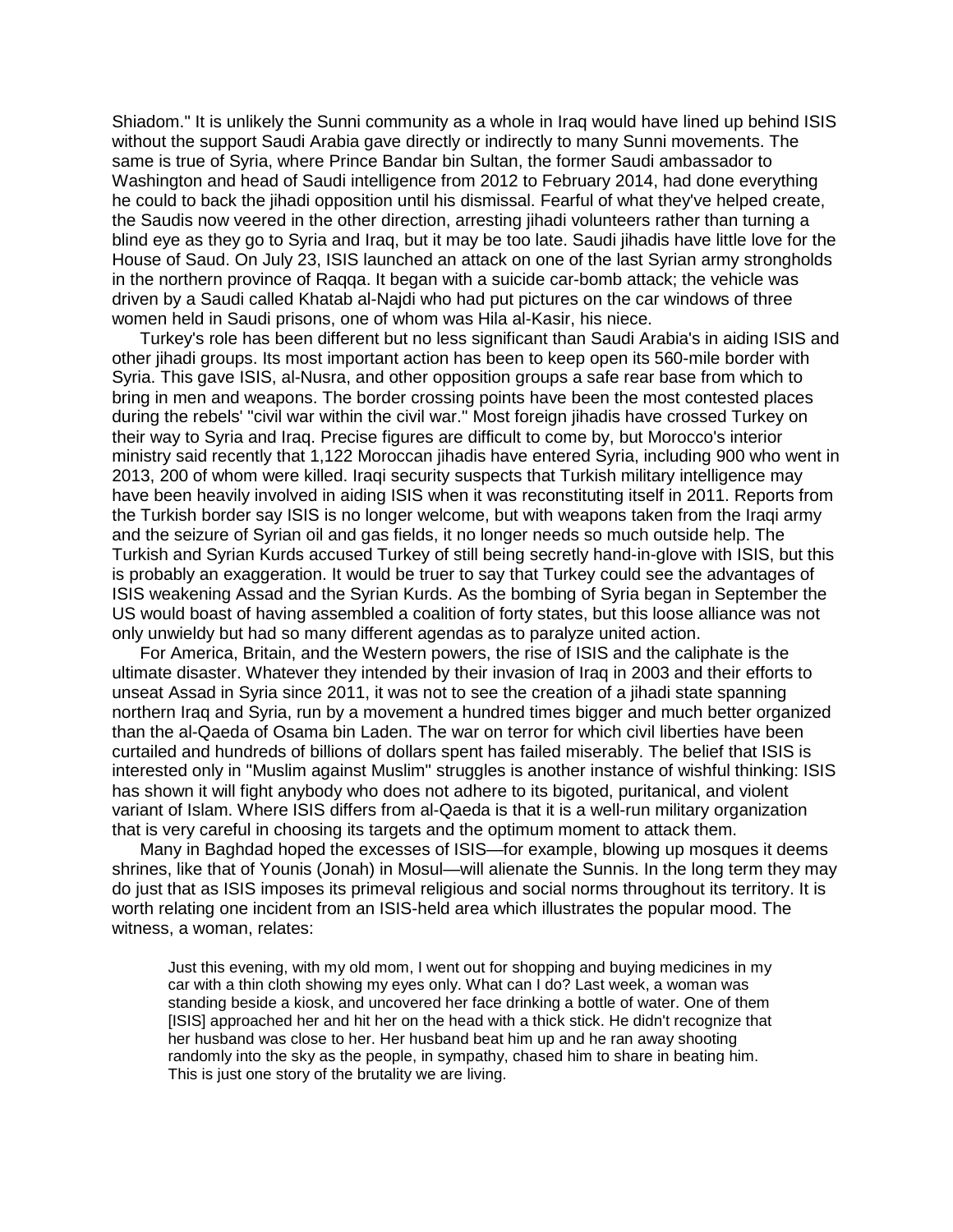Shiadom." It is unlikely the Sunni community as a whole in Iraq would have lined up behind ISIS without the support Saudi Arabia gave directly or indirectly to many Sunni movements. The same is true of Syria, where Prince Bandar bin Sultan, the former Saudi ambassador to Washington and head of Saudi intelligence from 2012 to February 2014, had done everything he could to back the jihadi opposition until his dismissal. Fearful of what they've helped create, the Saudis now veered in the other direction, arresting jihadi volunteers rather than turning a blind eye as they go to Syria and Iraq, but it may be too late. Saudi jihadis have little love for the House of Saud. On July 23, ISIS launched an attack on one of the last Syrian army strongholds in the northern province of Raqqa. It began with a suicide car-bomb attack; the vehicle was driven by a Saudi called Khatab al-Najdi who had put pictures on the car windows of three women held in Saudi prisons, one of whom was Hila al-Kasir, his niece.

Turkey's role has been different but no less significant than Saudi Arabia's in aiding ISIS and other jihadi groups. Its most important action has been to keep open its 560-mile border with Syria. This gave ISIS, al-Nusra, and other opposition groups a safe rear base from which to bring in men and weapons. The border crossing points have been the most contested places during the rebels' "civil war within the civil war." Most foreign jihadis have crossed Turkey on their way to Syria and Iraq. Precise figures are difficult to come by, but Morocco's interior ministry said recently that 1,122 Moroccan jihadis have entered Syria, including 900 who went in 2013, 200 of whom were killed. Iraqi security suspects that Turkish military intelligence may have been heavily involved in aiding ISIS when it was reconstituting itself in 2011. Reports from the Turkish border say ISIS is no longer welcome, but with weapons taken from the Iraqi army and the seizure of Syrian oil and gas fields, it no longer needs so much outside help. The Turkish and Syrian Kurds accused Turkey of still being secretly hand-in-glove with ISIS, but this is probably an exaggeration. It would be truer to say that Turkey could see the advantages of ISIS weakening Assad and the Syrian Kurds. As the bombing of Syria began in September the US would boast of having assembled a coalition of forty states, but this loose alliance was not only unwieldy but had so many different agendas as to paralyze united action.

For America, Britain, and the Western powers, the rise of ISIS and the caliphate is the ultimate disaster. Whatever they intended by their invasion of Iraq in 2003 and their efforts to unseat Assad in Syria since 2011, it was not to see the creation of a jihadi state spanning northern Iraq and Syria, run by a movement a hundred times bigger and much better organized than the al-Qaeda of Osama bin Laden. The war on terror for which civil liberties have been curtailed and hundreds of billions of dollars spent has failed miserably. The belief that ISIS is interested only in "Muslim against Muslim" struggles is another instance of wishful thinking: ISIS has shown it will fight anybody who does not adhere to its bigoted, puritanical, and violent variant of Islam. Where ISIS differs from al-Qaeda is that it is a well-run military organization that is very careful in choosing its targets and the optimum moment to attack them.

Many in Baghdad hoped the excesses of ISIS—for example, blowing up mosques it deems shrines, like that of Younis (Jonah) in Mosul—will alienate the Sunnis. In the long term they may do just that as ISIS imposes its primeval religious and social norms throughout its territory. It is worth relating one incident from an ISIS-held area which illustrates the popular mood. The witness, a woman, relates:

> Just this evening, with my old mom, I went out for shopping and buying medicines in my car with a thin cloth showing my eyes only. What can I do? Last week, a woman was standing beside a kiosk, and uncovered her face drinking a bottle of water. One of them [ISIS] approached her and hit her on the head with a thick stick. He didn't recognize that her husband was close to her. Her husband beat him up and he ran away shooting randomly into the sky as the people, in sympathy, chased him to share in beating him. This is just one story of the brutality we are living.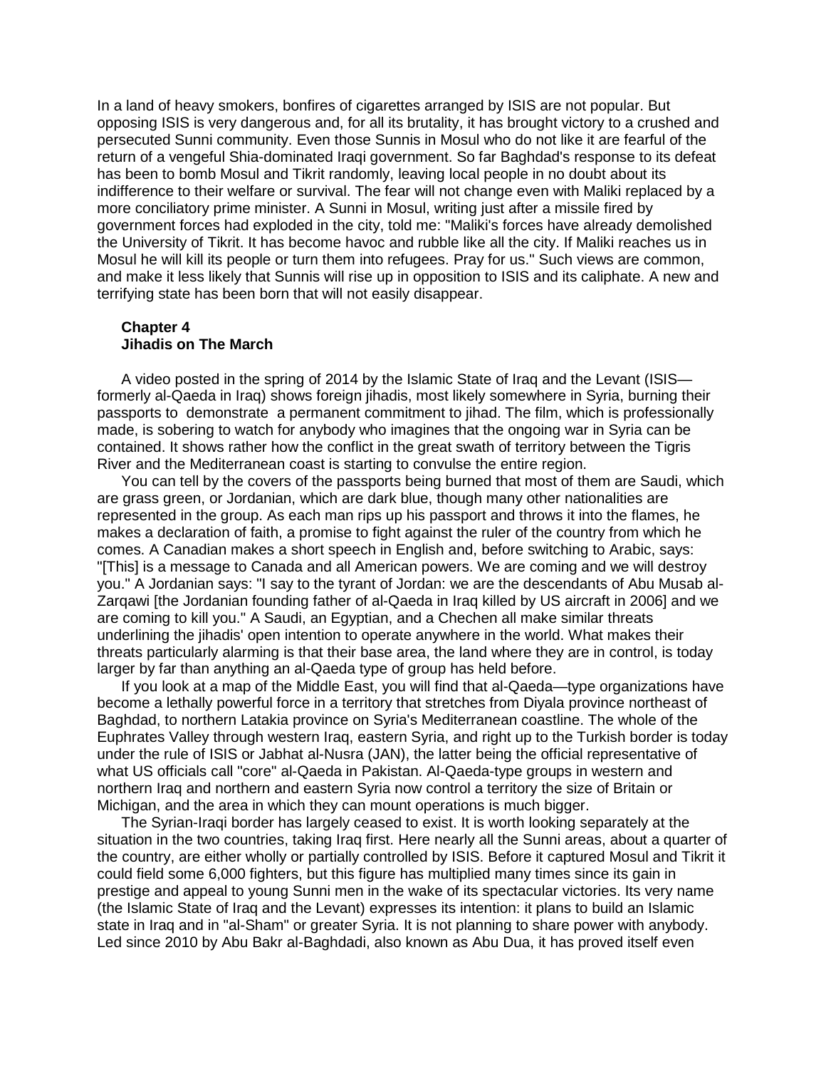In a land of heavy smokers, bonfires of cigarettes arranged by ISIS are not popular. But opposing ISIS is very dangerous and, for all its brutality, it has brought victory to a crushed and persecuted Sunni community. Even those Sunnis in Mosul who do not like it are fearful of the return of a vengeful Shia-dominated Iraqi government. So far Baghdad's response to its defeat has been to bomb Mosul and Tikrit randomly, leaving local people in no doubt about its indifference to their welfare or survival. The fear will not change even with Maliki replaced by a more conciliatory prime minister. A Sunni in Mosul, writing just after a missile fired by government forces had exploded in the city, told me: "Maliki's forces have already demolished the University of Tikrit. It has become havoc and rubble like all the city. If Maliki reaches us in Mosul he will kill its people or turn them into refugees. Pray for us." Such views are common, and make it less likely that Sunnis will rise up in opposition to ISIS and its caliphate. A new and terrifying state has been born that will not easily disappear.

## Chapter 4
## Jihadis on The March

A video posted in the spring of 2014 by the Islamic State of Iraq and the Levant (ISIS—formerly al-Qaeda in Iraq) shows foreign jihadis, most likely somewhere in Syria, burning their passports to demonstrate a permanent commitment to jihad. The film, which is professionally made, is sobering to watch for anybody who imagines that the ongoing war in Syria can be contained. It shows rather how the conflict in the great swath of territory between the Tigris River and the Mediterranean coast is starting to convulse the entire region.

You can tell by the covers of the passports being burned that most of them are Saudi, which are grass green, or Jordanian, which are dark blue, though many other nationalities are represented in the group. As each man rips up his passport and throws it into the flames, he makes a declaration of faith, a promise to fight against the ruler of the country from which he comes. A Canadian makes a short speech in English and, before switching to Arabic, says: "[This] is a message to Canada and all American powers. We are coming and we will destroy you." A Jordanian says: "I say to the tyrant of Jordan: we are the descendants of Abu Musab al-Zarqawi [the Jordanian founding father of al-Qaeda in Iraq killed by US aircraft in 2006] and we are coming to kill you." A Saudi, an Egyptian, and a Chechen all make similar threats underlining the jihadis' open intention to operate anywhere in the world. What makes their threats particularly alarming is that their base area, the land where they are in control, is today larger by far than anything an al-Qaeda type of group has held before.

If you look at a map of the Middle East, you will find that al-Qaeda—type organizations have become a lethally powerful force in a territory that stretches from Diyala province northeast of Baghdad, to northern Latakia province on Syria's Mediterranean coastline. The whole of the Euphrates Valley through western Iraq, eastern Syria, and right up to the Turkish border is today under the rule of ISIS or Jabhat al-Nusra (JAN), the latter being the official representative of what US officials call "core" al-Qaeda in Pakistan. Al-Qaeda-type groups in western and northern Iraq and northern and eastern Syria now control a territory the size of Britain or Michigan, and the area in which they can mount operations is much bigger.

The Syrian-Iraqi border has largely ceased to exist. It is worth looking separately at the situation in the two countries, taking Iraq first. Here nearly all the Sunni areas, about a quarter of the country, are either wholly or partially controlled by ISIS. Before it captured Mosul and Tikrit it could field some 6,000 fighters, but this figure has multiplied many times since its gain in prestige and appeal to young Sunni men in the wake of its spectacular victories. Its very name (the Islamic State of Iraq and the Levant) expresses its intention: it plans to build an Islamic state in Iraq and in "al-Sham" or greater Syria. It is not planning to share power with anybody. Led since 2010 by Abu Bakr al-Baghdadi, also known as Abu Dua, it has proved itself even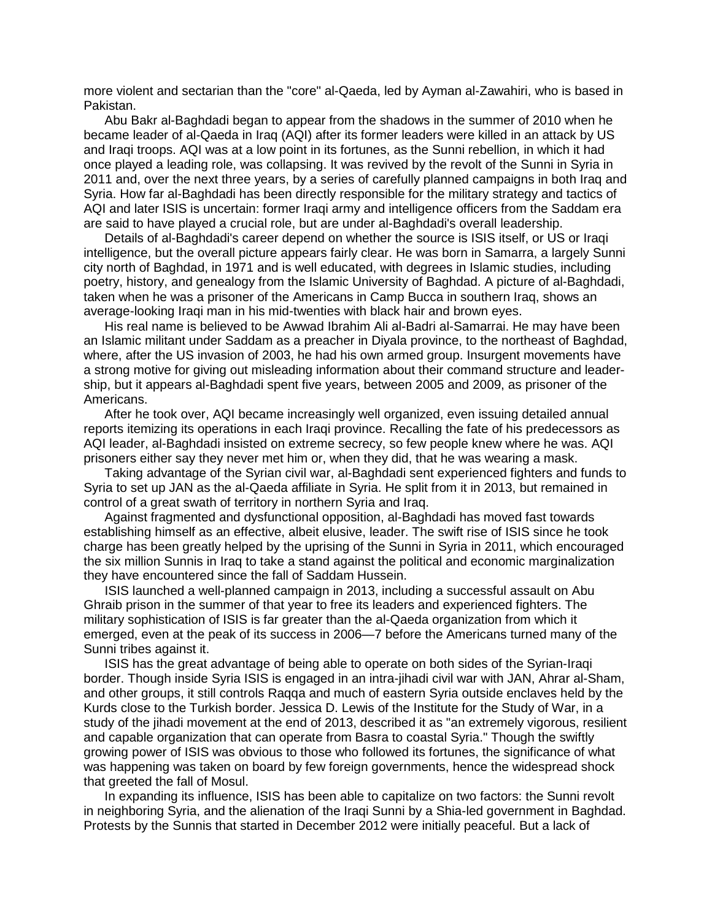more violent and sectarian than the "core" al-Qaeda, led by Ayman al-Zawahiri, who is based in Pakistan.

Abu Bakr al-Baghdadi began to appear from the shadows in the summer of 2010 when he became leader of al-Qaeda in Iraq (AQI) after its former leaders were killed in an attack by US and Iraqi troops. AQI was at a low point in its fortunes, as the Sunni rebellion, in which it had once played a leading role, was collapsing. It was revived by the revolt of the Sunni in Syria in 2011 and, over the next three years, by a series of carefully planned campaigns in both Iraq and Syria. How far al-Baghdadi has been directly responsible for the military strategy and tactics of AQI and later ISIS is uncertain: former Iraqi army and intelligence officers from the Saddam era are said to have played a crucial role, but are under al-Baghdadi's overall leadership.

Details of al-Baghdadi's career depend on whether the source is ISIS itself, or US or Iraqi intelligence, but the overall picture appears fairly clear. He was born in Samarra, a largely Sunni city north of Baghdad, in 1971 and is well educated, with degrees in Islamic studies, including poetry, history, and genealogy from the Islamic University of Baghdad. A picture of al-Baghdadi, taken when he was a prisoner of the Americans in Camp Bucca in southern Iraq, shows an average-looking Iraqi man in his mid-twenties with black hair and brown eyes.

His real name is believed to be Awwad Ibrahim Ali al-Badri al-Samarrai. He may have been an Islamic militant under Saddam as a preacher in Diyala province, to the northeast of Baghdad, where, after the US invasion of 2003, he had his own armed group. Insurgent movements have a strong motive for giving out misleading information about their command structure and leadership, but it appears al-Baghdadi spent five years, between 2005 and 2009, as prisoner of the Americans.

After he took over, AQI became increasingly well organized, even issuing detailed annual reports itemizing its operations in each Iraqi province. Recalling the fate of his predecessors as AQI leader, al-Baghdadi insisted on extreme secrecy, so few people knew where he was. AQI prisoners either say they never met him or, when they did, that he was wearing a mask.

Taking advantage of the Syrian civil war, al-Baghdadi sent experienced fighters and funds to Syria to set up JAN as the al-Qaeda affiliate in Syria. He split from it in 2013, but remained in control of a great swath of territory in northern Syria and Iraq.

Against fragmented and dysfunctional opposition, al-Baghdadi has moved fast towards establishing himself as an effective, albeit elusive, leader. The swift rise of ISIS since he took charge has been greatly helped by the uprising of the Sunni in Syria in 2011, which encouraged the six million Sunnis in Iraq to take a stand against the political and economic marginalization they have encountered since the fall of Saddam Hussein.

ISIS launched a well-planned campaign in 2013, including a successful assault on Abu Ghraib prison in the summer of that year to free its leaders and experienced fighters. The military sophistication of ISIS is far greater than the al-Qaeda organization from which it emerged, even at the peak of its success in 2006—7 before the Americans turned many of the Sunni tribes against it.

ISIS has the great advantage of being able to operate on both sides of the Syrian-Iraqi border. Though inside Syria ISIS is engaged in an intra-jihadi civil war with JAN, Ahrar al-Sham, and other groups, it still controls Raqqa and much of eastern Syria outside enclaves held by the Kurds close to the Turkish border. Jessica D. Lewis of the Institute for the Study of War, in a study of the jihadi movement at the end of 2013, described it as "an extremely vigorous, resilient and capable organization that can operate from Basra to coastal Syria." Though the swiftly growing power of ISIS was obvious to those who followed its fortunes, the significance of what was happening was taken on board by few foreign governments, hence the widespread shock that greeted the fall of Mosul.

In expanding its influence, ISIS has been able to capitalize on two factors: the Sunni revolt in neighboring Syria, and the alienation of the Iraqi Sunni by a Shia-led government in Baghdad. Protests by the Sunnis that started in December 2012 were initially peaceful. But a lack of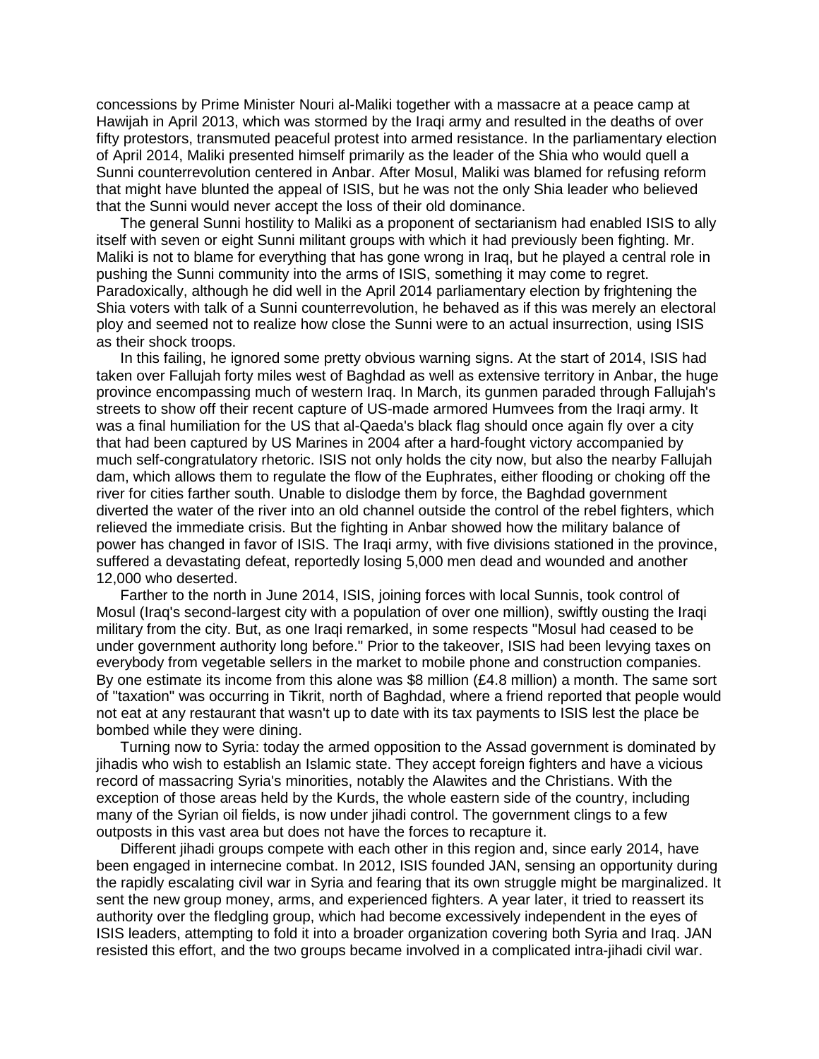concessions by Prime Minister Nouri al-Maliki together with a massacre at a peace camp at Hawijah in April 2013, which was stormed by the Iraqi army and resulted in the deaths of over fifty protestors, transmuted peaceful protest into armed resistance. In the parliamentary election of April 2014, Maliki presented himself primarily as the leader of the Shia who would quell a Sunni counterrevolution centered in Anbar. After Mosul, Maliki was blamed for refusing reform that might have blunted the appeal of ISIS, but he was not the only Shia leader who believed that the Sunni would never accept the loss of their old dominance.

The general Sunni hostility to Maliki as a proponent of sectarianism had enabled ISIS to ally itself with seven or eight Sunni militant groups with which it had previously been fighting. Mr. Maliki is not to blame for everything that has gone wrong in Iraq, but he played a central role in pushing the Sunni community into the arms of ISIS, something it may come to regret. Paradoxically, although he did well in the April 2014 parliamentary election by frightening the Shia voters with talk of a Sunni counterrevolution, he behaved as if this was merely an electoral ploy and seemed not to realize how close the Sunni were to an actual insurrection, using ISIS as their shock troops.

In this failing, he ignored some pretty obvious warning signs. At the start of 2014, ISIS had taken over Fallujah forty miles west of Baghdad as well as extensive territory in Anbar, the huge province encompassing much of western Iraq. In March, its gunmen paraded through Fallujah's streets to show off their recent capture of US-made armored Humvees from the Iraqi army. It was a final humiliation for the US that al-Qaeda's black flag should once again fly over a city that had been captured by US Marines in 2004 after a hard-fought victory accompanied by much self-congratulatory rhetoric. ISIS not only holds the city now, but also the nearby Fallujah dam, which allows them to regulate the flow of the Euphrates, either flooding or choking off the river for cities farther south. Unable to dislodge them by force, the Baghdad government diverted the water of the river into an old channel outside the control of the rebel fighters, which relieved the immediate crisis. But the fighting in Anbar showed how the military balance of power has changed in favor of ISIS. The Iraqi army, with five divisions stationed in the province, suffered a devastating defeat, reportedly losing 5,000 men dead and wounded and another 12,000 who deserted.

Farther to the north in June 2014, ISIS, joining forces with local Sunnis, took control of Mosul (Iraq's second-largest city with a population of over one million), swiftly ousting the Iraqi military from the city. But, as one Iraqi remarked, in some respects "Mosul had ceased to be under government authority long before." Prior to the takeover, ISIS had been levying taxes on everybody from vegetable sellers in the market to mobile phone and construction companies. By one estimate its income from this alone was $8 million (£4.8 million) a month. The same sort of "taxation" was occurring in Tikrit, north of Baghdad, where a friend reported that people would not eat at any restaurant that wasn't up to date with its tax payments to ISIS lest the place be bombed while they were dining.

Turning now to Syria: today the armed opposition to the Assad government is dominated by jihadis who wish to establish an Islamic state. They accept foreign fighters and have a vicious record of massacring Syria's minorities, notably the Alawites and the Christians. With the exception of those areas held by the Kurds, the whole eastern side of the country, including many of the Syrian oil fields, is now under jihadi control. The government clings to a few outposts in this vast area but does not have the forces to recapture it.

Different jihadi groups compete with each other in this region and, since early 2014, have been engaged in internecine combat. In 2012, ISIS founded JAN, sensing an opportunity during the rapidly escalating civil war in Syria and fearing that its own struggle might be marginalized. It sent the new group money, arms, and experienced fighters. A year later, it tried to reassert its authority over the fledgling group, which had become excessively independent in the eyes of ISIS leaders, attempting to fold it into a broader organization covering both Syria and Iraq. JAN resisted this effort, and the two groups became involved in a complicated intra-jihadi civil war.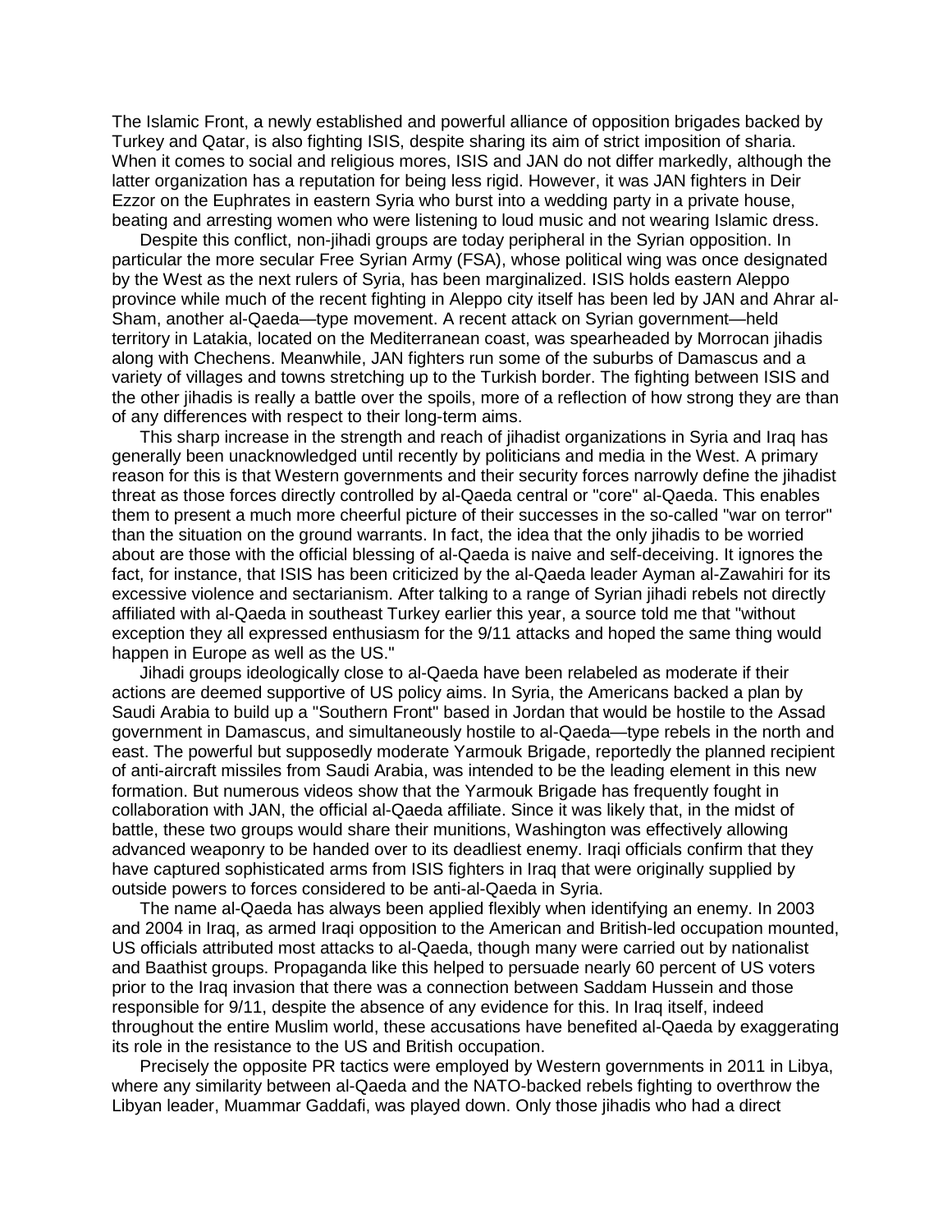The Islamic Front, a newly established and powerful alliance of opposition brigades backed by Turkey and Qatar, is also fighting ISIS, despite sharing its aim of strict imposition of sharia. When it comes to social and religious mores, ISIS and JAN do not differ markedly, although the latter organization has a reputation for being less rigid. However, it was JAN fighters in Deir Ezzor on the Euphrates in eastern Syria who burst into a wedding party in a private house, beating and arresting women who were listening to loud music and not wearing Islamic dress.

Despite this conflict, non-jihadi groups are today peripheral in the Syrian opposition. In particular the more secular Free Syrian Army (FSA), whose political wing was once designated by the West as the next rulers of Syria, has been marginalized. ISIS holds eastern Aleppo province while much of the recent fighting in Aleppo city itself has been led by JAN and Ahrar al-Sham, another al-Qaeda—type movement. A recent attack on Syrian government—held territory in Latakia, located on the Mediterranean coast, was spearheaded by Morrocan jihadis along with Chechens. Meanwhile, JAN fighters run some of the suburbs of Damascus and a variety of villages and towns stretching up to the Turkish border. The fighting between ISIS and the other jihadis is really a battle over the spoils, more of a reflection of how strong they are than of any differences with respect to their long-term aims.

This sharp increase in the strength and reach of jihadist organizations in Syria and Iraq has generally been unacknowledged until recently by politicians and media in the West. A primary reason for this is that Western governments and their security forces narrowly define the jihadist threat as those forces directly controlled by al-Qaeda central or "core" al-Qaeda. This enables them to present a much more cheerful picture of their successes in the so-called "war on terror" than the situation on the ground warrants. In fact, the idea that the only jihadis to be worried about are those with the official blessing of al-Qaeda is naive and self-deceiving. It ignores the fact, for instance, that ISIS has been criticized by the al-Qaeda leader Ayman al-Zawahiri for its excessive violence and sectarianism. After talking to a range of Syrian jihadi rebels not directly affiliated with al-Qaeda in southeast Turkey earlier this year, a source told me that "without exception they all expressed enthusiasm for the 9/11 attacks and hoped the same thing would happen in Europe as well as the US."

Jihadi groups ideologically close to al-Qaeda have been relabeled as moderate if their actions are deemed supportive of US policy aims. In Syria, the Americans backed a plan by Saudi Arabia to build up a "Southern Front" based in Jordan that would be hostile to the Assad government in Damascus, and simultaneously hostile to al-Qaeda—type rebels in the north and east. The powerful but supposedly moderate Yarmouk Brigade, reportedly the planned recipient of anti-aircraft missiles from Saudi Arabia, was intended to be the leading element in this new formation. But numerous videos show that the Yarmouk Brigade has frequently fought in collaboration with JAN, the official al-Qaeda affiliate. Since it was likely that, in the midst of battle, these two groups would share their munitions, Washington was effectively allowing advanced weaponry to be handed over to its deadliest enemy. Iraqi officials confirm that they have captured sophisticated arms from ISIS fighters in Iraq that were originally supplied by outside powers to forces considered to be anti-al-Qaeda in Syria.

The name al-Qaeda has always been applied flexibly when identifying an enemy. In 2003 and 2004 in Iraq, as armed Iraqi opposition to the American and British-led occupation mounted, US officials attributed most attacks to al-Qaeda, though many were carried out by nationalist and Baathist groups. Propaganda like this helped to persuade nearly 60 percent of US voters prior to the Iraq invasion that there was a connection between Saddam Hussein and those responsible for 9/11, despite the absence of any evidence for this. In Iraq itself, indeed throughout the entire Muslim world, these accusations have benefited al-Qaeda by exaggerating its role in the resistance to the US and British occupation.

Precisely the opposite PR tactics were employed by Western governments in 2011 in Libya, where any similarity between al-Qaeda and the NATO-backed rebels fighting to overthrow the Libyan leader, Muammar Gaddafi, was played down. Only those jihadis who had a direct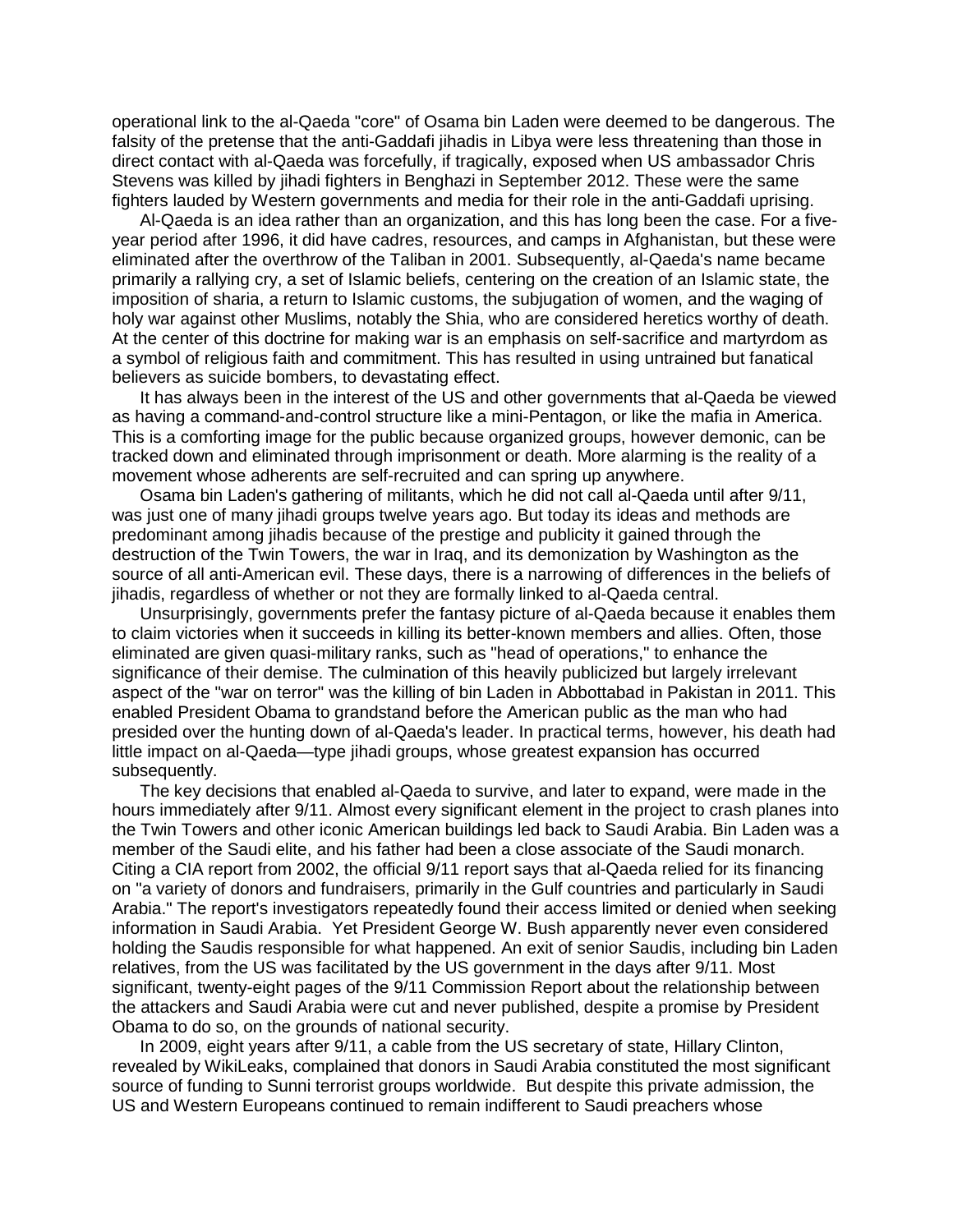operational link to the al-Qaeda "core" of Osama bin Laden were deemed to be dangerous. The falsity of the pretense that the anti-Gaddafi jihadis in Libya were less threatening than those in direct contact with al-Qaeda was forcefully, if tragically, exposed when US ambassador Chris Stevens was killed by jihadi fighters in Benghazi in September 2012. These were the same fighters lauded by Western governments and media for their role in the anti-Gaddafi uprising.

Al-Qaeda is an idea rather than an organization, and this has long been the case. For a five-year period after 1996, it did have cadres, resources, and camps in Afghanistan, but these were eliminated after the overthrow of the Taliban in 2001. Subsequently, al-Qaeda's name became primarily a rallying cry, a set of Islamic beliefs, centering on the creation of an Islamic state, the imposition of sharia, a return to Islamic customs, the subjugation of women, and the waging of holy war against other Muslims, notably the Shia, who are considered heretics worthy of death. At the center of this doctrine for making war is an emphasis on self-sacrifice and martyrdom as a symbol of religious faith and commitment. This has resulted in using untrained but fanatical believers as suicide bombers, to devastating effect.

It has always been in the interest of the US and other governments that al-Qaeda be viewed as having a command-and-control structure like a mini-Pentagon, or like the mafia in America. This is a comforting image for the public because organized groups, however demonic, can be tracked down and eliminated through imprisonment or death. More alarming is the reality of a movement whose adherents are self-recruited and can spring up anywhere.

Osama bin Laden's gathering of militants, which he did not call al-Qaeda until after 9/11, was just one of many jihadi groups twelve years ago. But today its ideas and methods are predominant among jihadis because of the prestige and publicity it gained through the destruction of the Twin Towers, the war in Iraq, and its demonization by Washington as the source of all anti-American evil. These days, there is a narrowing of differences in the beliefs of jihadis, regardless of whether or not they are formally linked to al-Qaeda central.

Unsurprisingly, governments prefer the fantasy picture of al-Qaeda because it enables them to claim victories when it succeeds in killing its better-known members and allies. Often, those eliminated are given quasi-military ranks, such as "head of operations," to enhance the significance of their demise. The culmination of this heavily publicized but largely irrelevant aspect of the "war on terror" was the killing of bin Laden in Abbottabad in Pakistan in 2011. This enabled President Obama to grandstand before the American public as the man who had presided over the hunting down of al-Qaeda's leader. In practical terms, however, his death had little impact on al-Qaeda—type jihadi groups, whose greatest expansion has occurred subsequently.

The key decisions that enabled al-Qaeda to survive, and later to expand, were made in the hours immediately after 9/11. Almost every significant element in the project to crash planes into the Twin Towers and other iconic American buildings led back to Saudi Arabia. Bin Laden was a member of the Saudi elite, and his father had been a close associate of the Saudi monarch. Citing a CIA report from 2002, the official 9/11 report says that al-Qaeda relied for its financing on "a variety of donors and fundraisers, primarily in the Gulf countries and particularly in Saudi Arabia." The report's investigators repeatedly found their access limited or denied when seeking information in Saudi Arabia. Yet President George W. Bush apparently never even considered holding the Saudis responsible for what happened. An exit of senior Saudis, including bin Laden relatives, from the US was facilitated by the US government in the days after 9/11. Most significant, twenty-eight pages of the 9/11 Commission Report about the relationship between the attackers and Saudi Arabia were cut and never published, despite a promise by President Obama to do so, on the grounds of national security.

In 2009, eight years after 9/11, a cable from the US secretary of state, Hillary Clinton, revealed by WikiLeaks, complained that donors in Saudi Arabia constituted the most significant source of funding to Sunni terrorist groups worldwide. But despite this private admission, the US and Western Europeans continued to remain indifferent to Saudi preachers whose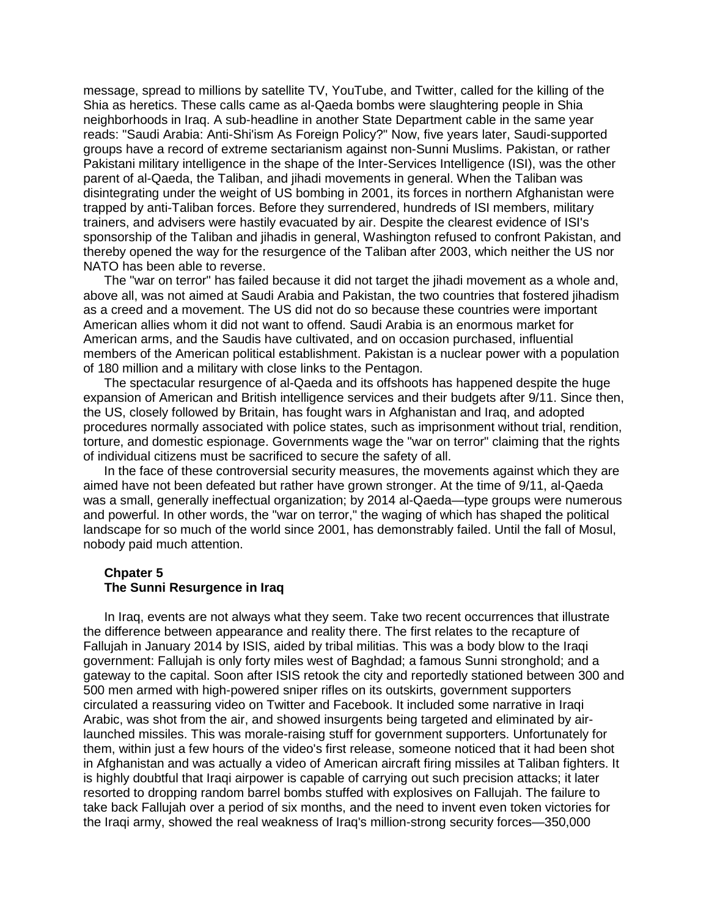message, spread to millions by satellite TV, YouTube, and Twitter, called for the killing of the Shia as heretics. These calls came as al-Qaeda bombs were slaughtering people in Shia neighborhoods in Iraq. A sub-headline in another State Department cable in the same year reads: "Saudi Arabia: Anti-Shi'ism As Foreign Policy?" Now, five years later, Saudi-supported groups have a record of extreme sectarianism against non-Sunni Muslims. Pakistan, or rather Pakistani military intelligence in the shape of the Inter-Services Intelligence (ISI), was the other parent of al-Qaeda, the Taliban, and jihadi movements in general. When the Taliban was disintegrating under the weight of US bombing in 2001, its forces in northern Afghanistan were trapped by anti-Taliban forces. Before they surrendered, hundreds of ISI members, military trainers, and advisers were hastily evacuated by air. Despite the clearest evidence of ISI's sponsorship of the Taliban and jihadis in general, Washington refused to confront Pakistan, and thereby opened the way for the resurgence of the Taliban after 2003, which neither the US nor NATO has been able to reverse.

The "war on terror" has failed because it did not target the jihadi movement as a whole and, above all, was not aimed at Saudi Arabia and Pakistan, the two countries that fostered jihadism as a creed and a movement. The US did not do so because these countries were important American allies whom it did not want to offend. Saudi Arabia is an enormous market for American arms, and the Saudis have cultivated, and on occasion purchased, influential members of the American political establishment. Pakistan is a nuclear power with a population of 180 million and a military with close links to the Pentagon.

The spectacular resurgence of al-Qaeda and its offshoots has happened despite the huge expansion of American and British intelligence services and their budgets after 9/11. Since then, the US, closely followed by Britain, has fought wars in Afghanistan and Iraq, and adopted procedures normally associated with police states, such as imprisonment without trial, rendition, torture, and domestic espionage. Governments wage the "war on terror" claiming that the rights of individual citizens must be sacrificed to secure the safety of all.

In the face of these controversial security measures, the movements against which they are aimed have not been defeated but rather have grown stronger. At the time of 9/11, al-Qaeda was a small, generally ineffectual organization; by 2014 al-Qaeda—type groups were numerous and powerful. In other words, the "war on terror," the waging of which has shaped the political landscape for so much of the world since 2001, has demonstrably failed. Until the fall of Mosul, nobody paid much attention.

## Chpater 5
## The Sunni Resurgence in Iraq

In Iraq, events are not always what they seem. Take two recent occurrences that illustrate the difference between appearance and reality there. The first relates to the recapture of Fallujah in January 2014 by ISIS, aided by tribal militias. This was a body blow to the Iraqi government: Fallujah is only forty miles west of Baghdad; a famous Sunni stronghold; and a gateway to the capital. Soon after ISIS retook the city and reportedly stationed between 300 and 500 men armed with high-powered sniper rifles on its outskirts, government supporters circulated a reassuring video on Twitter and Facebook. It included some narrative in Iraqi Arabic, was shot from the air, and showed insurgents being targeted and eliminated by air-launched missiles. This was morale-raising stuff for government supporters. Unfortunately for them, within just a few hours of the video's first release, someone noticed that it had been shot in Afghanistan and was actually a video of American aircraft firing missiles at Taliban fighters. It is highly doubtful that Iraqi airpower is capable of carrying out such precision attacks; it later resorted to dropping random barrel bombs stuffed with explosives on Fallujah. The failure to take back Fallujah over a period of six months, and the need to invent even token victories for the Iraqi army, showed the real weakness of Iraq's million-strong security forces—350,000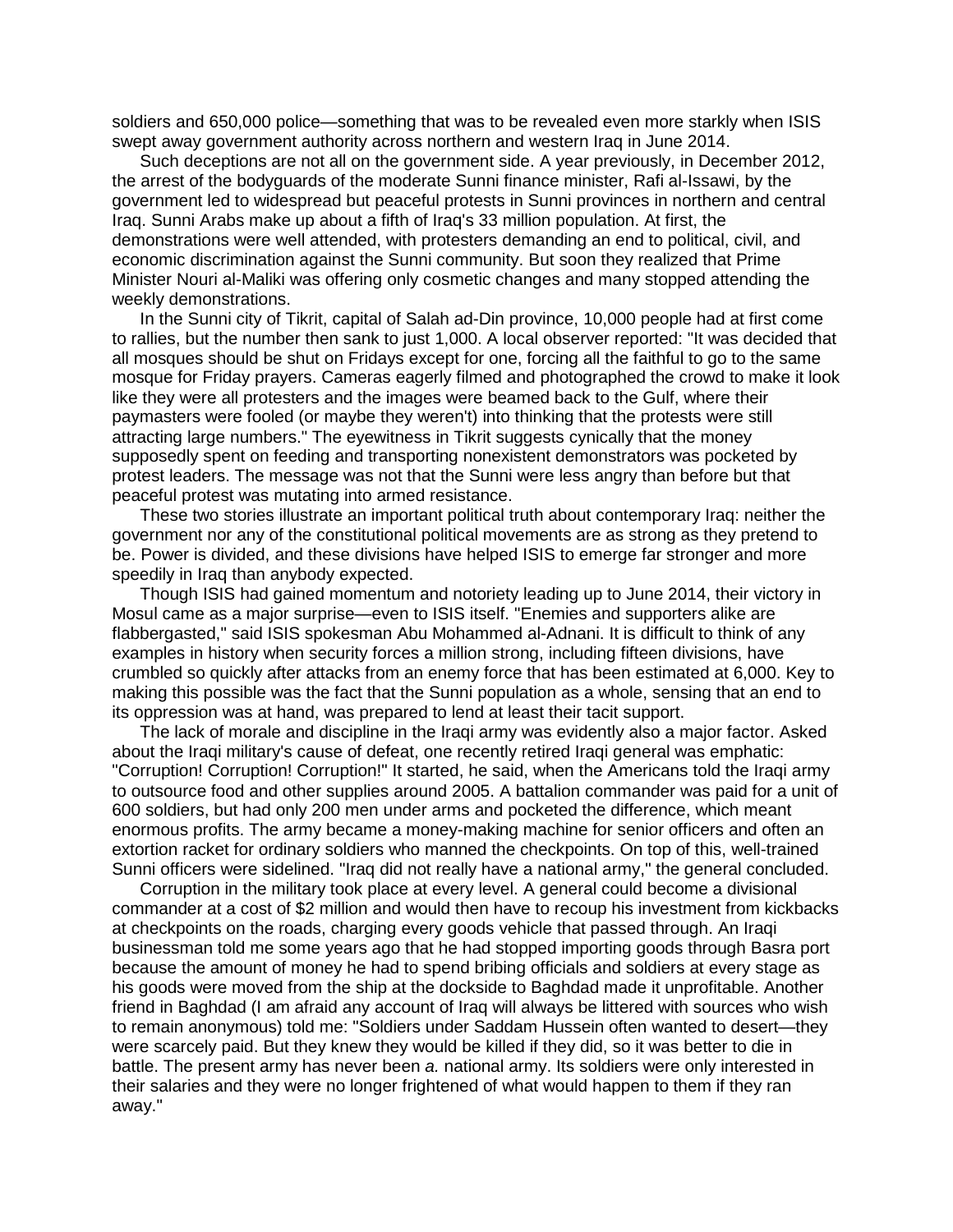soldiers and 650,000 police—something that was to be revealed even more starkly when ISIS swept away government authority across northern and western Iraq in June 2014.

Such deceptions are not all on the government side. A year previously, in December 2012, the arrest of the bodyguards of the moderate Sunni finance minister, Rafi al-Issawi, by the government led to widespread but peaceful protests in Sunni provinces in northern and central Iraq. Sunni Arabs make up about a fifth of Iraq's 33 million population. At first, the demonstrations were well attended, with protesters demanding an end to political, civil, and economic discrimination against the Sunni community. But soon they realized that Prime Minister Nouri al-Maliki was offering only cosmetic changes and many stopped attending the weekly demonstrations.

In the Sunni city of Tikrit, capital of Salah ad-Din province, 10,000 people had at first come to rallies, but the number then sank to just 1,000. A local observer reported: "It was decided that all mosques should be shut on Fridays except for one, forcing all the faithful to go to the same mosque for Friday prayers. Cameras eagerly filmed and photographed the crowd to make it look like they were all protesters and the images were beamed back to the Gulf, where their paymasters were fooled (or maybe they weren't) into thinking that the protests were still attracting large numbers." The eyewitness in Tikrit suggests cynically that the money supposedly spent on feeding and transporting nonexistent demonstrators was pocketed by protest leaders. The message was not that the Sunni were less angry than before but that peaceful protest was mutating into armed resistance.

These two stories illustrate an important political truth about contemporary Iraq: neither the government nor any of the constitutional political movements are as strong as they pretend to be. Power is divided, and these divisions have helped ISIS to emerge far stronger and more speedily in Iraq than anybody expected.

Though ISIS had gained momentum and notoriety leading up to June 2014, their victory in Mosul came as a major surprise—even to ISIS itself. "Enemies and supporters alike are flabbergasted," said ISIS spokesman Abu Mohammed al-Adnani. It is difficult to think of any examples in history when security forces a million strong, including fifteen divisions, have crumbled so quickly after attacks from an enemy force that has been estimated at 6,000. Key to making this possible was the fact that the Sunni population as a whole, sensing that an end to its oppression was at hand, was prepared to lend at least their tacit support.

The lack of morale and discipline in the Iraqi army was evidently also a major factor. Asked about the Iraqi military's cause of defeat, one recently retired Iraqi general was emphatic: "Corruption! Corruption! Corruption!" It started, he said, when the Americans told the Iraqi army to outsource food and other supplies around 2005. A battalion commander was paid for a unit of 600 soldiers, but had only 200 men under arms and pocketed the difference, which meant enormous profits. The army became a money-making machine for senior officers and often an extortion racket for ordinary soldiers who manned the checkpoints. On top of this, well-trained Sunni officers were sidelined. "Iraq did not really have a national army," the general concluded.

Corruption in the military took place at every level. A general could become a divisional commander at a cost of $2 million and would then have to recoup his investment from kickbacks at checkpoints on the roads, charging every goods vehicle that passed through. An Iraqi businessman told me some years ago that he had stopped importing goods through Basra port because the amount of money he had to spend bribing officials and soldiers at every stage as his goods were moved from the ship at the dockside to Baghdad made it unprofitable. Another friend in Baghdad (I am afraid any account of Iraq will always be littered with sources who wish to remain anonymous) told me: "Soldiers under Saddam Hussein often wanted to desert—they were scarcely paid. But they knew they would be killed if they did, so it was better to die in battle. The present army has never been *a.* national army. Its soldiers were only interested in their salaries and they were no longer frightened of what would happen to them if they ran away."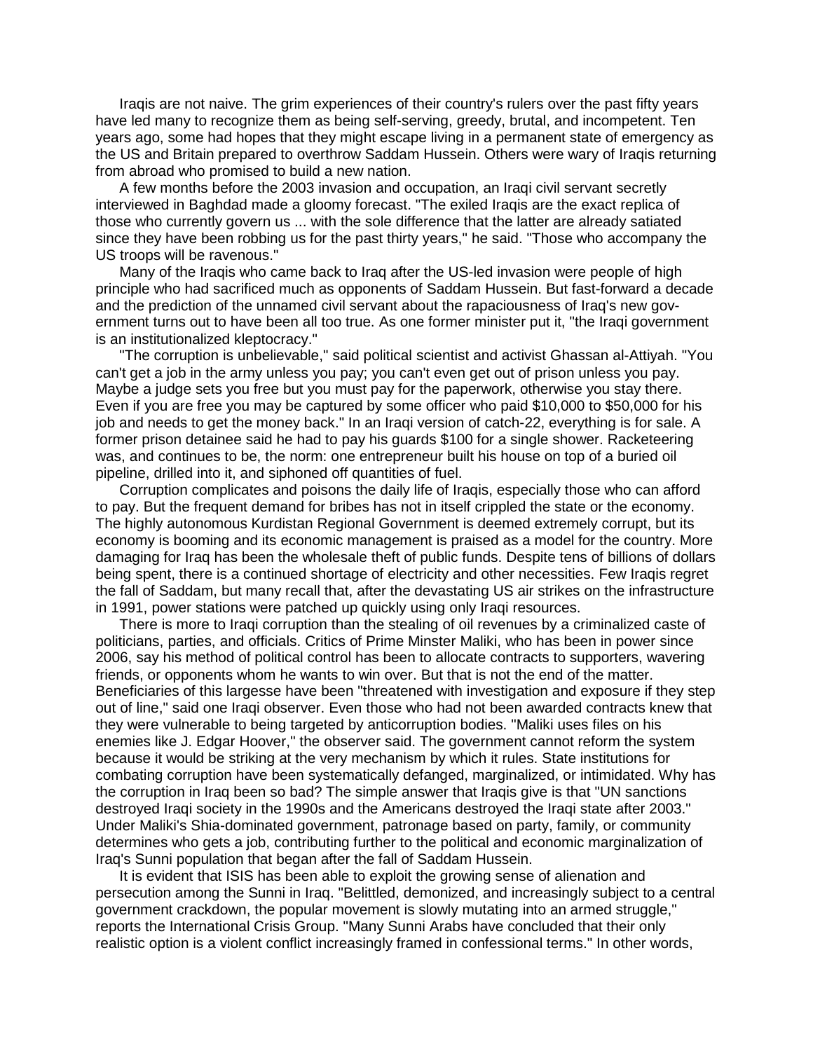Iraqis are not naive. The grim experiences of their country's rulers over the past fifty years have led many to recognize them as being self-serving, greedy, brutal, and incompetent. Ten years ago, some had hopes that they might escape living in a permanent state of emergency as the US and Britain prepared to overthrow Saddam Hussein. Others were wary of Iraqis returning from abroad who promised to build a new nation.

A few months before the 2003 invasion and occupation, an Iraqi civil servant secretly interviewed in Baghdad made a gloomy forecast. "The exiled Iraqis are the exact replica of those who currently govern us ... with the sole difference that the latter are already satiated since they have been robbing us for the past thirty years," he said. "Those who accompany the US troops will be ravenous."

Many of the Iraqis who came back to Iraq after the US-led invasion were people of high principle who had sacrificed much as opponents of Saddam Hussein. But fast-forward a decade and the prediction of the unnamed civil servant about the rapaciousness of Iraq's new government turns out to have been all too true. As one former minister put it, "the Iraqi government is an institutionalized kleptocracy."

"The corruption is unbelievable," said political scientist and activist Ghassan al-Attiyah. "You can't get a job in the army unless you pay; you can't even get out of prison unless you pay. Maybe a judge sets you free but you must pay for the paperwork, otherwise you stay there. Even if you are free you may be captured by some officer who paid \$10,000 to \$50,000 for his job and needs to get the money back." In an Iraqi version of catch-22, everything is for sale. A former prison detainee said he had to pay his guards \$100 for a single shower. Racketeering was, and continues to be, the norm: one entrepreneur built his house on top of a buried oil pipeline, drilled into it, and siphoned off quantities of fuel.

Corruption complicates and poisons the daily life of Iraqis, especially those who can afford to pay. But the frequent demand for bribes has not in itself crippled the state or the economy. The highly autonomous Kurdistan Regional Government is deemed extremely corrupt, but its economy is booming and its economic management is praised as a model for the country. More damaging for Iraq has been the wholesale theft of public funds. Despite tens of billions of dollars being spent, there is a continued shortage of electricity and other necessities. Few Iraqis regret the fall of Saddam, but many recall that, after the devastating US air strikes on the infrastructure in 1991, power stations were patched up quickly using only Iraqi resources.

There is more to Iraqi corruption than the stealing of oil revenues by a criminalized caste of politicians, parties, and officials. Critics of Prime Minster Maliki, who has been in power since 2006, say his method of political control has been to allocate contracts to supporters, wavering friends, or opponents whom he wants to win over. But that is not the end of the matter. Beneficiaries of this largesse have been "threatened with investigation and exposure if they step out of line," said one Iraqi observer. Even those who had not been awarded contracts knew that they were vulnerable to being targeted by anticorruption bodies. "Maliki uses files on his enemies like J. Edgar Hoover," the observer said. The government cannot reform the system because it would be striking at the very mechanism by which it rules. State institutions for combating corruption have been systematically defanged, marginalized, or intimidated. Why has the corruption in Iraq been so bad? The simple answer that Iraqis give is that "UN sanctions destroyed Iraqi society in the 1990s and the Americans destroyed the Iraqi state after 2003." Under Maliki's Shia-dominated government, patronage based on party, family, or community determines who gets a job, contributing further to the political and economic marginalization of Iraq's Sunni population that began after the fall of Saddam Hussein.

It is evident that ISIS has been able to exploit the growing sense of alienation and persecution among the Sunni in Iraq. "Belittled, demonized, and increasingly subject to a central government crackdown, the popular movement is slowly mutating into an armed struggle," reports the International Crisis Group. "Many Sunni Arabs have concluded that their only realistic option is a violent conflict increasingly framed in confessional terms." In other words,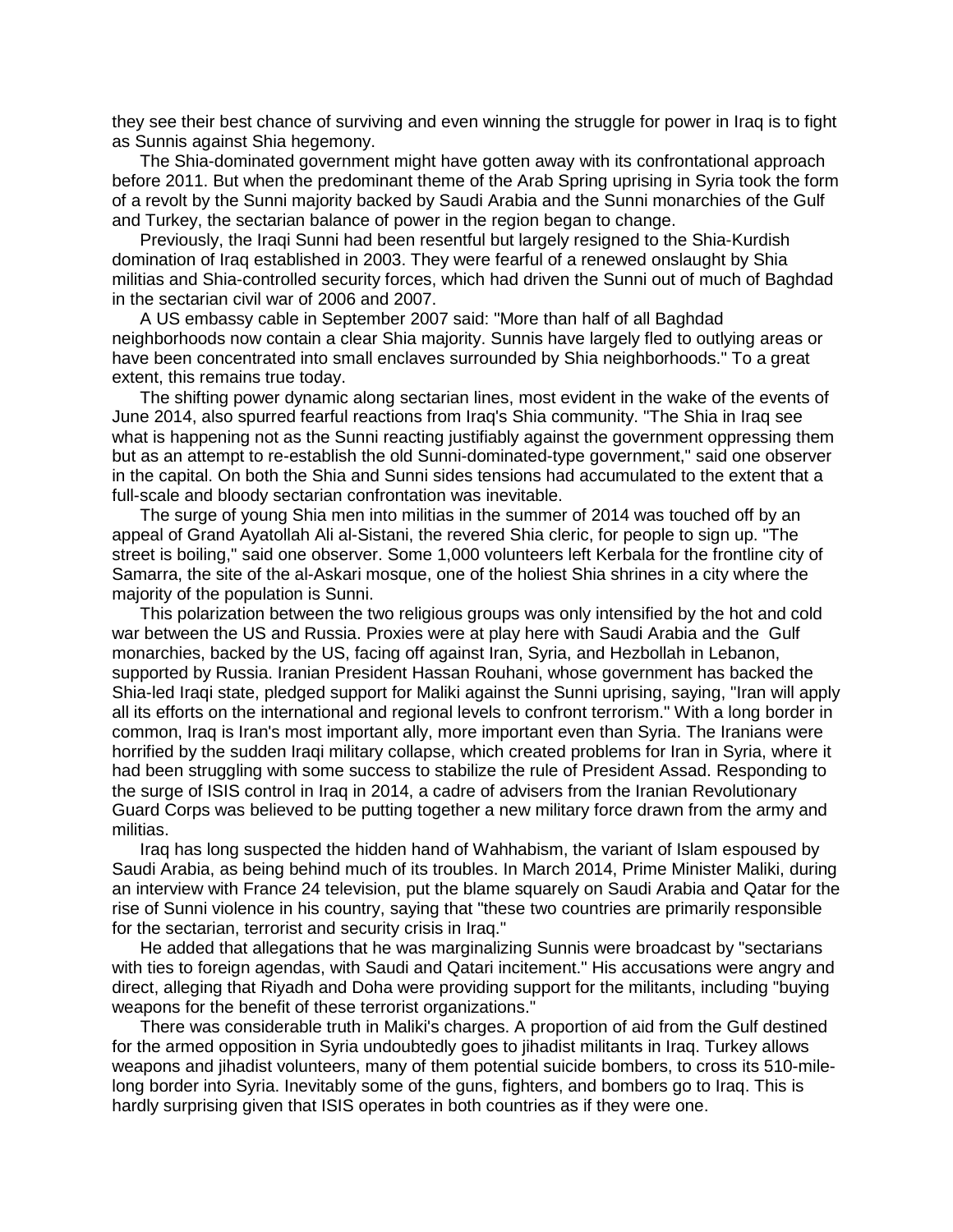they see their best chance of surviving and even winning the struggle for power in Iraq is to fight as Sunnis against Shia hegemony.

The Shia-dominated government might have gotten away with its confrontational approach before 2011. But when the predominant theme of the Arab Spring uprising in Syria took the form of a revolt by the Sunni majority backed by Saudi Arabia and the Sunni monarchies of the Gulf and Turkey, the sectarian balance of power in the region began to change.

Previously, the Iraqi Sunni had been resentful but largely resigned to the Shia-Kurdish domination of Iraq established in 2003. They were fearful of a renewed onslaught by Shia militias and Shia-controlled security forces, which had driven the Sunni out of much of Baghdad in the sectarian civil war of 2006 and 2007.

A US embassy cable in September 2007 said: "More than half of all Baghdad neighborhoods now contain a clear Shia majority. Sunnis have largely fled to outlying areas or have been concentrated into small enclaves surrounded by Shia neighborhoods." To a great extent, this remains true today.

The shifting power dynamic along sectarian lines, most evident in the wake of the events of June 2014, also spurred fearful reactions from Iraq's Shia community. "The Shia in Iraq see what is happening not as the Sunni reacting justifiably against the government oppressing them but as an attempt to re-establish the old Sunni-dominated-type government," said one observer in the capital. On both the Shia and Sunni sides tensions had accumulated to the extent that a full-scale and bloody sectarian confrontation was inevitable.

The surge of young Shia men into militias in the summer of 2014 was touched off by an appeal of Grand Ayatollah Ali al-Sistani, the revered Shia cleric, for people to sign up. "The street is boiling," said one observer. Some 1,000 volunteers left Kerbala for the frontline city of Samarra, the site of the al-Askari mosque, one of the holiest Shia shrines in a city where the majority of the population is Sunni.

This polarization between the two religious groups was only intensified by the hot and cold war between the US and Russia. Proxies were at play here with Saudi Arabia and the Gulf monarchies, backed by the US, facing off against Iran, Syria, and Hezbollah in Lebanon, supported by Russia. Iranian President Hassan Rouhani, whose government has backed the Shia-led Iraqi state, pledged support for Maliki against the Sunni uprising, saying, "Iran will apply all its efforts on the international and regional levels to confront terrorism." With a long border in common, Iraq is Iran's most important ally, more important even than Syria. The Iranians were horrified by the sudden Iraqi military collapse, which created problems for Iran in Syria, where it had been struggling with some success to stabilize the rule of President Assad. Responding to the surge of ISIS control in Iraq in 2014, a cadre of advisers from the Iranian Revolutionary Guard Corps was believed to be putting together a new military force drawn from the army and militias.

Iraq has long suspected the hidden hand of Wahhabism, the variant of Islam espoused by Saudi Arabia, as being behind much of its troubles. In March 2014, Prime Minister Maliki, during an interview with France 24 television, put the blame squarely on Saudi Arabia and Qatar for the rise of Sunni violence in his country, saying that "these two countries are primarily responsible for the sectarian, terrorist and security crisis in Iraq."

He added that allegations that he was marginalizing Sunnis were broadcast by "sectarians with ties to foreign agendas, with Saudi and Qatari incitement." His accusations were angry and direct, alleging that Riyadh and Doha were providing support for the militants, including "buying weapons for the benefit of these terrorist organizations."

There was considerable truth in Maliki's charges. A proportion of aid from the Gulf destined for the armed opposition in Syria undoubtedly goes to jihadist militants in Iraq. Turkey allows weapons and jihadist volunteers, many of them potential suicide bombers, to cross its 510-mile-long border into Syria. Inevitably some of the guns, fighters, and bombers go to Iraq. This is hardly surprising given that ISIS operates in both countries as if they were one.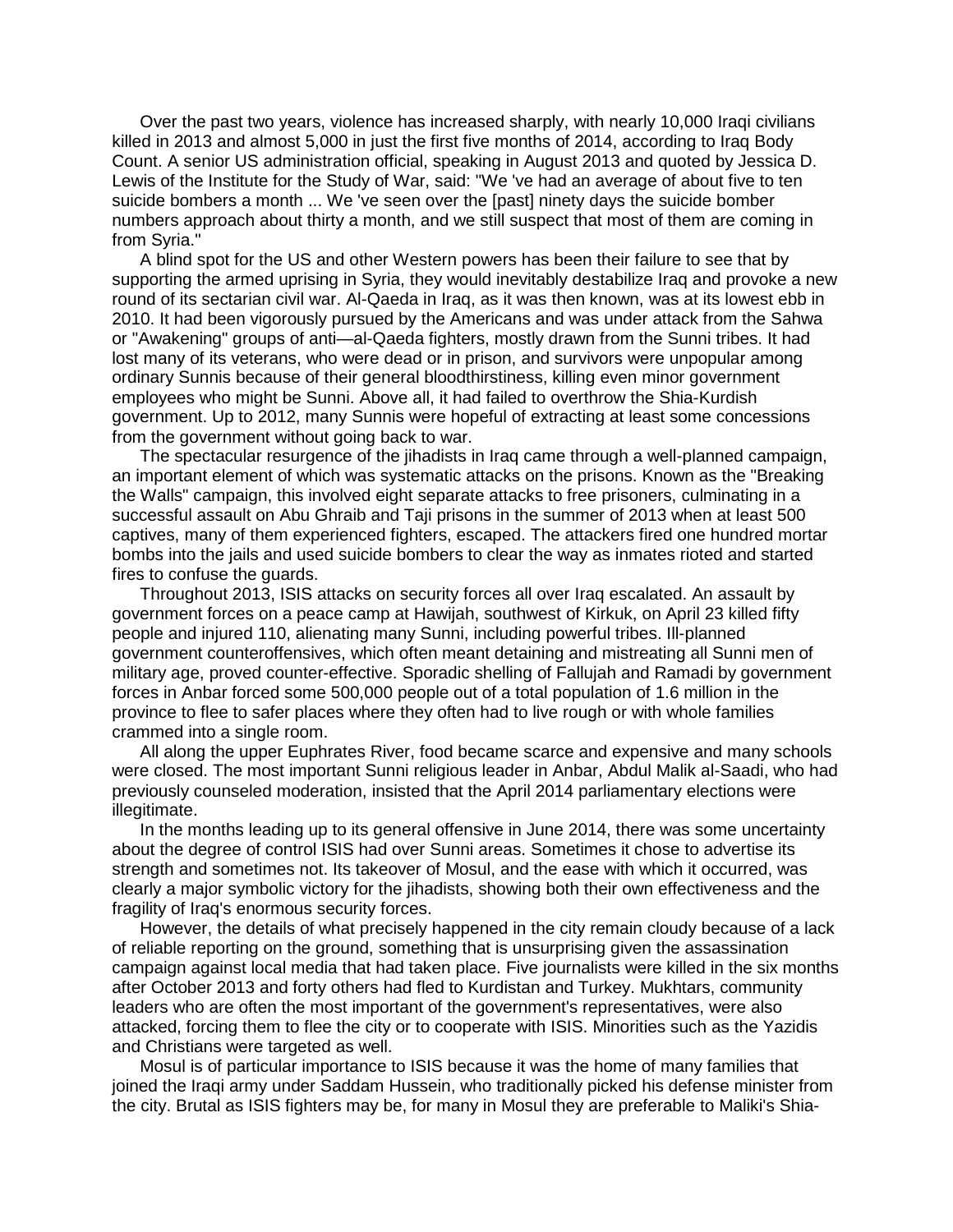Over the past two years, violence has increased sharply, with nearly 10,000 Iraqi civilians killed in 2013 and almost 5,000 in just the first five months of 2014, according to Iraq Body Count. A senior US administration official, speaking in August 2013 and quoted by Jessica D. Lewis of the Institute for the Study of War, said: "We 've had an average of about five to ten suicide bombers a month ... We 've seen over the [past] ninety days the suicide bomber numbers approach about thirty a month, and we still suspect that most of them are coming in from Syria."

A blind spot for the US and other Western powers has been their failure to see that by supporting the armed uprising in Syria, they would inevitably destabilize Iraq and provoke a new round of its sectarian civil war. Al-Qaeda in Iraq, as it was then known, was at its lowest ebb in 2010. It had been vigorously pursued by the Americans and was under attack from the Sahwa or "Awakening" groups of anti—al-Qaeda fighters, mostly drawn from the Sunni tribes. It had lost many of its veterans, who were dead or in prison, and survivors were unpopular among ordinary Sunnis because of their general bloodthirstiness, killing even minor government employees who might be Sunni. Above all, it had failed to overthrow the Shia-Kurdish government. Up to 2012, many Sunnis were hopeful of extracting at least some concessions from the government without going back to war.

The spectacular resurgence of the jihadists in Iraq came through a well-planned campaign, an important element of which was systematic attacks on the prisons. Known as the "Breaking the Walls" campaign, this involved eight separate attacks to free prisoners, culminating in a successful assault on Abu Ghraib and Taji prisons in the summer of 2013 when at least 500 captives, many of them experienced fighters, escaped. The attackers fired one hundred mortar bombs into the jails and used suicide bombers to clear the way as inmates rioted and started fires to confuse the guards.

Throughout 2013, ISIS attacks on security forces all over Iraq escalated. An assault by government forces on a peace camp at Hawijah, southwest of Kirkuk, on April 23 killed fifty people and injured 110, alienating many Sunni, including powerful tribes. Ill-planned government counteroffensives, which often meant detaining and mistreating all Sunni men of military age, proved counter-effective. Sporadic shelling of Fallujah and Ramadi by government forces in Anbar forced some 500,000 people out of a total population of 1.6 million in the province to flee to safer places where they often had to live rough or with whole families crammed into a single room.

All along the upper Euphrates River, food became scarce and expensive and many schools were closed. The most important Sunni religious leader in Anbar, Abdul Malik al-Saadi, who had previously counseled moderation, insisted that the April 2014 parliamentary elections were illegitimate.

In the months leading up to its general offensive in June 2014, there was some uncertainty about the degree of control ISIS had over Sunni areas. Sometimes it chose to advertise its strength and sometimes not. Its takeover of Mosul, and the ease with which it occurred, was clearly a major symbolic victory for the jihadists, showing both their own effectiveness and the fragility of Iraq's enormous security forces.

However, the details of what precisely happened in the city remain cloudy because of a lack of reliable reporting on the ground, something that is unsurprising given the assassination campaign against local media that had taken place. Five journalists were killed in the six months after October 2013 and forty others had fled to Kurdistan and Turkey. Mukhtars, community leaders who are often the most important of the government's representatives, were also attacked, forcing them to flee the city or to cooperate with ISIS. Minorities such as the Yazidis and Christians were targeted as well.

Mosul is of particular importance to ISIS because it was the home of many families that joined the Iraqi army under Saddam Hussein, who traditionally picked his defense minister from the city. Brutal as ISIS fighters may be, for many in Mosul they are preferable to Maliki's Shia-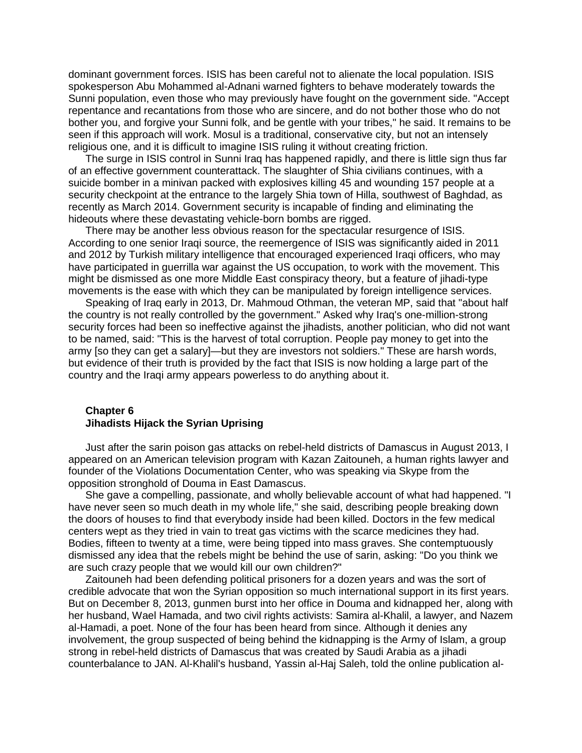dominant government forces. ISIS has been careful not to alienate the local population. ISIS spokesperson Abu Mohammed al-Adnani warned fighters to behave moderately towards the Sunni population, even those who may previously have fought on the government side. "Accept repentance and recantations from those who are sincere, and do not bother those who do not bother you, and forgive your Sunni folk, and be gentle with your tribes," he said. It remains to be seen if this approach will work. Mosul is a traditional, conservative city, but not an intensely religious one, and it is difficult to imagine ISIS ruling it without creating friction.

The surge in ISIS control in Sunni Iraq has happened rapidly, and there is little sign thus far of an effective government counterattack. The slaughter of Shia civilians continues, with a suicide bomber in a minivan packed with explosives killing 45 and wounding 157 people at a security checkpoint at the entrance to the largely Shia town of Hilla, southwest of Baghdad, as recently as March 2014. Government security is incapable of finding and eliminating the hideouts where these devastating vehicle-born bombs are rigged.

There may be another less obvious reason for the spectacular resurgence of ISIS. According to one senior Iraqi source, the reemergence of ISIS was significantly aided in 2011 and 2012 by Turkish military intelligence that encouraged experienced Iraqi officers, who may have participated in guerrilla war against the US occupation, to work with the movement. This might be dismissed as one more Middle East conspiracy theory, but a feature of jihadi-type movements is the ease with which they can be manipulated by foreign intelligence services.

Speaking of Iraq early in 2013, Dr. Mahmoud Othman, the veteran MP, said that "about half the country is not really controlled by the government." Asked why Iraq's one-million-strong security forces had been so ineffective against the jihadists, another politician, who did not want to be named, said: "This is the harvest of total corruption. People pay money to get into the army [so they can get a salary]—but they are investors not soldiers." These are harsh words, but evidence of their truth is provided by the fact that ISIS is now holding a large part of the country and the Iraqi army appears powerless to do anything about it.

## Chapter 6
## Jihadists Hijack the Syrian Uprising

Just after the sarin poison gas attacks on rebel-held districts of Damascus in August 2013, I appeared on an American television program with Kazan Zaitouneh, a human rights lawyer and founder of the Violations Documentation Center, who was speaking via Skype from the opposition stronghold of Douma in East Damascus.

She gave a compelling, passionate, and wholly believable account of what had happened. "I have never seen so much death in my whole life," she said, describing people breaking down the doors of houses to find that everybody inside had been killed. Doctors in the few medical centers wept as they tried in vain to treat gas victims with the scarce medicines they had. Bodies, fifteen to twenty at a time, were being tipped into mass graves. She contemptuously dismissed any idea that the rebels might be behind the use of sarin, asking: "Do you think we are such crazy people that we would kill our own children?"

Zaitouneh had been defending political prisoners for a dozen years and was the sort of credible advocate that won the Syrian opposition so much international support in its first years. But on December 8, 2013, gunmen burst into her office in Douma and kidnapped her, along with her husband, Wael Hamada, and two civil rights activists: Samira al-Khalil, a lawyer, and Nazem al-Hamadi, a poet. None of the four has been heard from since. Although it denies any involvement, the group suspected of being behind the kidnapping is the Army of Islam, a group strong in rebel-held districts of Damascus that was created by Saudi Arabia as a jihadi counterbalance to JAN. Al-Khalil's husband, Yassin al-Haj Saleh, told the online publication al-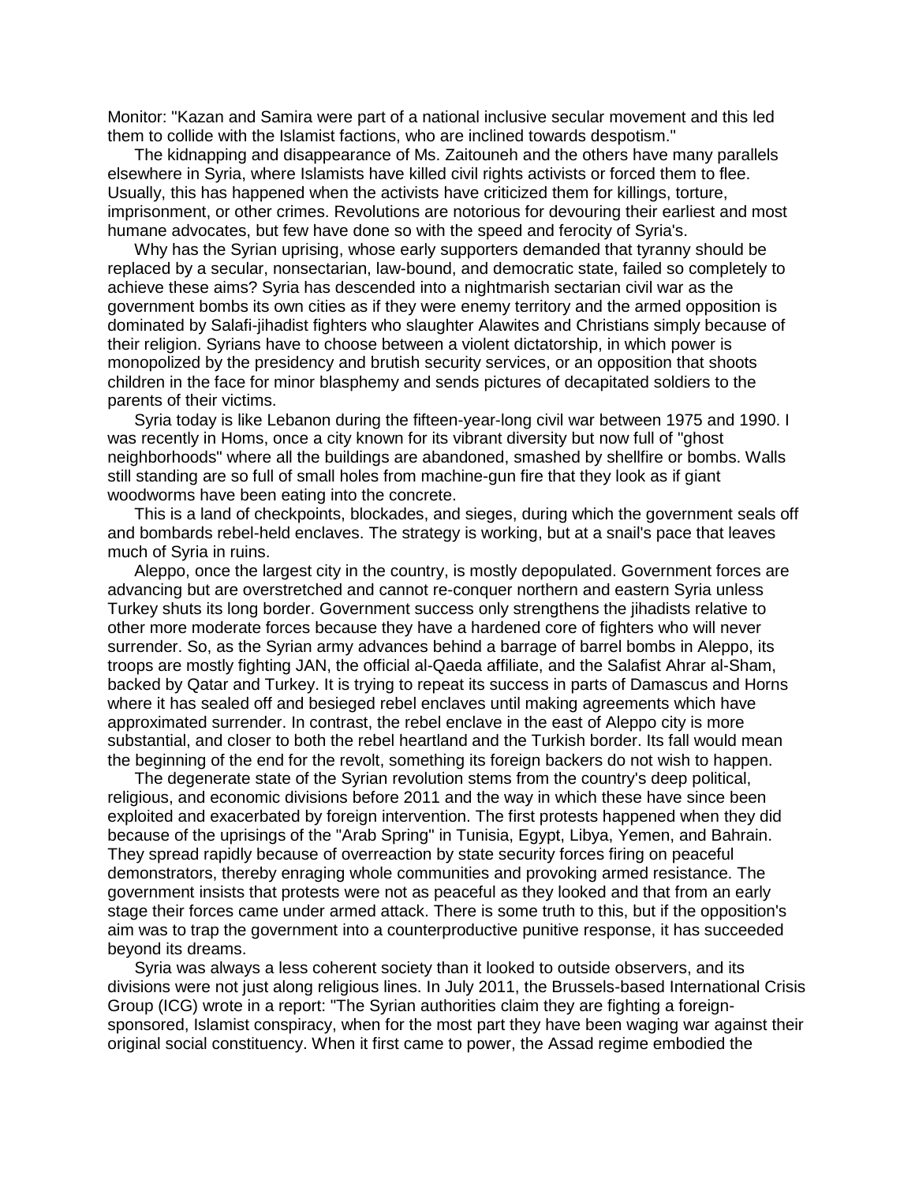Monitor: "Kazan and Samira were part of a national inclusive secular movement and this led them to collide with the Islamist factions, who are inclined towards despotism."

The kidnapping and disappearance of Ms. Zaitouneh and the others have many parallels elsewhere in Syria, where Islamists have killed civil rights activists or forced them to flee. Usually, this has happened when the activists have criticized them for killings, torture, imprisonment, or other crimes. Revolutions are notorious for devouring their earliest and most humane advocates, but few have done so with the speed and ferocity of Syria's.

Why has the Syrian uprising, whose early supporters demanded that tyranny should be replaced by a secular, nonsectarian, law-bound, and democratic state, failed so completely to achieve these aims? Syria has descended into a nightmarish sectarian civil war as the government bombs its own cities as if they were enemy territory and the armed opposition is dominated by Salafi-jihadist fighters who slaughter Alawites and Christians simply because of their religion. Syrians have to choose between a violent dictatorship, in which power is monopolized by the presidency and brutish security services, or an opposition that shoots children in the face for minor blasphemy and sends pictures of decapitated soldiers to the parents of their victims.

Syria today is like Lebanon during the fifteen-year-long civil war between 1975 and 1990. I was recently in Homs, once a city known for its vibrant diversity but now full of "ghost neighborhoods" where all the buildings are abandoned, smashed by shellfire or bombs. Walls still standing are so full of small holes from machine-gun fire that they look as if giant woodworms have been eating into the concrete.

This is a land of checkpoints, blockades, and sieges, during which the government seals off and bombards rebel-held enclaves. The strategy is working, but at a snail's pace that leaves much of Syria in ruins.

Aleppo, once the largest city in the country, is mostly depopulated. Government forces are advancing but are overstretched and cannot re-conquer northern and eastern Syria unless Turkey shuts its long border. Government success only strengthens the jihadists relative to other more moderate forces because they have a hardened core of fighters who will never surrender. So, as the Syrian army advances behind a barrage of barrel bombs in Aleppo, its troops are mostly fighting JAN, the official al-Qaeda affiliate, and the Salafist Ahrar al-Sham, backed by Qatar and Turkey. It is trying to repeat its success in parts of Damascus and Horns where it has sealed off and besieged rebel enclaves until making agreements which have approximated surrender. In contrast, the rebel enclave in the east of Aleppo city is more substantial, and closer to both the rebel heartland and the Turkish border. Its fall would mean the beginning of the end for the revolt, something its foreign backers do not wish to happen.

The degenerate state of the Syrian revolution stems from the country's deep political, religious, and economic divisions before 2011 and the way in which these have since been exploited and exacerbated by foreign intervention. The first protests happened when they did because of the uprisings of the "Arab Spring" in Tunisia, Egypt, Libya, Yemen, and Bahrain. They spread rapidly because of overreaction by state security forces firing on peaceful demonstrators, thereby enraging whole communities and provoking armed resistance. The government insists that protests were not as peaceful as they looked and that from an early stage their forces came under armed attack. There is some truth to this, but if the opposition's aim was to trap the government into a counterproductive punitive response, it has succeeded beyond its dreams.

Syria was always a less coherent society than it looked to outside observers, and its divisions were not just along religious lines. In July 2011, the Brussels-based International Crisis Group (ICG) wrote in a report: "The Syrian authorities claim they are fighting a foreign-sponsored, Islamist conspiracy, when for the most part they have been waging war against their original social constituency. When it first came to power, the Assad regime embodied the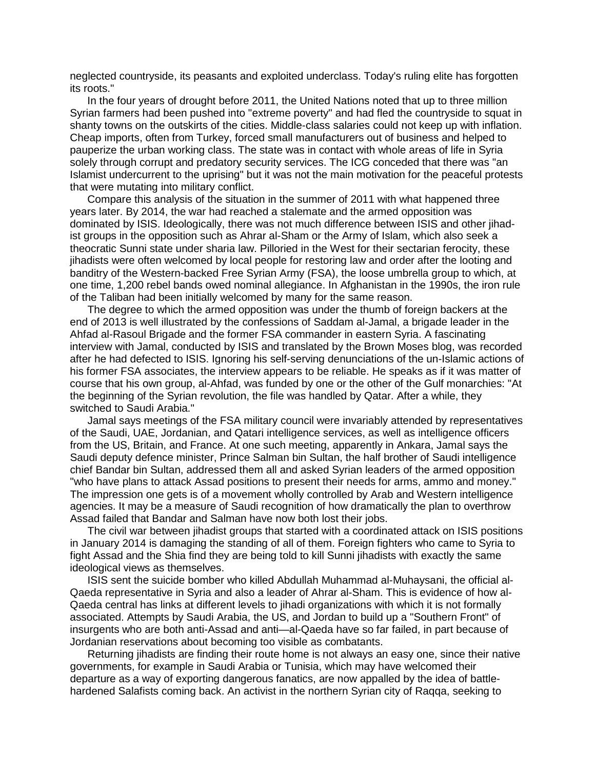neglected countryside, its peasants and exploited underclass. Today's ruling elite has forgotten its roots."

In the four years of drought before 2011, the United Nations noted that up to three million Syrian farmers had been pushed into "extreme poverty" and had fled the countryside to squat in shanty towns on the outskirts of the cities. Middle-class salaries could not keep up with inflation. Cheap imports, often from Turkey, forced small manufacturers out of business and helped to pauperize the urban working class. The state was in contact with whole areas of life in Syria solely through corrupt and predatory security services. The ICG conceded that there was "an Islamist undercurrent to the uprising" but it was not the main motivation for the peaceful protests that were mutating into military conflict.

Compare this analysis of the situation in the summer of 2011 with what happened three years later. By 2014, the war had reached a stalemate and the armed opposition was dominated by ISIS. Ideologically, there was not much difference between ISIS and other jihadist groups in the opposition such as Ahrar al-Sham or the Army of Islam, which also seek a theocratic Sunni state under sharia law. Pilloried in the West for their sectarian ferocity, these jihadists were often welcomed by local people for restoring law and order after the looting and banditry of the Western-backed Free Syrian Army (FSA), the loose umbrella group to which, at one time, 1,200 rebel bands owed nominal allegiance. In Afghanistan in the 1990s, the iron rule of the Taliban had been initially welcomed by many for the same reason.

The degree to which the armed opposition was under the thumb of foreign backers at the end of 2013 is well illustrated by the confessions of Saddam al-Jamal, a brigade leader in the Ahfad al-Rasoul Brigade and the former FSA commander in eastern Syria. A fascinating interview with Jamal, conducted by ISIS and translated by the Brown Moses blog, was recorded after he had defected to ISIS. Ignoring his self-serving denunciations of the un-Islamic actions of his former FSA associates, the interview appears to be reliable. He speaks as if it was matter of course that his own group, al-Ahfad, was funded by one or the other of the Gulf monarchies: "At the beginning of the Syrian revolution, the file was handled by Qatar. After a while, they switched to Saudi Arabia."

Jamal says meetings of the FSA military council were invariably attended by representatives of the Saudi, UAE, Jordanian, and Qatari intelligence services, as well as intelligence officers from the US, Britain, and France. At one such meeting, apparently in Ankara, Jamal says the Saudi deputy defence minister, Prince Salman bin Sultan, the half brother of Saudi intelligence chief Bandar bin Sultan, addressed them all and asked Syrian leaders of the armed opposition "who have plans to attack Assad positions to present their needs for arms, ammo and money." The impression one gets is of a movement wholly controlled by Arab and Western intelligence agencies. It may be a measure of Saudi recognition of how dramatically the plan to overthrow Assad failed that Bandar and Salman have now both lost their jobs.

The civil war between jihadist groups that started with a coordinated attack on ISIS positions in January 2014 is damaging the standing of all of them. Foreign fighters who came to Syria to fight Assad and the Shia find they are being told to kill Sunni jihadists with exactly the same ideological views as themselves.

ISIS sent the suicide bomber who killed Abdullah Muhammad al-Muhaysani, the official al-Qaeda representative in Syria and also a leader of Ahrar al-Sham. This is evidence of how al-Qaeda central has links at different levels to jihadi organizations with which it is not formally associated. Attempts by Saudi Arabia, the US, and Jordan to build up a "Southern Front" of insurgents who are both anti-Assad and anti—al-Qaeda have so far failed, in part because of Jordanian reservations about becoming too visible as combatants.

Returning jihadists are finding their route home is not always an easy one, since their native governments, for example in Saudi Arabia or Tunisia, which may have welcomed their departure as a way of exporting dangerous fanatics, are now appalled by the idea of battle-hardened Salafists coming back. An activist in the northern Syrian city of Raqqa, seeking to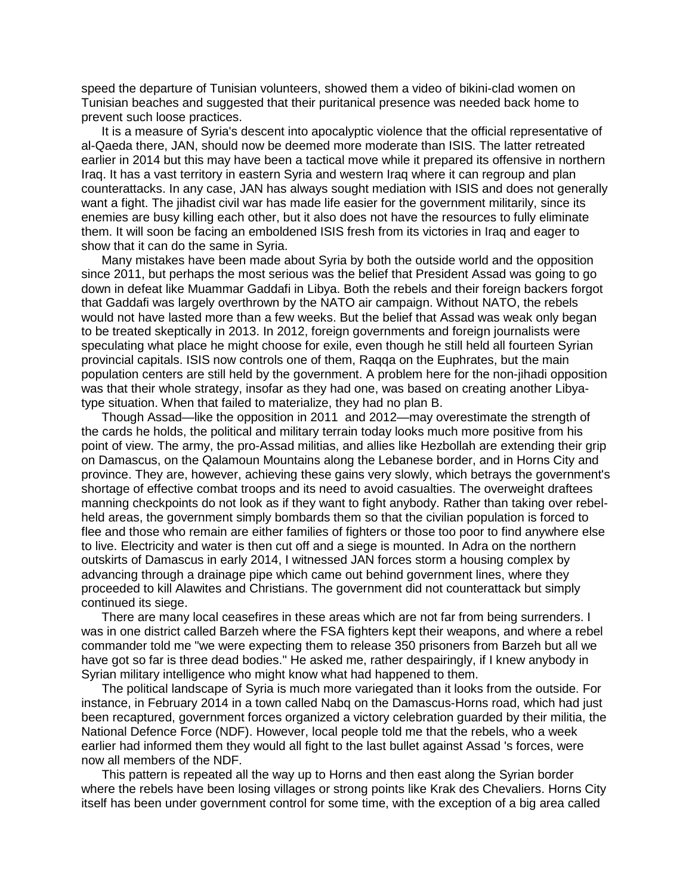speed the departure of Tunisian volunteers, showed them a video of bikini-clad women on Tunisian beaches and suggested that their puritanical presence was needed back home to prevent such loose practices.

It is a measure of Syria's descent into apocalyptic violence that the official representative of al-Qaeda there, JAN, should now be deemed more moderate than ISIS. The latter retreated earlier in 2014 but this may have been a tactical move while it prepared its offensive in northern Iraq. It has a vast territory in eastern Syria and western Iraq where it can regroup and plan counterattacks. In any case, JAN has always sought mediation with ISIS and does not generally want a fight. The jihadist civil war has made life easier for the government militarily, since its enemies are busy killing each other, but it also does not have the resources to fully eliminate them. It will soon be facing an emboldened ISIS fresh from its victories in Iraq and eager to show that it can do the same in Syria.

Many mistakes have been made about Syria by both the outside world and the opposition since 2011, but perhaps the most serious was the belief that President Assad was going to go down in defeat like Muammar Gaddafi in Libya. Both the rebels and their foreign backers forgot that Gaddafi was largely overthrown by the NATO air campaign. Without NATO, the rebels would not have lasted more than a few weeks. But the belief that Assad was weak only began to be treated skeptically in 2013. In 2012, foreign governments and foreign journalists were speculating what place he might choose for exile, even though he still held all fourteen Syrian provincial capitals. ISIS now controls one of them, Raqqa on the Euphrates, but the main population centers are still held by the government. A problem here for the non-jihadi opposition was that their whole strategy, insofar as they had one, was based on creating another Libya-type situation. When that failed to materialize, they had no plan B.

Though Assad—like the opposition in 2011 and 2012—may overestimate the strength of the cards he holds, the political and military terrain today looks much more positive from his point of view. The army, the pro-Assad militias, and allies like Hezbollah are extending their grip on Damascus, on the Qalamoun Mountains along the Lebanese border, and in Horns City and province. They are, however, achieving these gains very slowly, which betrays the government's shortage of effective combat troops and its need to avoid casualties. The overweight draftees manning checkpoints do not look as if they want to fight anybody. Rather than taking over rebel-held areas, the government simply bombards them so that the civilian population is forced to flee and those who remain are either families of fighters or those too poor to find anywhere else to live. Electricity and water is then cut off and a siege is mounted. In Adra on the northern outskirts of Damascus in early 2014, I witnessed JAN forces storm a housing complex by advancing through a drainage pipe which came out behind government lines, where they proceeded to kill Alawites and Christians. The government did not counterattack but simply continued its siege.

There are many local ceasefires in these areas which are not far from being surrenders. I was in one district called Barzeh where the FSA fighters kept their weapons, and where a rebel commander told me "we were expecting them to release 350 prisoners from Barzeh but all we have got so far is three dead bodies." He asked me, rather despairingly, if I knew anybody in Syrian military intelligence who might know what had happened to them.

The political landscape of Syria is much more variegated than it looks from the outside. For instance, in February 2014 in a town called Nabq on the Damascus-Horns road, which had just been recaptured, government forces organized a victory celebration guarded by their militia, the National Defence Force (NDF). However, local people told me that the rebels, who a week earlier had informed them they would all fight to the last bullet against Assad 's forces, were now all members of the NDF.

This pattern is repeated all the way up to Horns and then east along the Syrian border where the rebels have been losing villages or strong points like Krak des Chevaliers. Horns City itself has been under government control for some time, with the exception of a big area called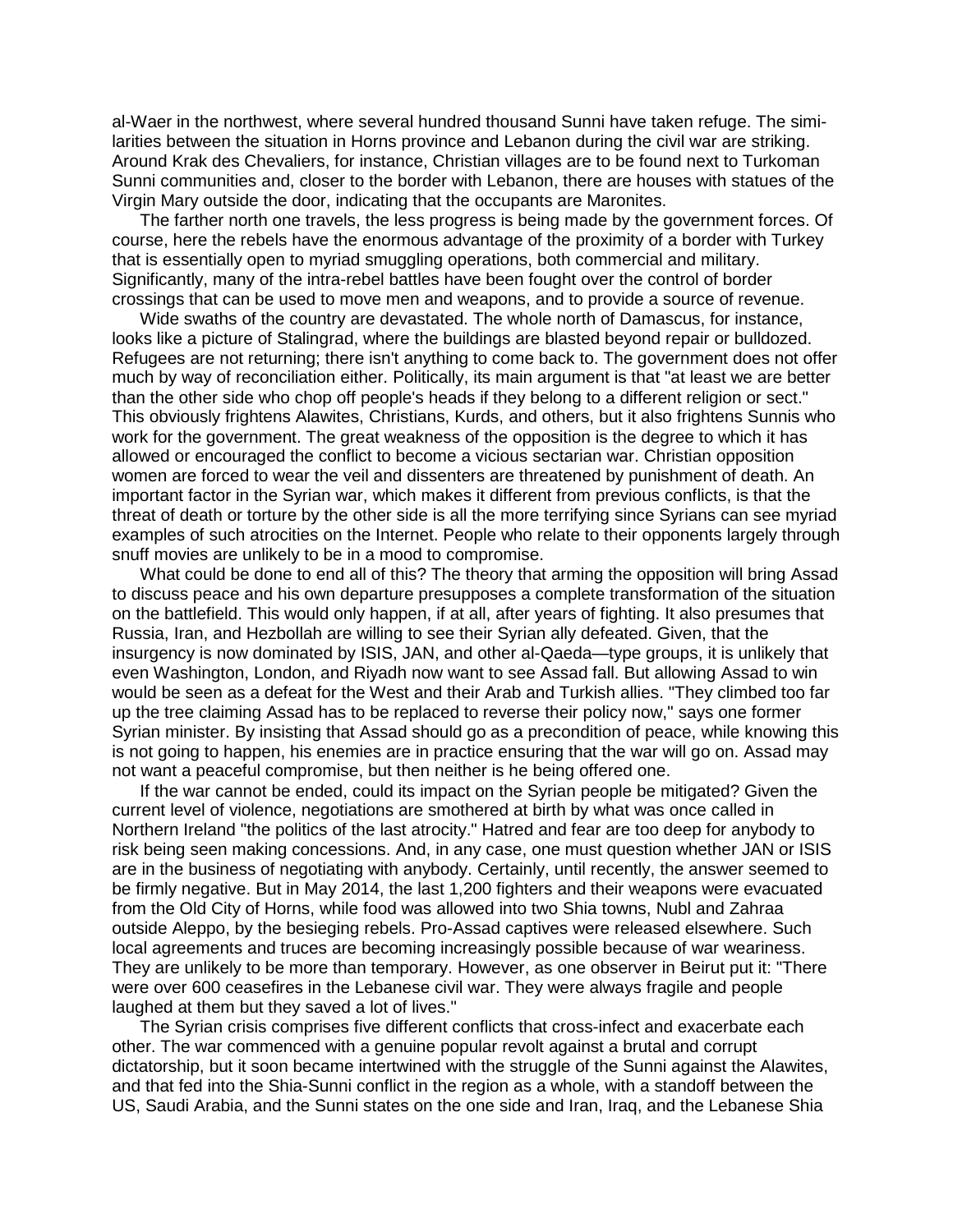al-Waer in the northwest, where several hundred thousand Sunni have taken refuge. The similarities between the situation in Horns province and Lebanon during the civil war are striking. Around Krak des Chevaliers, for instance, Christian villages are to be found next to Turkoman Sunni communities and, closer to the border with Lebanon, there are houses with statues of the Virgin Mary outside the door, indicating that the occupants are Maronites.

The farther north one travels, the less progress is being made by the government forces. Of course, here the rebels have the enormous advantage of the proximity of a border with Turkey that is essentially open to myriad smuggling operations, both commercial and military. Significantly, many of the intra-rebel battles have been fought over the control of border crossings that can be used to move men and weapons, and to provide a source of revenue.

Wide swaths of the country are devastated. The whole north of Damascus, for instance, looks like a picture of Stalingrad, where the buildings are blasted beyond repair or bulldozed. Refugees are not returning; there isn't anything to come back to. The government does not offer much by way of reconciliation either. Politically, its main argument is that "at least we are better than the other side who chop off people's heads if they belong to a different religion or sect." This obviously frightens Alawites, Christians, Kurds, and others, but it also frightens Sunnis who work for the government. The great weakness of the opposition is the degree to which it has allowed or encouraged the conflict to become a vicious sectarian war. Christian opposition women are forced to wear the veil and dissenters are threatened by punishment of death. An important factor in the Syrian war, which makes it different from previous conflicts, is that the threat of death or torture by the other side is all the more terrifying since Syrians can see myriad examples of such atrocities on the Internet. People who relate to their opponents largely through snuff movies are unlikely to be in a mood to compromise.

What could be done to end all of this? The theory that arming the opposition will bring Assad to discuss peace and his own departure presupposes a complete transformation of the situation on the battlefield. This would only happen, if at all, after years of fighting. It also presumes that Russia, Iran, and Hezbollah are willing to see their Syrian ally defeated. Given, that the insurgency is now dominated by ISIS, JAN, and other al-Qaeda—type groups, it is unlikely that even Washington, London, and Riyadh now want to see Assad fall. But allowing Assad to win would be seen as a defeat for the West and their Arab and Turkish allies. "They climbed too far up the tree claiming Assad has to be replaced to reverse their policy now," says one former Syrian minister. By insisting that Assad should go as a precondition of peace, while knowing this is not going to happen, his enemies are in practice ensuring that the war will go on. Assad may not want a peaceful compromise, but then neither is he being offered one.

If the war cannot be ended, could its impact on the Syrian people be mitigated? Given the current level of violence, negotiations are smothered at birth by what was once called in Northern Ireland "the politics of the last atrocity." Hatred and fear are too deep for anybody to risk being seen making concessions. And, in any case, one must question whether JAN or ISIS are in the business of negotiating with anybody. Certainly, until recently, the answer seemed to be firmly negative. But in May 2014, the last 1,200 fighters and their weapons were evacuated from the Old City of Horns, while food was allowed into two Shia towns, Nubl and Zahraa outside Aleppo, by the besieging rebels. Pro-Assad captives were released elsewhere. Such local agreements and truces are becoming increasingly possible because of war weariness. They are unlikely to be more than temporary. However, as one observer in Beirut put it: "There were over 600 ceasefires in the Lebanese civil war. They were always fragile and people laughed at them but they saved a lot of lives."

The Syrian crisis comprises five different conflicts that cross-infect and exacerbate each other. The war commenced with a genuine popular revolt against a brutal and corrupt dictatorship, but it soon became intertwined with the struggle of the Sunni against the Alawites, and that fed into the Shia-Sunni conflict in the region as a whole, with a standoff between the US, Saudi Arabia, and the Sunni states on the one side and Iran, Iraq, and the Lebanese Shia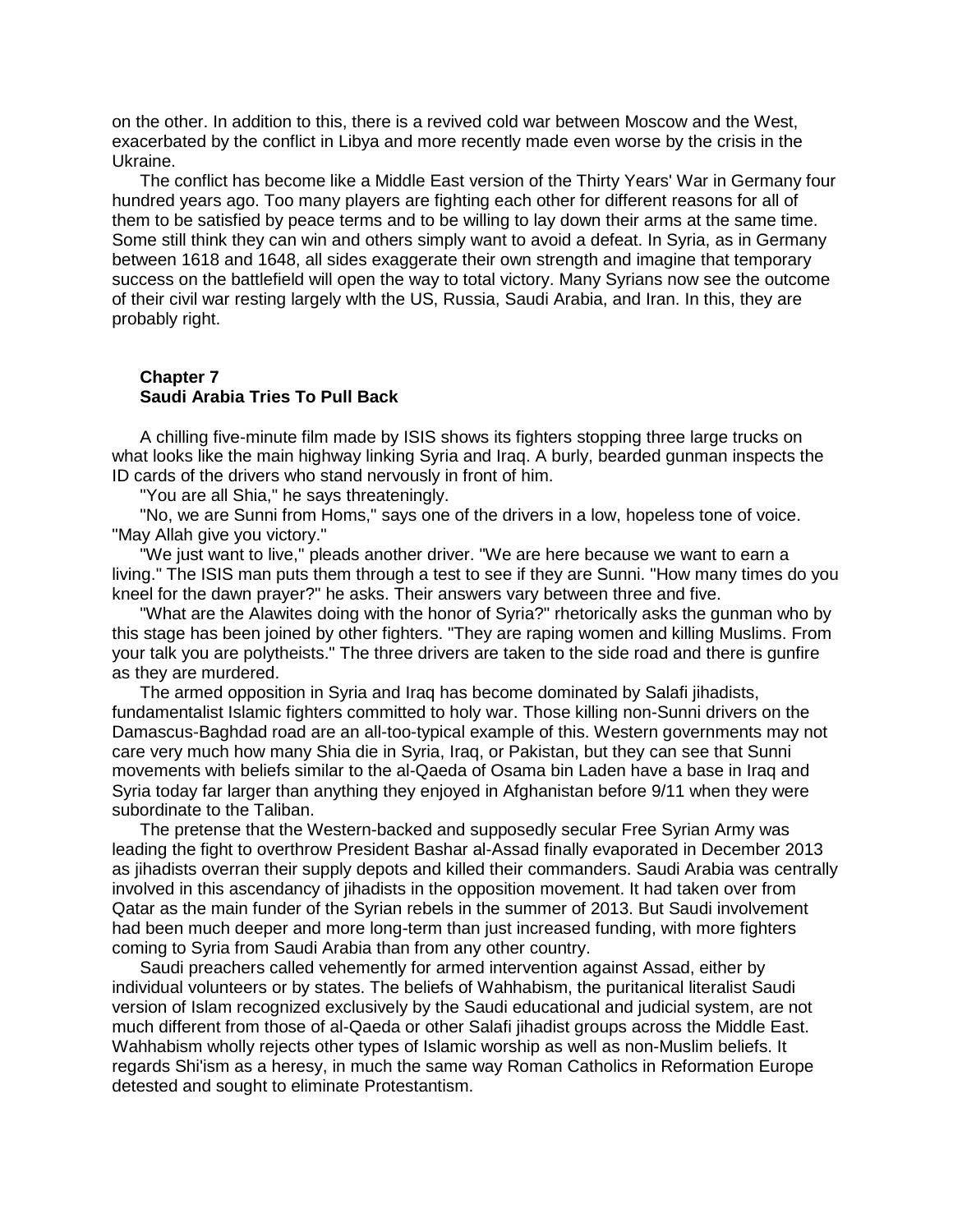on the other. In addition to this, there is a revived cold war between Moscow and the West, exacerbated by the conflict in Libya and more recently made even worse by the crisis in the Ukraine.

The conflict has become like a Middle East version of the Thirty Years' War in Germany four hundred years ago. Too many players are fighting each other for different reasons for all of them to be satisfied by peace terms and to be willing to lay down their arms at the same time. Some still think they can win and others simply want to avoid a defeat. In Syria, as in Germany between 1618 and 1648, all sides exaggerate their own strength and imagine that temporary success on the battlefield will open the way to total victory. Many Syrians now see the outcome of their civil war resting largely wlth the US, Russia, Saudi Arabia, and Iran. In this, they are probably right.

## Chapter 7
## Saudi Arabia Tries To Pull Back

A chilling five-minute film made by ISIS shows its fighters stopping three large trucks on what looks like the main highway linking Syria and Iraq. A burly, bearded gunman inspects the ID cards of the drivers who stand nervously in front of him.

"You are all Shia," he says threateningly.

"No, we are Sunni from Homs," says one of the drivers in a low, hopeless tone of voice. "May Allah give you victory."

"We just want to live," pleads another driver. "We are here because we want to earn a living." The ISIS man puts them through a test to see if they are Sunni. "How many times do you kneel for the dawn prayer?" he asks. Their answers vary between three and five.

"What are the Alawites doing with the honor of Syria?" rhetorically asks the gunman who by this stage has been joined by other fighters. "They are raping women and killing Muslims. From your talk you are polytheists." The three drivers are taken to the side road and there is gunfire as they are murdered.

The armed opposition in Syria and Iraq has become dominated by Salafi jihadists, fundamentalist Islamic fighters committed to holy war. Those killing non-Sunni drivers on the Damascus-Baghdad road are an all-too-typical example of this. Western governments may not care very much how many Shia die in Syria, Iraq, or Pakistan, but they can see that Sunni movements with beliefs similar to the al-Qaeda of Osama bin Laden have a base in Iraq and Syria today far larger than anything they enjoyed in Afghanistan before 9/11 when they were subordinate to the Taliban.

The pretense that the Western-backed and supposedly secular Free Syrian Army was leading the fight to overthrow President Bashar al-Assad finally evaporated in December 2013 as jihadists overran their supply depots and killed their commanders. Saudi Arabia was centrally involved in this ascendancy of jihadists in the opposition movement. It had taken over from Qatar as the main funder of the Syrian rebels in the summer of 2013. But Saudi involvement had been much deeper and more long-term than just increased funding, with more fighters coming to Syria from Saudi Arabia than from any other country.

Saudi preachers called vehemently for armed intervention against Assad, either by individual volunteers or by states. The beliefs of Wahhabism, the puritanical literalist Saudi version of Islam recognized exclusively by the Saudi educational and judicial system, are not much different from those of al-Qaeda or other Salafi jihadist groups across the Middle East. Wahhabism wholly rejects other types of Islamic worship as well as non-Muslim beliefs. It regards Shi'ism as a heresy, in much the same way Roman Catholics in Reformation Europe detested and sought to eliminate Protestantism.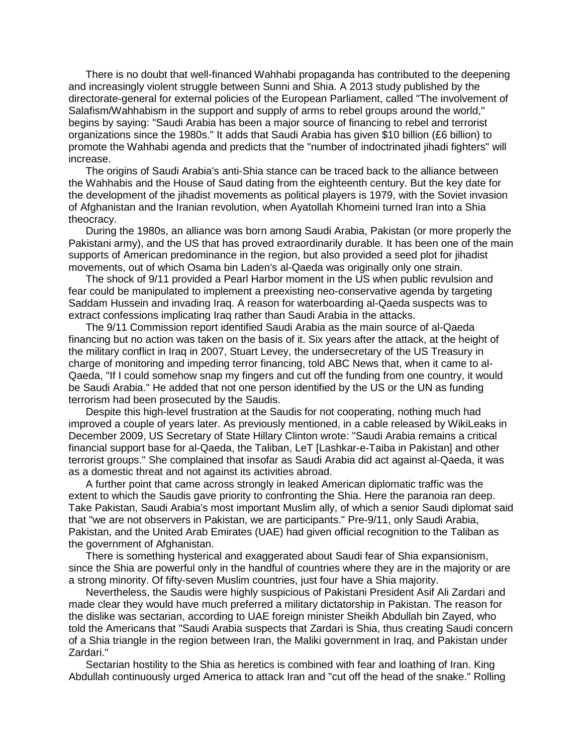There is no doubt that well-financed Wahhabi propaganda has contributed to the deepening and increasingly violent struggle between Sunni and Shia. A 2013 study published by the directorate-general for external policies of the European Parliament, called "The involvement of Salafism/Wahhabism in the support and supply of arms to rebel groups around the world," begins by saying: "Saudi Arabia has been a major source of financing to rebel and terrorist organizations since the 1980s." It adds that Saudi Arabia has given $10 billion (£6 billion) to promote the Wahhabi agenda and predicts that the "number of indoctrinated jihadi fighters" will increase.

The origins of Saudi Arabia's anti-Shia stance can be traced back to the alliance between the Wahhabis and the House of Saud dating from the eighteenth century. But the key date for the development of the jihadist movements as political players is 1979, with the Soviet invasion of Afghanistan and the Iranian revolution, when Ayatollah Khomeini turned Iran into a Shia theocracy.

During the 1980s, an alliance was born among Saudi Arabia, Pakistan (or more properly the Pakistani army), and the US that has proved extraordinarily durable. It has been one of the main supports of American predominance in the region, but also provided a seed plot for jihadist movements, out of which Osama bin Laden's al-Qaeda was originally only one strain.

The shock of 9/11 provided a Pearl Harbor moment in the US when public revulsion and fear could be manipulated to implement a preexisting neo-conservative agenda by targeting Saddam Hussein and invading Iraq. A reason for waterboarding al-Qaeda suspects was to extract confessions implicating Iraq rather than Saudi Arabia in the attacks.

The 9/11 Commission report identified Saudi Arabia as the main source of al-Qaeda financing but no action was taken on the basis of it. Six years after the attack, at the height of the military conflict in Iraq in 2007, Stuart Levey, the undersecretary of the US Treasury in charge of monitoring and impeding terror financing, told ABC News that, when it came to al-Qaeda, "If I could somehow snap my fingers and cut off the funding from one country, it would be Saudi Arabia." He added that not one person identified by the US or the UN as funding terrorism had been prosecuted by the Saudis.

Despite this high-level frustration at the Saudis for not cooperating, nothing much had improved a couple of years later. As previously mentioned, in a cable released by WikiLeaks in December 2009, US Secretary of State Hillary Clinton wrote: "Saudi Arabia remains a critical financial support base for al-Qaeda, the Taliban, LeT [Lashkar-e-Taiba in Pakistan] and other terrorist groups." She complained that insofar as Saudi Arabia did act against al-Qaeda, it was as a domestic threat and not against its activities abroad.

A further point that came across strongly in leaked American diplomatic traffic was the extent to which the Saudis gave priority to confronting the Shia. Here the paranoia ran deep. Take Pakistan, Saudi Arabia's most important Muslim ally, of which a senior Saudi diplomat said that "we are not observers in Pakistan, we are participants." Pre-9/11, only Saudi Arabia, Pakistan, and the United Arab Emirates (UAE) had given official recognition to the Taliban as the government of Afghanistan.

There is something hysterical and exaggerated about Saudi fear of Shia expansionism, since the Shia are powerful only in the handful of countries where they are in the majority or are a strong minority. Of fifty-seven Muslim countries, just four have a Shia majority.

Nevertheless, the Saudis were highly suspicious of Pakistani President Asif Ali Zardari and made clear they would have much preferred a military dictatorship in Pakistan. The reason for the dislike was sectarian, according to UAE foreign minister Sheikh Abdullah bin Zayed, who told the Americans that "Saudi Arabia suspects that Zardari is Shia, thus creating Saudi concern of a Shia triangle in the region between Iran, the Maliki government in Iraq, and Pakistan under Zardari."

Sectarian hostility to the Shia as heretics is combined with fear and loathing of Iran. King Abdullah continuously urged America to attack Iran and "cut off the head of the snake." Rolling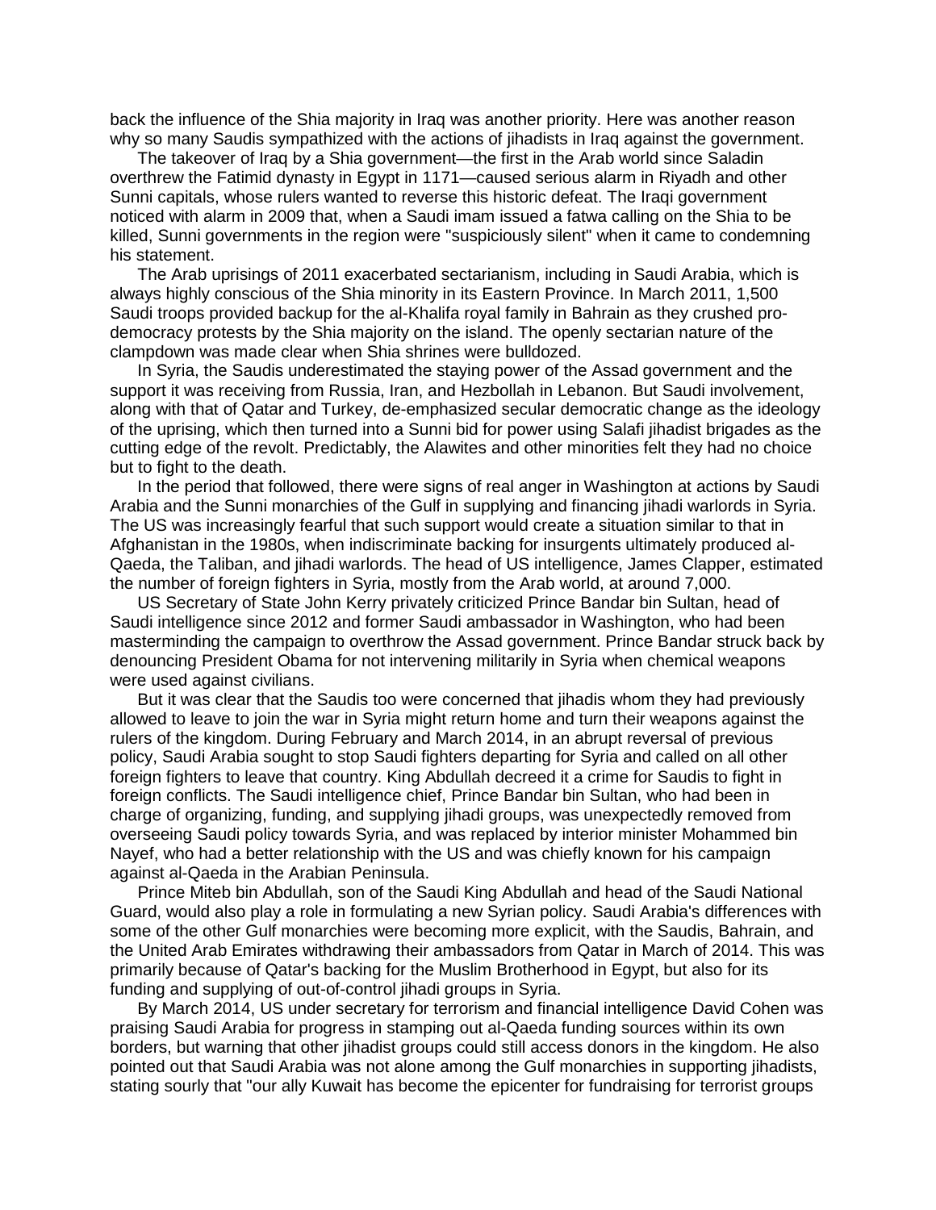back the influence of the Shia majority in Iraq was another priority. Here was another reason why so many Saudis sympathized with the actions of jihadists in Iraq against the government.

The takeover of Iraq by a Shia government—the first in the Arab world since Saladin overthrew the Fatimid dynasty in Egypt in 1171—caused serious alarm in Riyadh and other Sunni capitals, whose rulers wanted to reverse this historic defeat. The Iraqi government noticed with alarm in 2009 that, when a Saudi imam issued a fatwa calling on the Shia to be killed, Sunni governments in the region were "suspiciously silent" when it came to condemning his statement.

The Arab uprisings of 2011 exacerbated sectarianism, including in Saudi Arabia, which is always highly conscious of the Shia minority in its Eastern Province. In March 2011, 1,500 Saudi troops provided backup for the al-Khalifa royal family in Bahrain as they crushed pro-democracy protests by the Shia majority on the island. The openly sectarian nature of the clampdown was made clear when Shia shrines were bulldozed.

In Syria, the Saudis underestimated the staying power of the Assad government and the support it was receiving from Russia, Iran, and Hezbollah in Lebanon. But Saudi involvement, along with that of Qatar and Turkey, de-emphasized secular democratic change as the ideology of the uprising, which then turned into a Sunni bid for power using Salafi jihadist brigades as the cutting edge of the revolt. Predictably, the Alawites and other minorities felt they had no choice but to fight to the death.

In the period that followed, there were signs of real anger in Washington at actions by Saudi Arabia and the Sunni monarchies of the Gulf in supplying and financing jihadi warlords in Syria. The US was increasingly fearful that such support would create a situation similar to that in Afghanistan in the 1980s, when indiscriminate backing for insurgents ultimately produced al-Qaeda, the Taliban, and jihadi warlords. The head of US intelligence, James Clapper, estimated the number of foreign fighters in Syria, mostly from the Arab world, at around 7,000.

US Secretary of State John Kerry privately criticized Prince Bandar bin Sultan, head of Saudi intelligence since 2012 and former Saudi ambassador in Washington, who had been masterminding the campaign to overthrow the Assad government. Prince Bandar struck back by denouncing President Obama for not intervening militarily in Syria when chemical weapons were used against civilians.

But it was clear that the Saudis too were concerned that jihadis whom they had previously allowed to leave to join the war in Syria might return home and turn their weapons against the rulers of the kingdom. During February and March 2014, in an abrupt reversal of previous policy, Saudi Arabia sought to stop Saudi fighters departing for Syria and called on all other foreign fighters to leave that country. King Abdullah decreed it a crime for Saudis to fight in foreign conflicts. The Saudi intelligence chief, Prince Bandar bin Sultan, who had been in charge of organizing, funding, and supplying jihadi groups, was unexpectedly removed from overseeing Saudi policy towards Syria, and was replaced by interior minister Mohammed bin Nayef, who had a better relationship with the US and was chiefly known for his campaign against al-Qaeda in the Arabian Peninsula.

Prince Miteb bin Abdullah, son of the Saudi King Abdullah and head of the Saudi National Guard, would also play a role in formulating a new Syrian policy. Saudi Arabia's differences with some of the other Gulf monarchies were becoming more explicit, with the Saudis, Bahrain, and the United Arab Emirates withdrawing their ambassadors from Qatar in March of 2014. This was primarily because of Qatar's backing for the Muslim Brotherhood in Egypt, but also for its funding and supplying of out-of-control jihadi groups in Syria.

By March 2014, US under secretary for terrorism and financial intelligence David Cohen was praising Saudi Arabia for progress in stamping out al-Qaeda funding sources within its own borders, but warning that other jihadist groups could still access donors in the kingdom. He also pointed out that Saudi Arabia was not alone among the Gulf monarchies in supporting jihadists, stating sourly that "our ally Kuwait has become the epicenter for fundraising for terrorist groups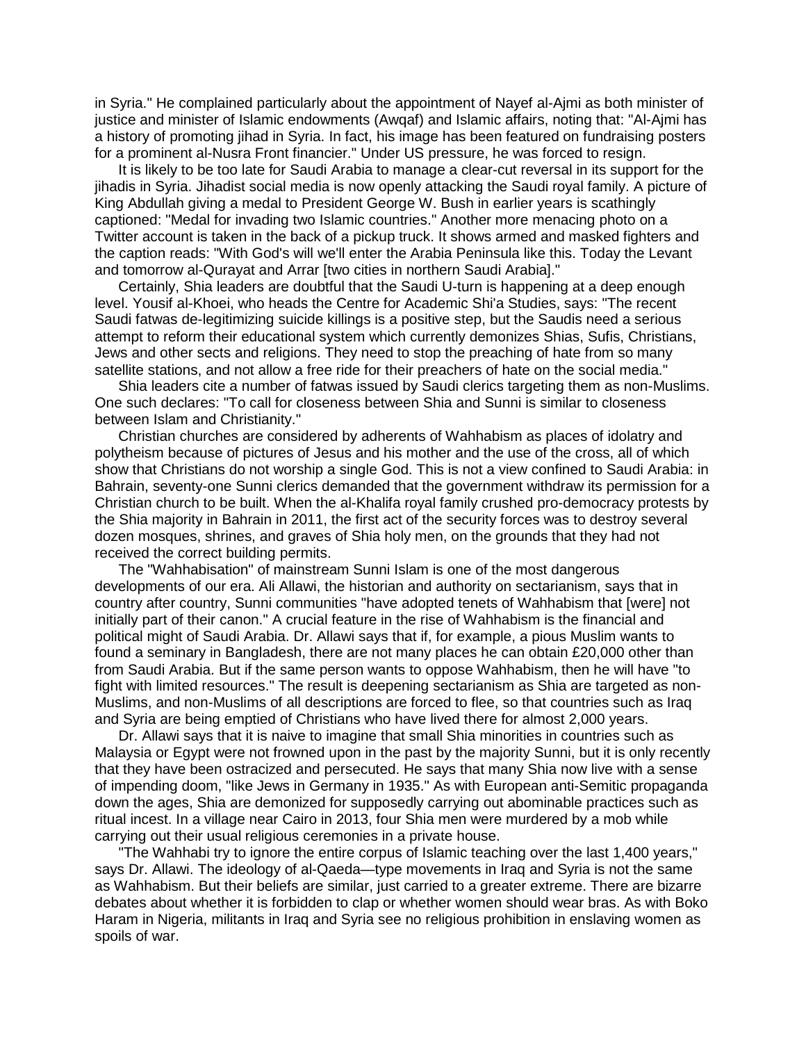in Syria." He complained particularly about the appointment of Nayef al-Ajmi as both minister of justice and minister of Islamic endowments (Awqaf) and Islamic affairs, noting that: "Al-Ajmi has a history of promoting jihad in Syria. In fact, his image has been featured on fundraising posters for a prominent al-Nusra Front financier." Under US pressure, he was forced to resign.

It is likely to be too late for Saudi Arabia to manage a clear-cut reversal in its support for the jihadis in Syria. Jihadist social media is now openly attacking the Saudi royal family. A picture of King Abdullah giving a medal to President George W. Bush in earlier years is scathingly captioned: "Medal for invading two Islamic countries." Another more menacing photo on a Twitter account is taken in the back of a pickup truck. It shows armed and masked fighters and the caption reads: "With God's will we'll enter the Arabia Peninsula like this. Today the Levant and tomorrow al-Qurayat and Arrar [two cities in northern Saudi Arabia]."

Certainly, Shia leaders are doubtful that the Saudi U-turn is happening at a deep enough level. Yousif al-Khoei, who heads the Centre for Academic Shi'a Studies, says: "The recent Saudi fatwas de-legitimizing suicide killings is a positive step, but the Saudis need a serious attempt to reform their educational system which currently demonizes Shias, Sufis, Christians, Jews and other sects and religions. They need to stop the preaching of hate from so many satellite stations, and not allow a free ride for their preachers of hate on the social media."

Shia leaders cite a number of fatwas issued by Saudi clerics targeting them as non-Muslims. One such declares: "To call for closeness between Shia and Sunni is similar to closeness between Islam and Christianity."

Christian churches are considered by adherents of Wahhabism as places of idolatry and polytheism because of pictures of Jesus and his mother and the use of the cross, all of which show that Christians do not worship a single God. This is not a view confined to Saudi Arabia: in Bahrain, seventy-one Sunni clerics demanded that the government withdraw its permission for a Christian church to be built. When the al-Khalifa royal family crushed pro-democracy protests by the Shia majority in Bahrain in 2011, the first act of the security forces was to destroy several dozen mosques, shrines, and graves of Shia holy men, on the grounds that they had not received the correct building permits.

The "Wahhabisation" of mainstream Sunni Islam is one of the most dangerous developments of our era. Ali Allawi, the historian and authority on sectarianism, says that in country after country, Sunni communities "have adopted tenets of Wahhabism that [were] not initially part of their canon." A crucial feature in the rise of Wahhabism is the financial and political might of Saudi Arabia. Dr. Allawi says that if, for example, a pious Muslim wants to found a seminary in Bangladesh, there are not many places he can obtain £20,000 other than from Saudi Arabia. But if the same person wants to oppose Wahhabism, then he will have "to fight with limited resources." The result is deepening sectarianism as Shia are targeted as non-Muslims, and non-Muslims of all descriptions are forced to flee, so that countries such as Iraq and Syria are being emptied of Christians who have lived there for almost 2,000 years.

Dr. Allawi says that it is naive to imagine that small Shia minorities in countries such as Malaysia or Egypt were not frowned upon in the past by the majority Sunni, but it is only recently that they have been ostracized and persecuted. He says that many Shia now live with a sense of impending doom, "like Jews in Germany in 1935." As with European anti-Semitic propaganda down the ages, Shia are demonized for supposedly carrying out abominable practices such as ritual incest. In a village near Cairo in 2013, four Shia men were murdered by a mob while carrying out their usual religious ceremonies in a private house.

"The Wahhabi try to ignore the entire corpus of Islamic teaching over the last 1,400 years," says Dr. Allawi. The ideology of al-Qaeda—type movements in Iraq and Syria is not the same as Wahhabism. But their beliefs are similar, just carried to a greater extreme. There are bizarre debates about whether it is forbidden to clap or whether women should wear bras. As with Boko Haram in Nigeria, militants in Iraq and Syria see no religious prohibition in enslaving women as spoils of war.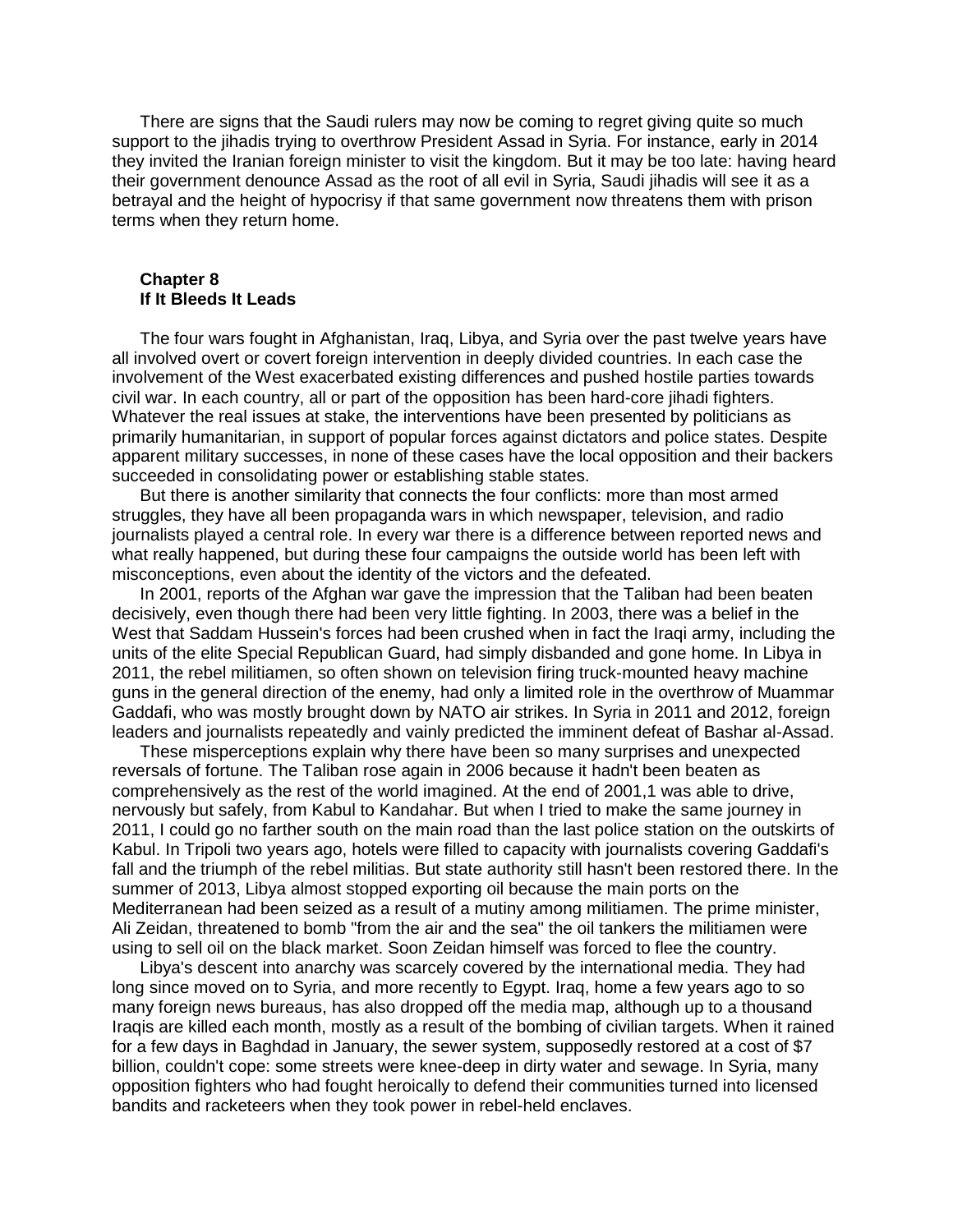There are signs that the Saudi rulers may now be coming to regret giving quite so much support to the jihadis trying to overthrow President Assad in Syria. For instance, early in 2014 they invited the Iranian foreign minister to visit the kingdom. But it may be too late: having heard their government denounce Assad as the root of all evil in Syria, Saudi jihadis will see it as a betrayal and the height of hypocrisy if that same government now threatens them with prison terms when they return home.

## Chapter 8
## If It Bleeds It Leads

The four wars fought in Afghanistan, Iraq, Libya, and Syria over the past twelve years have all involved overt or covert foreign intervention in deeply divided countries. In each case the involvement of the West exacerbated existing differences and pushed hostile parties towards civil war. In each country, all or part of the opposition has been hard-core jihadi fighters. Whatever the real issues at stake, the interventions have been presented by politicians as primarily humanitarian, in support of popular forces against dictators and police states. Despite apparent military successes, in none of these cases have the local opposition and their backers succeeded in consolidating power or establishing stable states.

But there is another similarity that connects the four conflicts: more than most armed struggles, they have all been propaganda wars in which newspaper, television, and radio journalists played a central role. In every war there is a difference between reported news and what really happened, but during these four campaigns the outside world has been left with misconceptions, even about the identity of the victors and the defeated.

In 2001, reports of the Afghan war gave the impression that the Taliban had been beaten decisively, even though there had been very little fighting. In 2003, there was a belief in the West that Saddam Hussein's forces had been crushed when in fact the Iraqi army, including the units of the elite Special Republican Guard, had simply disbanded and gone home. In Libya in 2011, the rebel militiamen, so often shown on television firing truck-mounted heavy machine guns in the general direction of the enemy, had only a limited role in the overthrow of Muammar Gaddafi, who was mostly brought down by NATO air strikes. In Syria in 2011 and 2012, foreign leaders and journalists repeatedly and vainly predicted the imminent defeat of Bashar al-Assad.

These misperceptions explain why there have been so many surprises and unexpected reversals of fortune. The Taliban rose again in 2006 because it hadn't been beaten as comprehensively as the rest of the world imagined. At the end of 2001,1 was able to drive, nervously but safely, from Kabul to Kandahar. But when I tried to make the same journey in 2011, I could go no farther south on the main road than the last police station on the outskirts of Kabul. In Tripoli two years ago, hotels were filled to capacity with journalists covering Gaddafi's fall and the triumph of the rebel militias. But state authority still hasn't been restored there. In the summer of 2013, Libya almost stopped exporting oil because the main ports on the Mediterranean had been seized as a result of a mutiny among militiamen. The prime minister, Ali Zeidan, threatened to bomb "from the air and the sea" the oil tankers the militiamen were using to sell oil on the black market. Soon Zeidan himself was forced to flee the country.

Libya's descent into anarchy was scarcely covered by the international media. They had long since moved on to Syria, and more recently to Egypt. Iraq, home a few years ago to so many foreign news bureaus, has also dropped off the media map, although up to a thousand Iraqis are killed each month, mostly as a result of the bombing of civilian targets. When it rained for a few days in Baghdad in January, the sewer system, supposedly restored at a cost of $7 billion, couldn't cope: some streets were knee-deep in dirty water and sewage. In Syria, many opposition fighters who had fought heroically to defend their communities turned into licensed bandits and racketeers when they took power in rebel-held enclaves.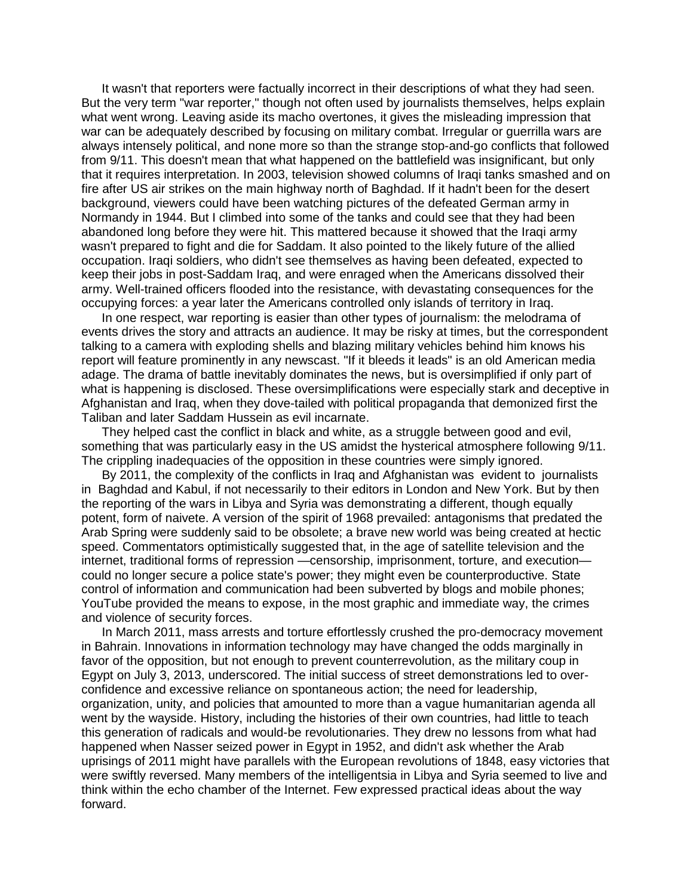It wasn't that reporters were factually incorrect in their descriptions of what they had seen. But the very term "war reporter," though not often used by journalists themselves, helps explain what went wrong. Leaving aside its macho overtones, it gives the misleading impression that war can be adequately described by focusing on military combat. Irregular or guerrilla wars are always intensely political, and none more so than the strange stop-and-go conflicts that followed from 9/11. This doesn't mean that what happened on the battlefield was insignificant, but only that it requires interpretation. In 2003, television showed columns of Iraqi tanks smashed and on fire after US air strikes on the main highway north of Baghdad. If it hadn't been for the desert background, viewers could have been watching pictures of the defeated German army in Normandy in 1944. But I climbed into some of the tanks and could see that they had been abandoned long before they were hit. This mattered because it showed that the Iraqi army wasn't prepared to fight and die for Saddam. It also pointed to the likely future of the allied occupation. Iraqi soldiers, who didn't see themselves as having been defeated, expected to keep their jobs in post-Saddam Iraq, and were enraged when the Americans dissolved their army. Well-trained officers flooded into the resistance, with devastating consequences for the occupying forces: a year later the Americans controlled only islands of territory in Iraq.

In one respect, war reporting is easier than other types of journalism: the melodrama of events drives the story and attracts an audience. It may be risky at times, but the correspondent talking to a camera with exploding shells and blazing military vehicles behind him knows his report will feature prominently in any newscast. "If it bleeds it leads" is an old American media adage. The drama of battle inevitably dominates the news, but is oversimplified if only part of what is happening is disclosed. These oversimplifications were especially stark and deceptive in Afghanistan and Iraq, when they dove-tailed with political propaganda that demonized first the Taliban and later Saddam Hussein as evil incarnate.

They helped cast the conflict in black and white, as a struggle between good and evil, something that was particularly easy in the US amidst the hysterical atmosphere following 9/11. The crippling inadequacies of the opposition in these countries were simply ignored.

By 2011, the complexity of the conflicts in Iraq and Afghanistan was evident to journalists in Baghdad and Kabul, if not necessarily to their editors in London and New York. But by then the reporting of the wars in Libya and Syria was demonstrating a different, though equally potent, form of naivete. A version of the spirit of 1968 prevailed: antagonisms that predated the Arab Spring were suddenly said to be obsolete; a brave new world was being created at hectic speed. Commentators optimistically suggested that, in the age of satellite television and the internet, traditional forms of repression —censorship, imprisonment, torture, and execution— could no longer secure a police state's power; they might even be counterproductive. State control of information and communication had been subverted by blogs and mobile phones; YouTube provided the means to expose, in the most graphic and immediate way, the crimes and violence of security forces.

In March 2011, mass arrests and torture effortlessly crushed the pro-democracy movement in Bahrain. Innovations in information technology may have changed the odds marginally in favor of the opposition, but not enough to prevent counterrevolution, as the military coup in Egypt on July 3, 2013, underscored. The initial success of street demonstrations led to over-confidence and excessive reliance on spontaneous action; the need for leadership, organization, unity, and policies that amounted to more than a vague humanitarian agenda all went by the wayside. History, including the histories of their own countries, had little to teach this generation of radicals and would-be revolutionaries. They drew no lessons from what had happened when Nasser seized power in Egypt in 1952, and didn't ask whether the Arab uprisings of 2011 might have parallels with the European revolutions of 1848, easy victories that were swiftly reversed. Many members of the intelligentsia in Libya and Syria seemed to live and think within the echo chamber of the Internet. Few expressed practical ideas about the way forward.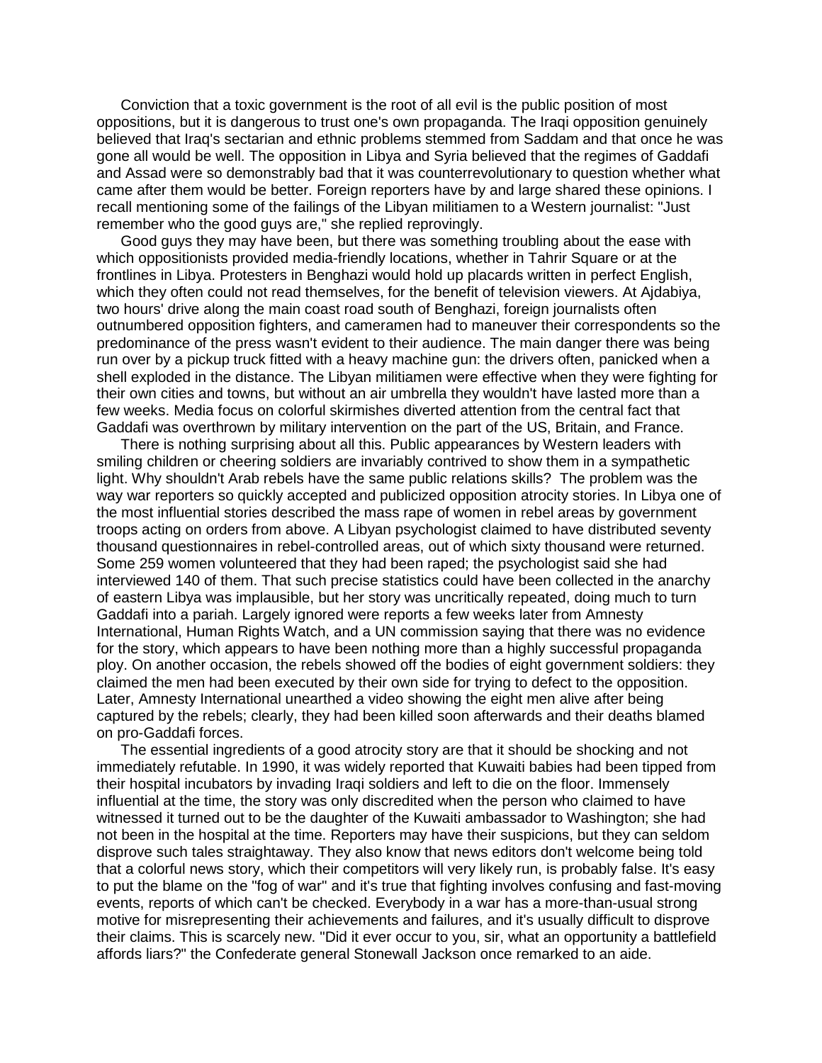Conviction that a toxic government is the root of all evil is the public position of most oppositions, but it is dangerous to trust one's own propaganda. The Iraqi opposition genuinely believed that Iraq's sectarian and ethnic problems stemmed from Saddam and that once he was gone all would be well. The opposition in Libya and Syria believed that the regimes of Gaddafi and Assad were so demonstrably bad that it was counterrevolutionary to question whether what came after them would be better. Foreign reporters have by and large shared these opinions. I recall mentioning some of the failings of the Libyan militiamen to a Western journalist: "Just remember who the good guys are," she replied reprovingly.

Good guys they may have been, but there was something troubling about the ease with which oppositionists provided media-friendly locations, whether in Tahrir Square or at the frontlines in Libya. Protesters in Benghazi would hold up placards written in perfect English, which they often could not read themselves, for the benefit of television viewers. At Ajdabiya, two hours' drive along the main coast road south of Benghazi, foreign journalists often outnumbered opposition fighters, and cameramen had to maneuver their correspondents so the predominance of the press wasn't evident to their audience. The main danger there was being run over by a pickup truck fitted with a heavy machine gun: the drivers often, panicked when a shell exploded in the distance. The Libyan militiamen were effective when they were fighting for their own cities and towns, but without an air umbrella they wouldn't have lasted more than a few weeks. Media focus on colorful skirmishes diverted attention from the central fact that Gaddafi was overthrown by military intervention on the part of the US, Britain, and France.

There is nothing surprising about all this. Public appearances by Western leaders with smiling children or cheering soldiers are invariably contrived to show them in a sympathetic light. Why shouldn't Arab rebels have the same public relations skills? The problem was the way war reporters so quickly accepted and publicized opposition atrocity stories. In Libya one of the most influential stories described the mass rape of women in rebel areas by government troops acting on orders from above. A Libyan psychologist claimed to have distributed seventy thousand questionnaires in rebel-controlled areas, out of which sixty thousand were returned. Some 259 women volunteered that they had been raped; the psychologist said she had interviewed 140 of them. That such precise statistics could have been collected in the anarchy of eastern Libya was implausible, but her story was uncritically repeated, doing much to turn Gaddafi into a pariah. Largely ignored were reports a few weeks later from Amnesty International, Human Rights Watch, and a UN commission saying that there was no evidence for the story, which appears to have been nothing more than a highly successful propaganda ploy. On another occasion, the rebels showed off the bodies of eight government soldiers: they claimed the men had been executed by their own side for trying to defect to the opposition. Later, Amnesty International unearthed a video showing the eight men alive after being captured by the rebels; clearly, they had been killed soon afterwards and their deaths blamed on pro-Gaddafi forces.

The essential ingredients of a good atrocity story are that it should be shocking and not immediately refutable. In 1990, it was widely reported that Kuwaiti babies had been tipped from their hospital incubators by invading Iraqi soldiers and left to die on the floor. Immensely influential at the time, the story was only discredited when the person who claimed to have witnessed it turned out to be the daughter of the Kuwaiti ambassador to Washington; she had not been in the hospital at the time. Reporters may have their suspicions, but they can seldom disprove such tales straightaway. They also know that news editors don't welcome being told that a colorful news story, which their competitors will very likely run, is probably false. It's easy to put the blame on the "fog of war" and it's true that fighting involves confusing and fast-moving events, reports of which can't be checked. Everybody in a war has a more-than-usual strong motive for misrepresenting their achievements and failures, and it's usually difficult to disprove their claims. This is scarcely new. "Did it ever occur to you, sir, what an opportunity a battlefield affords liars?" the Confederate general Stonewall Jackson once remarked to an aide.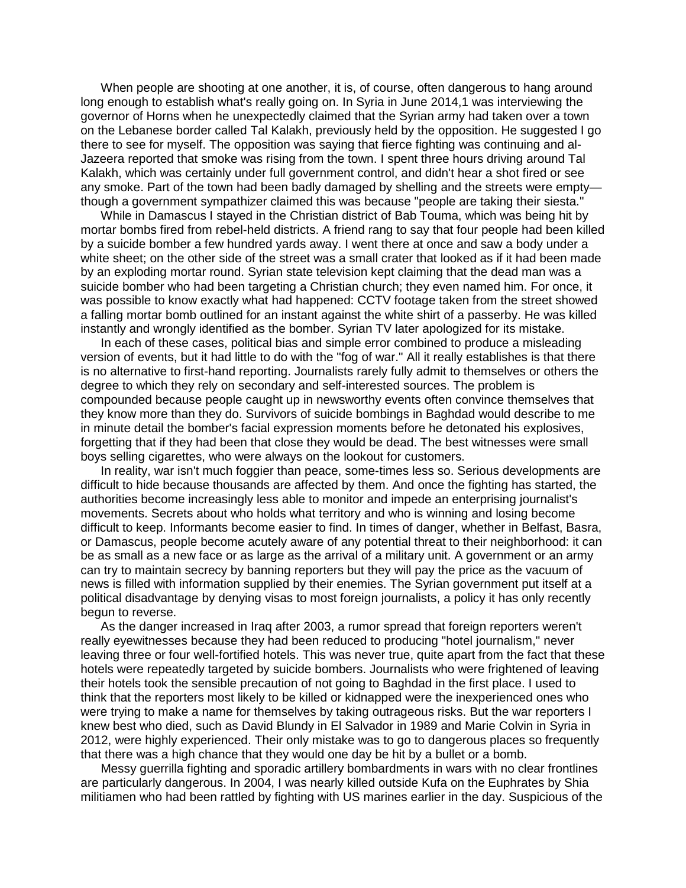When people are shooting at one another, it is, of course, often dangerous to hang around long enough to establish what's really going on. In Syria in June 2014,1 was interviewing the governor of Horns when he unexpectedly claimed that the Syrian army had taken over a town on the Lebanese border called Tal Kalakh, previously held by the opposition. He suggested I go there to see for myself. The opposition was saying that fierce fighting was continuing and al-Jazeera reported that smoke was rising from the town. I spent three hours driving around Tal Kalakh, which was certainly under full government control, and didn't hear a shot fired or see any smoke. Part of the town had been badly damaged by shelling and the streets were empty—though a government sympathizer claimed this was because "people are taking their siesta."

While in Damascus I stayed in the Christian district of Bab Touma, which was being hit by mortar bombs fired from rebel-held districts. A friend rang to say that four people had been killed by a suicide bomber a few hundred yards away. I went there at once and saw a body under a white sheet; on the other side of the street was a small crater that looked as if it had been made by an exploding mortar round. Syrian state television kept claiming that the dead man was a suicide bomber who had been targeting a Christian church; they even named him. For once, it was possible to know exactly what had happened: CCTV footage taken from the street showed a falling mortar bomb outlined for an instant against the white shirt of a passerby. He was killed instantly and wrongly identified as the bomber. Syrian TV later apologized for its mistake.

In each of these cases, political bias and simple error combined to produce a misleading version of events, but it had little to do with the "fog of war." All it really establishes is that there is no alternative to first-hand reporting. Journalists rarely fully admit to themselves or others the degree to which they rely on secondary and self-interested sources. The problem is compounded because people caught up in newsworthy events often convince themselves that they know more than they do. Survivors of suicide bombings in Baghdad would describe to me in minute detail the bomber's facial expression moments before he detonated his explosives, forgetting that if they had been that close they would be dead. The best witnesses were small boys selling cigarettes, who were always on the lookout for customers.

In reality, war isn't much foggier than peace, some-times less so. Serious developments are difficult to hide because thousands are affected by them. And once the fighting has started, the authorities become increasingly less able to monitor and impede an enterprising journalist's movements. Secrets about who holds what territory and who is winning and losing become difficult to keep. Informants become easier to find. In times of danger, whether in Belfast, Basra, or Damascus, people become acutely aware of any potential threat to their neighborhood: it can be as small as a new face or as large as the arrival of a military unit. A government or an army can try to maintain secrecy by banning reporters but they will pay the price as the vacuum of news is filled with information supplied by their enemies. The Syrian government put itself at a political disadvantage by denying visas to most foreign journalists, a policy it has only recently begun to reverse.

As the danger increased in Iraq after 2003, a rumor spread that foreign reporters weren't really eyewitnesses because they had been reduced to producing "hotel journalism," never leaving three or four well-fortified hotels. This was never true, quite apart from the fact that these hotels were repeatedly targeted by suicide bombers. Journalists who were frightened of leaving their hotels took the sensible precaution of not going to Baghdad in the first place. I used to think that the reporters most likely to be killed or kidnapped were the inexperienced ones who were trying to make a name for themselves by taking outrageous risks. But the war reporters I knew best who died, such as David Blundy in El Salvador in 1989 and Marie Colvin in Syria in 2012, were highly experienced. Their only mistake was to go to dangerous places so frequently that there was a high chance that they would one day be hit by a bullet or a bomb.

Messy guerrilla fighting and sporadic artillery bombardments in wars with no clear frontlines are particularly dangerous. In 2004, I was nearly killed outside Kufa on the Euphrates by Shia militiamen who had been rattled by fighting with US marines earlier in the day. Suspicious of the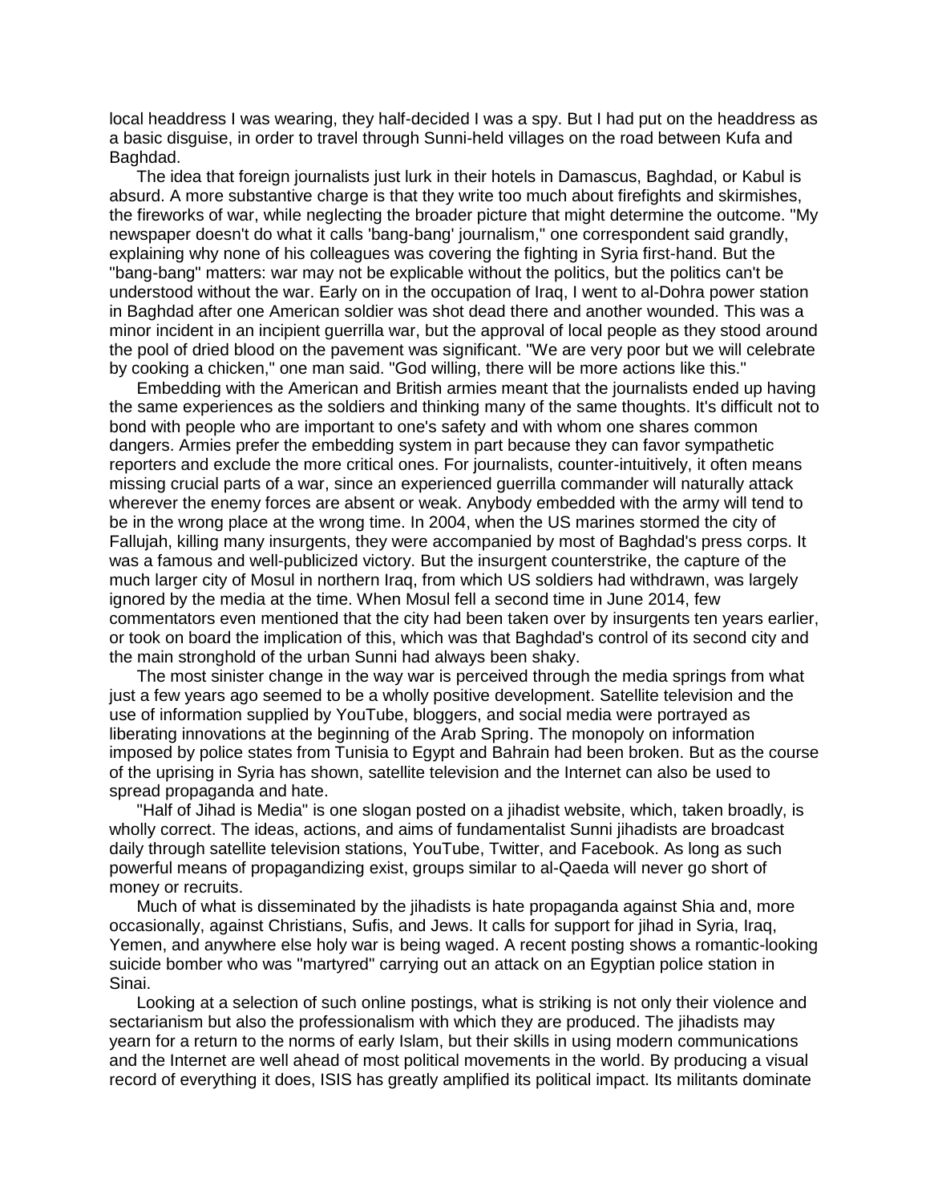local headdress I was wearing, they half-decided I was a spy. But I had put on the headdress as a basic disguise, in order to travel through Sunni-held villages on the road between Kufa and Baghdad.

The idea that foreign journalists just lurk in their hotels in Damascus, Baghdad, or Kabul is absurd. A more substantive charge is that they write too much about firefights and skirmishes, the fireworks of war, while neglecting the broader picture that might determine the outcome. "My newspaper doesn't do what it calls 'bang-bang' journalism," one correspondent said grandly, explaining why none of his colleagues was covering the fighting in Syria first-hand. But the "bang-bang" matters: war may not be explicable without the politics, but the politics can't be understood without the war. Early on in the occupation of Iraq, I went to al-Dohra power station in Baghdad after one American soldier was shot dead there and another wounded. This was a minor incident in an incipient guerrilla war, but the approval of local people as they stood around the pool of dried blood on the pavement was significant. "We are very poor but we will celebrate by cooking a chicken," one man said. "God willing, there will be more actions like this."

Embedding with the American and British armies meant that the journalists ended up having the same experiences as the soldiers and thinking many of the same thoughts. It's difficult not to bond with people who are important to one's safety and with whom one shares common dangers. Armies prefer the embedding system in part because they can favor sympathetic reporters and exclude the more critical ones. For journalists, counter-intuitively, it often means missing crucial parts of a war, since an experienced guerrilla commander will naturally attack wherever the enemy forces are absent or weak. Anybody embedded with the army will tend to be in the wrong place at the wrong time. In 2004, when the US marines stormed the city of Fallujah, killing many insurgents, they were accompanied by most of Baghdad's press corps. It was a famous and well-publicized victory. But the insurgent counterstrike, the capture of the much larger city of Mosul in northern Iraq, from which US soldiers had withdrawn, was largely ignored by the media at the time. When Mosul fell a second time in June 2014, few commentators even mentioned that the city had been taken over by insurgents ten years earlier, or took on board the implication of this, which was that Baghdad's control of its second city and the main stronghold of the urban Sunni had always been shaky.

The most sinister change in the way war is perceived through the media springs from what just a few years ago seemed to be a wholly positive development. Satellite television and the use of information supplied by YouTube, bloggers, and social media were portrayed as liberating innovations at the beginning of the Arab Spring. The monopoly on information imposed by police states from Tunisia to Egypt and Bahrain had been broken. But as the course of the uprising in Syria has shown, satellite television and the Internet can also be used to spread propaganda and hate.

"Half of Jihad is Media" is one slogan posted on a jihadist website, which, taken broadly, is wholly correct. The ideas, actions, and aims of fundamentalist Sunni jihadists are broadcast daily through satellite television stations, YouTube, Twitter, and Facebook. As long as such powerful means of propagandizing exist, groups similar to al-Qaeda will never go short of money or recruits.

Much of what is disseminated by the jihadists is hate propaganda against Shia and, more occasionally, against Christians, Sufis, and Jews. It calls for support for jihad in Syria, Iraq, Yemen, and anywhere else holy war is being waged. A recent posting shows a romantic-looking suicide bomber who was "martyred" carrying out an attack on an Egyptian police station in Sinai.

Looking at a selection of such online postings, what is striking is not only their violence and sectarianism but also the professionalism with which they are produced. The jihadists may yearn for a return to the norms of early Islam, but their skills in using modern communications and the Internet are well ahead of most political movements in the world. By producing a visual record of everything it does, ISIS has greatly amplified its political impact. Its militants dominate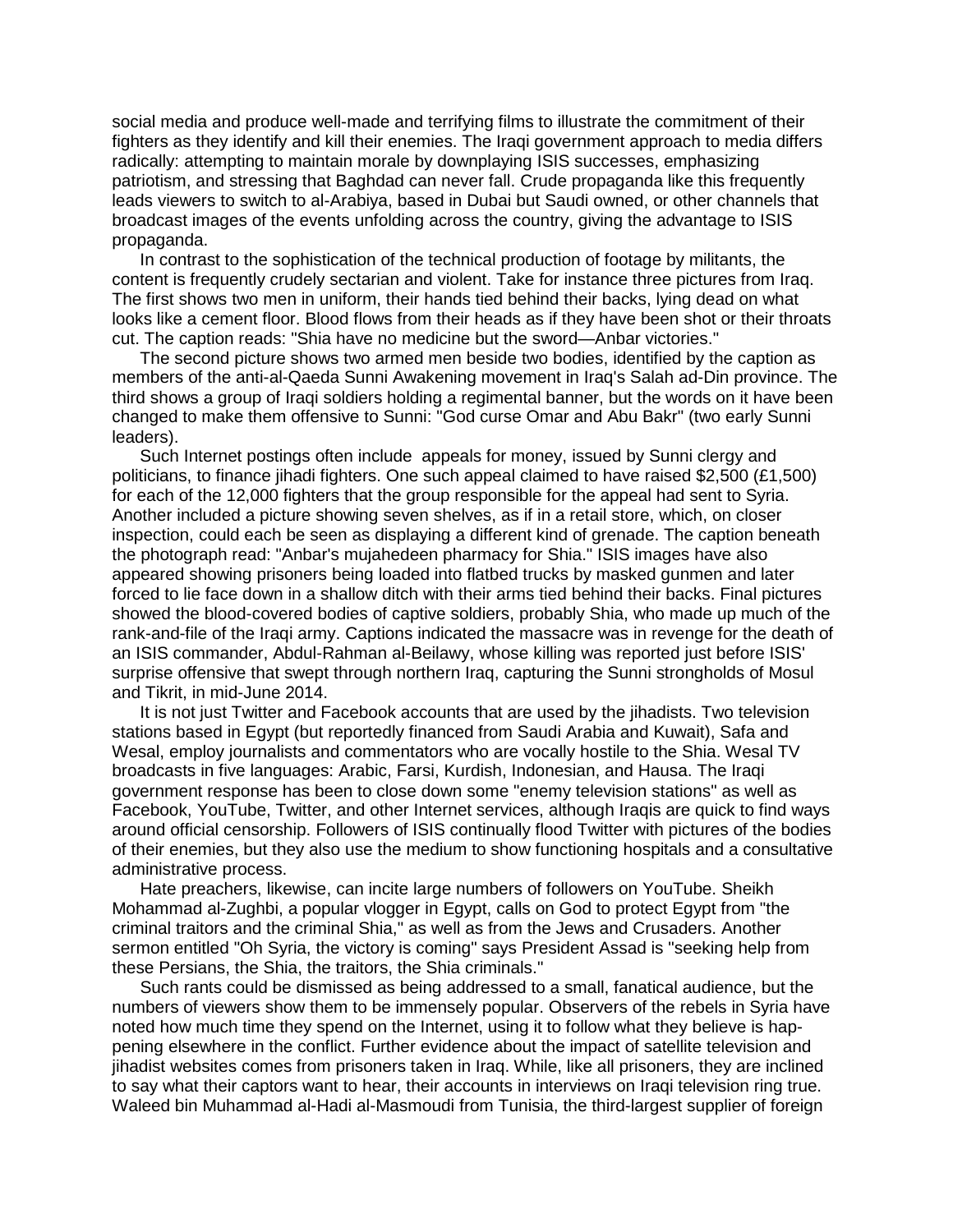social media and produce well-made and terrifying films to illustrate the commitment of their fighters as they identify and kill their enemies. The Iraqi government approach to media differs radically: attempting to maintain morale by downplaying ISIS successes, emphasizing patriotism, and stressing that Baghdad can never fall. Crude propaganda like this frequently leads viewers to switch to al-Arabiya, based in Dubai but Saudi owned, or other channels that broadcast images of the events unfolding across the country, giving the advantage to ISIS propaganda.

In contrast to the sophistication of the technical production of footage by militants, the content is frequently crudely sectarian and violent. Take for instance three pictures from Iraq. The first shows two men in uniform, their hands tied behind their backs, lying dead on what looks like a cement floor. Blood flows from their heads as if they have been shot or their throats cut. The caption reads: "Shia have no medicine but the sword—Anbar victories."

The second picture shows two armed men beside two bodies, identified by the caption as members of the anti-al-Qaeda Sunni Awakening movement in Iraq's Salah ad-Din province. The third shows a group of Iraqi soldiers holding a regimental banner, but the words on it have been changed to make them offensive to Sunni: "God curse Omar and Abu Bakr" (two early Sunni leaders).

Such Internet postings often include appeals for money, issued by Sunni clergy and politicians, to finance jihadi fighters. One such appeal claimed to have raised $2,500 (£1,500) for each of the 12,000 fighters that the group responsible for the appeal had sent to Syria. Another included a picture showing seven shelves, as if in a retail store, which, on closer inspection, could each be seen as displaying a different kind of grenade. The caption beneath the photograph read: "Anbar's mujahedeen pharmacy for Shia." ISIS images have also appeared showing prisoners being loaded into flatbed trucks by masked gunmen and later forced to lie face down in a shallow ditch with their arms tied behind their backs. Final pictures showed the blood-covered bodies of captive soldiers, probably Shia, who made up much of the rank-and-file of the Iraqi army. Captions indicated the massacre was in revenge for the death of an ISIS commander, Abdul-Rahman al-Beilawy, whose killing was reported just before ISIS' surprise offensive that swept through northern Iraq, capturing the Sunni strongholds of Mosul and Tikrit, in mid-June 2014.

It is not just Twitter and Facebook accounts that are used by the jihadists. Two television stations based in Egypt (but reportedly financed from Saudi Arabia and Kuwait), Safa and Wesal, employ journalists and commentators who are vocally hostile to the Shia. Wesal TV broadcasts in five languages: Arabic, Farsi, Kurdish, Indonesian, and Hausa. The Iraqi government response has been to close down some "enemy television stations" as well as Facebook, YouTube, Twitter, and other Internet services, although Iraqis are quick to find ways around official censorship. Followers of ISIS continually flood Twitter with pictures of the bodies of their enemies, but they also use the medium to show functioning hospitals and a consultative administrative process.

Hate preachers, likewise, can incite large numbers of followers on YouTube. Sheikh Mohammad al-Zughbi, a popular vlogger in Egypt, calls on God to protect Egypt from "the criminal traitors and the criminal Shia," as well as from the Jews and Crusaders. Another sermon entitled "Oh Syria, the victory is coming" says President Assad is "seeking help from these Persians, the Shia, the traitors, the Shia criminals."

Such rants could be dismissed as being addressed to a small, fanatical audience, but the numbers of viewers show them to be immensely popular. Observers of the rebels in Syria have noted how much time they spend on the Internet, using it to follow what they believe is happening elsewhere in the conflict. Further evidence about the impact of satellite television and jihadist websites comes from prisoners taken in Iraq. While, like all prisoners, they are inclined to say what their captors want to hear, their accounts in interviews on Iraqi television ring true. Waleed bin Muhammad al-Hadi al-Masmoudi from Tunisia, the third-largest supplier of foreign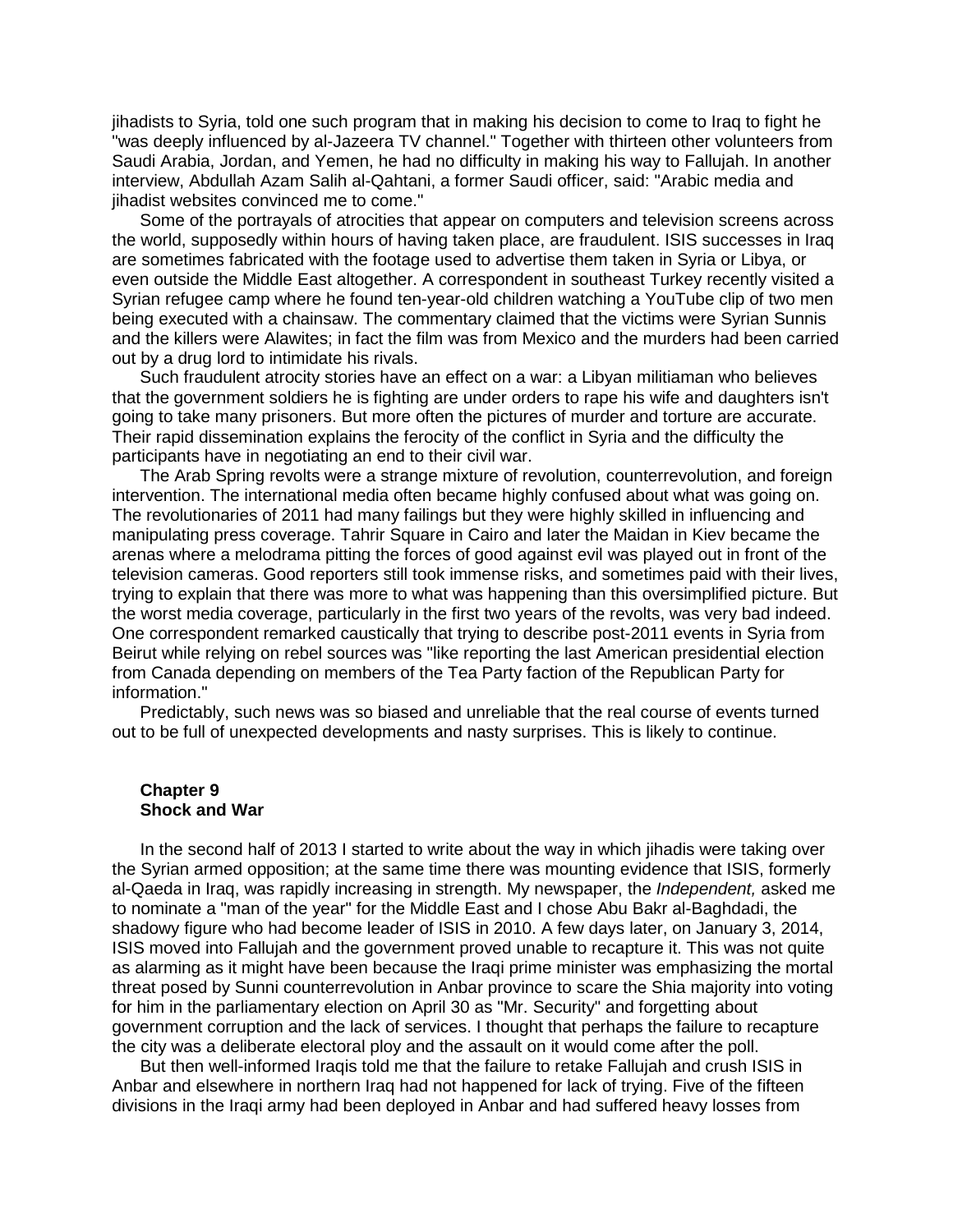jihadists to Syria, told one such program that in making his decision to come to Iraq to fight he "was deeply influenced by al-Jazeera TV channel." Together with thirteen other volunteers from Saudi Arabia, Jordan, and Yemen, he had no difficulty in making his way to Fallujah. In another interview, Abdullah Azam Salih al-Qahtani, a former Saudi officer, said: "Arabic media and jihadist websites convinced me to come."

Some of the portrayals of atrocities that appear on computers and television screens across the world, supposedly within hours of having taken place, are fraudulent. ISIS successes in Iraq are sometimes fabricated with the footage used to advertise them taken in Syria or Libya, or even outside the Middle East altogether. A correspondent in southeast Turkey recently visited a Syrian refugee camp where he found ten-year-old children watching a YouTube clip of two men being executed with a chainsaw. The commentary claimed that the victims were Syrian Sunnis and the killers were Alawites; in fact the film was from Mexico and the murders had been carried out by a drug lord to intimidate his rivals.

Such fraudulent atrocity stories have an effect on a war: a Libyan militiaman who believes that the government soldiers he is fighting are under orders to rape his wife and daughters isn't going to take many prisoners. But more often the pictures of murder and torture are accurate. Their rapid dissemination explains the ferocity of the conflict in Syria and the difficulty the participants have in negotiating an end to their civil war.

The Arab Spring revolts were a strange mixture of revolution, counterrevolution, and foreign intervention. The international media often became highly confused about what was going on. The revolutionaries of 2011 had many failings but they were highly skilled in influencing and manipulating press coverage. Tahrir Square in Cairo and later the Maidan in Kiev became the arenas where a melodrama pitting the forces of good against evil was played out in front of the television cameras. Good reporters still took immense risks, and sometimes paid with their lives, trying to explain that there was more to what was happening than this oversimplified picture. But the worst media coverage, particularly in the first two years of the revolts, was very bad indeed. One correspondent remarked caustically that trying to describe post-2011 events in Syria from Beirut while relying on rebel sources was "like reporting the last American presidential election from Canada depending on members of the Tea Party faction of the Republican Party for information."

Predictably, such news was so biased and unreliable that the real course of events turned out to be full of unexpected developments and nasty surprises. This is likely to continue.

## Chapter 9
## Shock and War

In the second half of 2013 I started to write about the way in which jihadis were taking over the Syrian armed opposition; at the same time there was mounting evidence that ISIS, formerly al-Qaeda in Iraq, was rapidly increasing in strength. My newspaper, the *Independent,* asked me to nominate a "man of the year" for the Middle East and I chose Abu Bakr al-Baghdadi, the shadowy figure who had become leader of ISIS in 2010. A few days later, on January 3, 2014, ISIS moved into Fallujah and the government proved unable to recapture it. This was not quite as alarming as it might have been because the Iraqi prime minister was emphasizing the mortal threat posed by Sunni counterrevolution in Anbar province to scare the Shia majority into voting for him in the parliamentary election on April 30 as "Mr. Security" and forgetting about government corruption and the lack of services. I thought that perhaps the failure to recapture the city was a deliberate electoral ploy and the assault on it would come after the poll.

But then well-informed Iraqis told me that the failure to retake Fallujah and crush ISIS in Anbar and elsewhere in northern Iraq had not happened for lack of trying. Five of the fifteen divisions in the Iraqi army had been deployed in Anbar and had suffered heavy losses from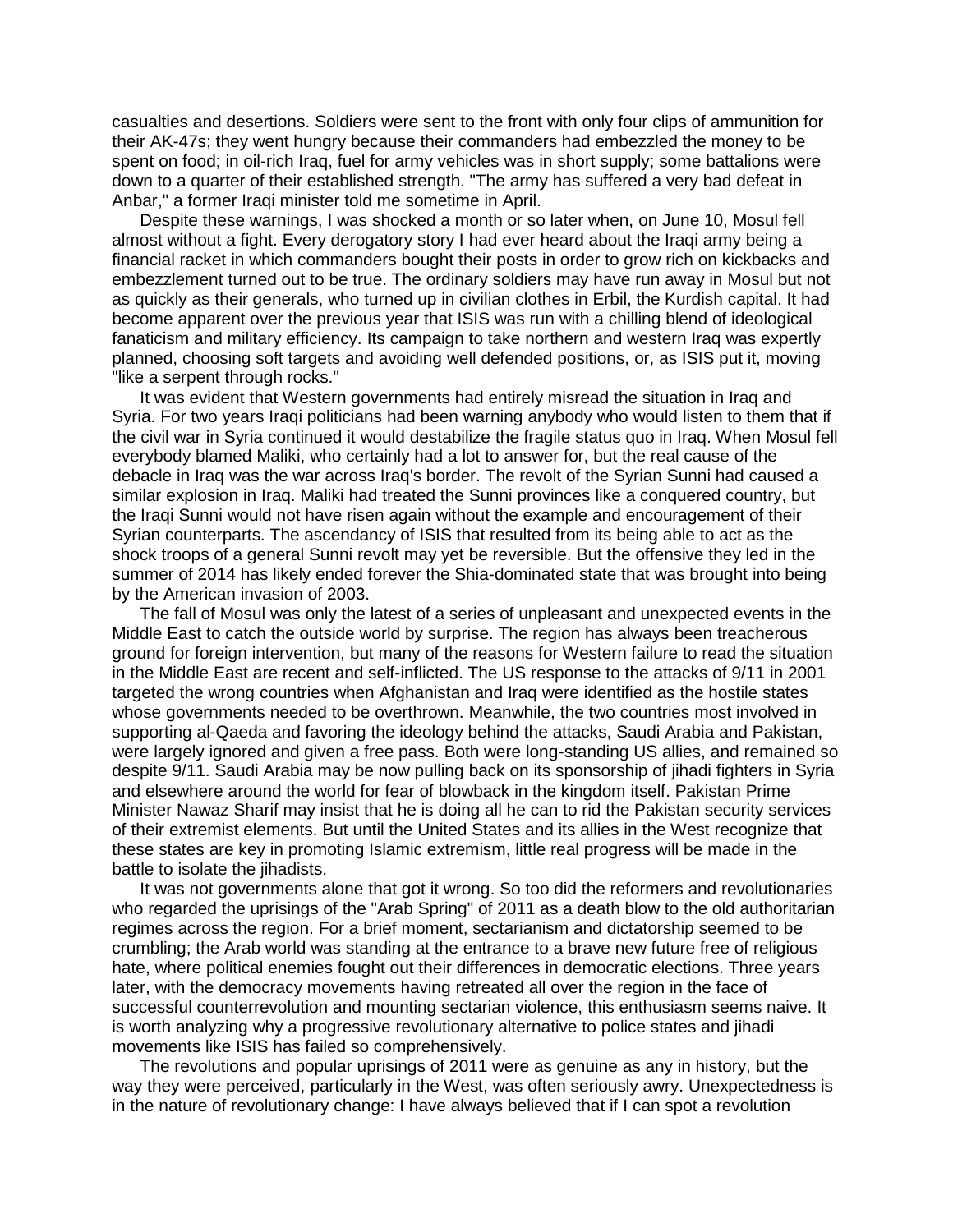casualties and desertions. Soldiers were sent to the front with only four clips of ammunition for their AK-47s; they went hungry because their commanders had embezzled the money to be spent on food; in oil-rich Iraq, fuel for army vehicles was in short supply; some battalions were down to a quarter of their established strength. "The army has suffered a very bad defeat in Anbar," a former Iraqi minister told me sometime in April.

Despite these warnings, I was shocked a month or so later when, on June 10, Mosul fell almost without a fight. Every derogatory story I had ever heard about the Iraqi army being a financial racket in which commanders bought their posts in order to grow rich on kickbacks and embezzlement turned out to be true. The ordinary soldiers may have run away in Mosul but not as quickly as their generals, who turned up in civilian clothes in Erbil, the Kurdish capital. It had become apparent over the previous year that ISIS was run with a chilling blend of ideological fanaticism and military efficiency. Its campaign to take northern and western Iraq was expertly planned, choosing soft targets and avoiding well defended positions, or, as ISIS put it, moving "like a serpent through rocks."

It was evident that Western governments had entirely misread the situation in Iraq and Syria. For two years Iraqi politicians had been warning anybody who would listen to them that if the civil war in Syria continued it would destabilize the fragile status quo in Iraq. When Mosul fell everybody blamed Maliki, who certainly had a lot to answer for, but the real cause of the debacle in Iraq was the war across Iraq's border. The revolt of the Syrian Sunni had caused a similar explosion in Iraq. Maliki had treated the Sunni provinces like a conquered country, but the Iraqi Sunni would not have risen again without the example and encouragement of their Syrian counterparts. The ascendancy of ISIS that resulted from its being able to act as the shock troops of a general Sunni revolt may yet be reversible. But the offensive they led in the summer of 2014 has likely ended forever the Shia-dominated state that was brought into being by the American invasion of 2003.

The fall of Mosul was only the latest of a series of unpleasant and unexpected events in the Middle East to catch the outside world by surprise. The region has always been treacherous ground for foreign intervention, but many of the reasons for Western failure to read the situation in the Middle East are recent and self-inflicted. The US response to the attacks of 9/11 in 2001 targeted the wrong countries when Afghanistan and Iraq were identified as the hostile states whose governments needed to be overthrown. Meanwhile, the two countries most involved in supporting al-Qaeda and favoring the ideology behind the attacks, Saudi Arabia and Pakistan, were largely ignored and given a free pass. Both were long-standing US allies, and remained so despite 9/11. Saudi Arabia may be now pulling back on its sponsorship of jihadi fighters in Syria and elsewhere around the world for fear of blowback in the kingdom itself. Pakistan Prime Minister Nawaz Sharif may insist that he is doing all he can to rid the Pakistan security services of their extremist elements. But until the United States and its allies in the West recognize that these states are key in promoting Islamic extremism, little real progress will be made in the battle to isolate the jihadists.

It was not governments alone that got it wrong. So too did the reformers and revolutionaries who regarded the uprisings of the "Arab Spring" of 2011 as a death blow to the old authoritarian regimes across the region. For a brief moment, sectarianism and dictatorship seemed to be crumbling; the Arab world was standing at the entrance to a brave new future free of religious hate, where political enemies fought out their differences in democratic elections. Three years later, with the democracy movements having retreated all over the region in the face of successful counterrevolution and mounting sectarian violence, this enthusiasm seems naive. It is worth analyzing why a progressive revolutionary alternative to police states and jihadi movements like ISIS has failed so comprehensively.

The revolutions and popular uprisings of 2011 were as genuine as any in history, but the way they were perceived, particularly in the West, was often seriously awry. Unexpectedness is in the nature of revolutionary change: I have always believed that if I can spot a revolution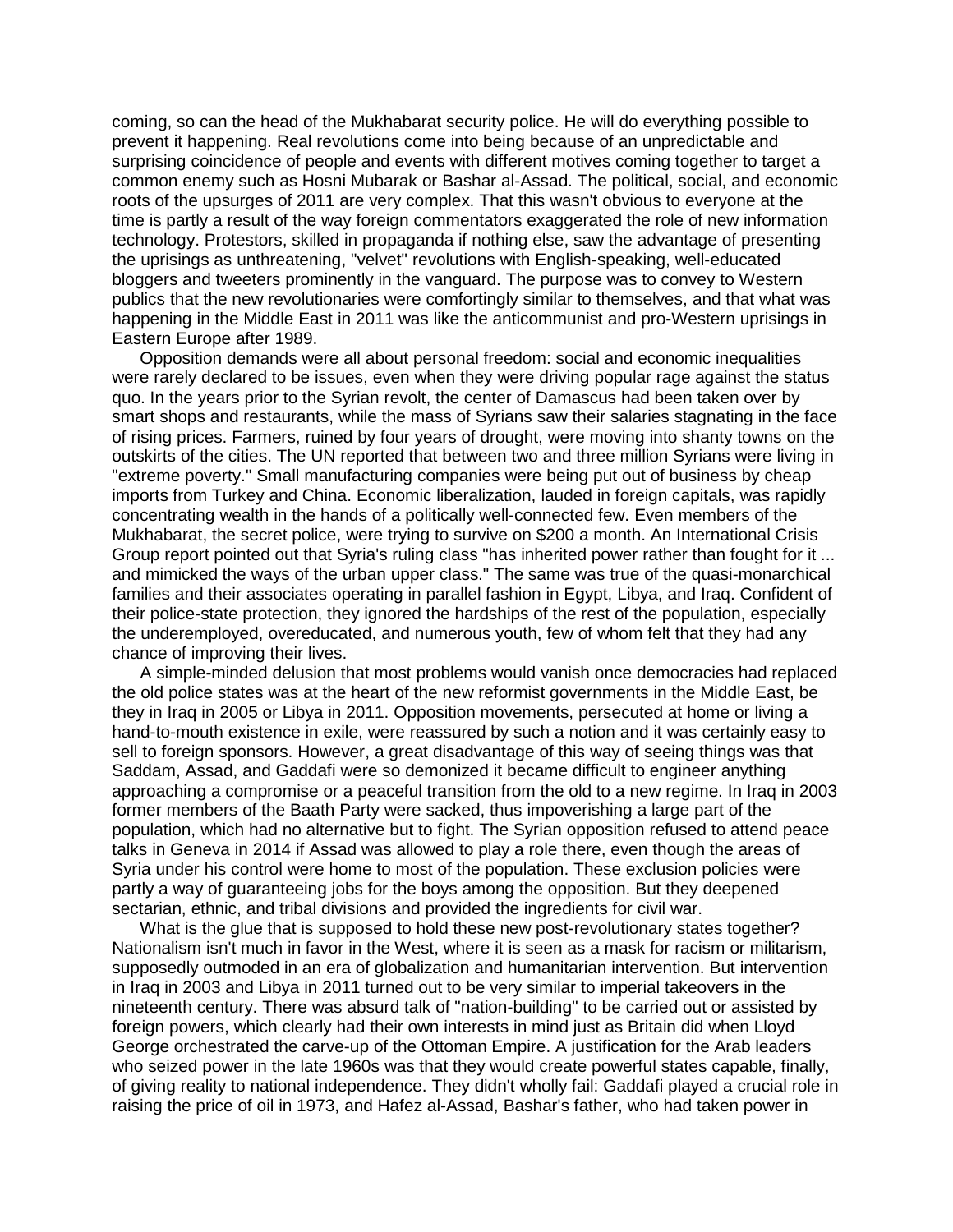coming, so can the head of the Mukhabarat security police. He will do everything possible to prevent it happening. Real revolutions come into being because of an unpredictable and surprising coincidence of people and events with different motives coming together to target a common enemy such as Hosni Mubarak or Bashar al-Assad. The political, social, and economic roots of the upsurges of 2011 are very complex. That this wasn't obvious to everyone at the time is partly a result of the way foreign commentators exaggerated the role of new information technology. Protestors, skilled in propaganda if nothing else, saw the advantage of presenting the uprisings as unthreatening, "velvet" revolutions with English-speaking, well-educated bloggers and tweeters prominently in the vanguard. The purpose was to convey to Western publics that the new revolutionaries were comfortingly similar to themselves, and that what was happening in the Middle East in 2011 was like the anticommunist and pro-Western uprisings in Eastern Europe after 1989.

Opposition demands were all about personal freedom: social and economic inequalities were rarely declared to be issues, even when they were driving popular rage against the status quo. In the years prior to the Syrian revolt, the center of Damascus had been taken over by smart shops and restaurants, while the mass of Syrians saw their salaries stagnating in the face of rising prices. Farmers, ruined by four years of drought, were moving into shanty towns on the outskirts of the cities. The UN reported that between two and three million Syrians were living in "extreme poverty." Small manufacturing companies were being put out of business by cheap imports from Turkey and China. Economic liberalization, lauded in foreign capitals, was rapidly concentrating wealth in the hands of a politically well-connected few. Even members of the Mukhabarat, the secret police, were trying to survive on $200 a month. An International Crisis Group report pointed out that Syria's ruling class "has inherited power rather than fought for it ... and mimicked the ways of the urban upper class." The same was true of the quasi-monarchical families and their associates operating in parallel fashion in Egypt, Libya, and Iraq. Confident of their police-state protection, they ignored the hardships of the rest of the population, especially the underemployed, overeducated, and numerous youth, few of whom felt that they had any chance of improving their lives.

A simple-minded delusion that most problems would vanish once democracies had replaced the old police states was at the heart of the new reformist governments in the Middle East, be they in Iraq in 2005 or Libya in 2011. Opposition movements, persecuted at home or living a hand-to-mouth existence in exile, were reassured by such a notion and it was certainly easy to sell to foreign sponsors. However, a great disadvantage of this way of seeing things was that Saddam, Assad, and Gaddafi were so demonized it became difficult to engineer anything approaching a compromise or a peaceful transition from the old to a new regime. In Iraq in 2003 former members of the Baath Party were sacked, thus impoverishing a large part of the population, which had no alternative but to fight. The Syrian opposition refused to attend peace talks in Geneva in 2014 if Assad was allowed to play a role there, even though the areas of Syria under his control were home to most of the population. These exclusion policies were partly a way of guaranteeing jobs for the boys among the opposition. But they deepened sectarian, ethnic, and tribal divisions and provided the ingredients for civil war.

What is the glue that is supposed to hold these new post-revolutionary states together? Nationalism isn't much in favor in the West, where it is seen as a mask for racism or militarism, supposedly outmoded in an era of globalization and humanitarian intervention. But intervention in Iraq in 2003 and Libya in 2011 turned out to be very similar to imperial takeovers in the nineteenth century. There was absurd talk of "nation-building" to be carried out or assisted by foreign powers, which clearly had their own interests in mind just as Britain did when Lloyd George orchestrated the carve-up of the Ottoman Empire. A justification for the Arab leaders who seized power in the late 1960s was that they would create powerful states capable, finally, of giving reality to national independence. They didn't wholly fail: Gaddafi played a crucial role in raising the price of oil in 1973, and Hafez al-Assad, Bashar's father, who had taken power in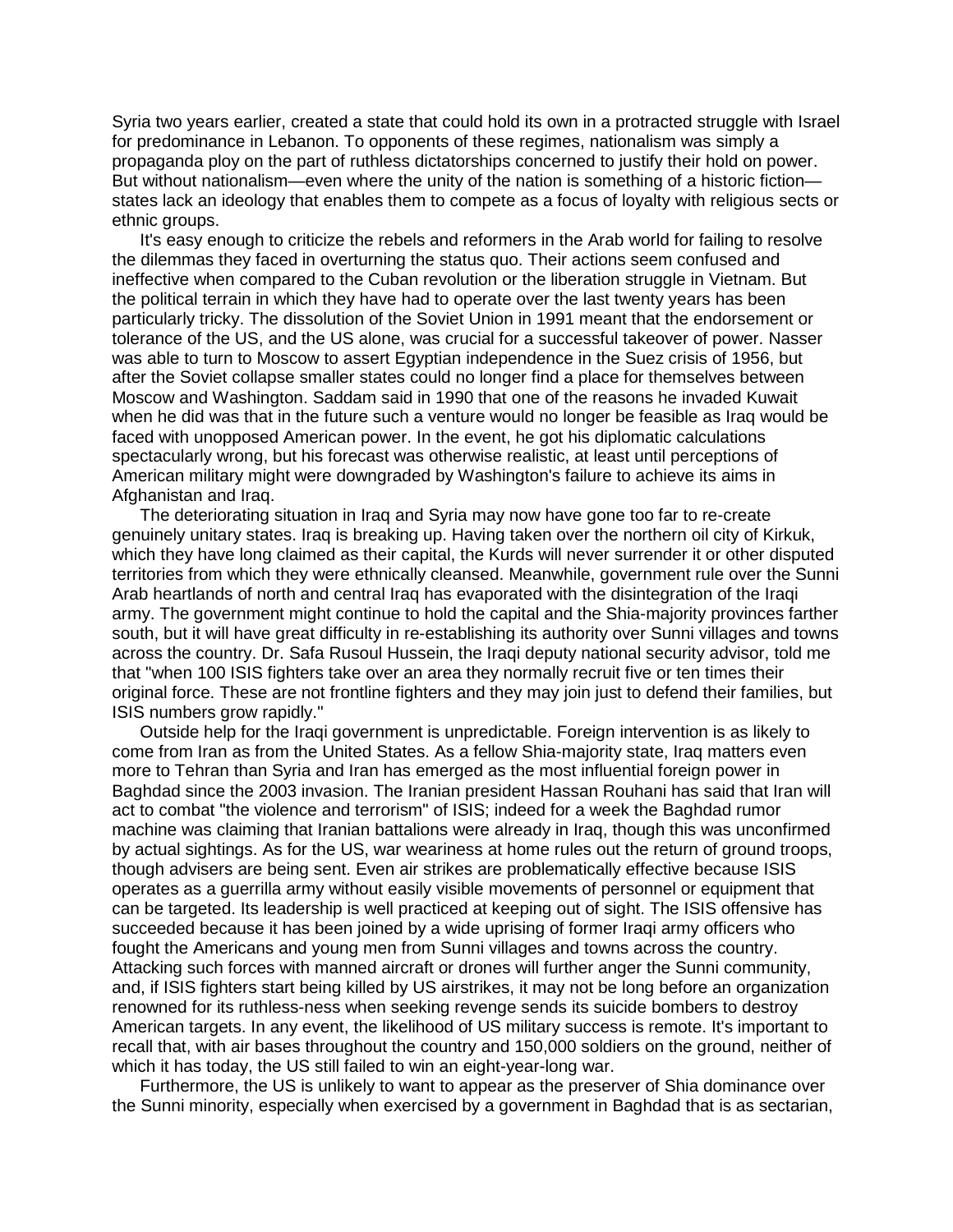Syria two years earlier, created a state that could hold its own in a protracted struggle with Israel for predominance in Lebanon. To opponents of these regimes, nationalism was simply a propaganda ploy on the part of ruthless dictatorships concerned to justify their hold on power. But without nationalism—even where the unity of the nation is something of a historic fiction—states lack an ideology that enables them to compete as a focus of loyalty with religious sects or ethnic groups.

It's easy enough to criticize the rebels and reformers in the Arab world for failing to resolve the dilemmas they faced in overturning the status quo. Their actions seem confused and ineffective when compared to the Cuban revolution or the liberation struggle in Vietnam. But the political terrain in which they have had to operate over the last twenty years has been particularly tricky. The dissolution of the Soviet Union in 1991 meant that the endorsement or tolerance of the US, and the US alone, was crucial for a successful takeover of power. Nasser was able to turn to Moscow to assert Egyptian independence in the Suez crisis of 1956, but after the Soviet collapse smaller states could no longer find a place for themselves between Moscow and Washington. Saddam said in 1990 that one of the reasons he invaded Kuwait when he did was that in the future such a venture would no longer be feasible as Iraq would be faced with unopposed American power. In the event, he got his diplomatic calculations spectacularly wrong, but his forecast was otherwise realistic, at least until perceptions of American military might were downgraded by Washington's failure to achieve its aims in Afghanistan and Iraq.

The deteriorating situation in Iraq and Syria may now have gone too far to re-create genuinely unitary states. Iraq is breaking up. Having taken over the northern oil city of Kirkuk, which they have long claimed as their capital, the Kurds will never surrender it or other disputed territories from which they were ethnically cleansed. Meanwhile, government rule over the Sunni Arab heartlands of north and central Iraq has evaporated with the disintegration of the Iraqi army. The government might continue to hold the capital and the Shia-majority provinces farther south, but it will have great difficulty in re-establishing its authority over Sunni villages and towns across the country. Dr. Safa Rusoul Hussein, the Iraqi deputy national security advisor, told me that "when 100 ISIS fighters take over an area they normally recruit five or ten times their original force. These are not frontline fighters and they may join just to defend their families, but ISIS numbers grow rapidly."

Outside help for the Iraqi government is unpredictable. Foreign intervention is as likely to come from Iran as from the United States. As a fellow Shia-majority state, Iraq matters even more to Tehran than Syria and Iran has emerged as the most influential foreign power in Baghdad since the 2003 invasion. The Iranian president Hassan Rouhani has said that Iran will act to combat "the violence and terrorism" of ISIS; indeed for a week the Baghdad rumor machine was claiming that Iranian battalions were already in Iraq, though this was unconfirmed by actual sightings. As for the US, war weariness at home rules out the return of ground troops, though advisers are being sent. Even air strikes are problematically effective because ISIS operates as a guerrilla army without easily visible movements of personnel or equipment that can be targeted. Its leadership is well practiced at keeping out of sight. The ISIS offensive has succeeded because it has been joined by a wide uprising of former Iraqi army officers who fought the Americans and young men from Sunni villages and towns across the country. Attacking such forces with manned aircraft or drones will further anger the Sunni community, and, if ISIS fighters start being killed by US airstrikes, it may not be long before an organization renowned for its ruthless-ness when seeking revenge sends its suicide bombers to destroy American targets. In any event, the likelihood of US military success is remote. It's important to recall that, with air bases throughout the country and 150,000 soldiers on the ground, neither of which it has today, the US still failed to win an eight-year-long war.

Furthermore, the US is unlikely to want to appear as the preserver of Shia dominance over the Sunni minority, especially when exercised by a government in Baghdad that is as sectarian,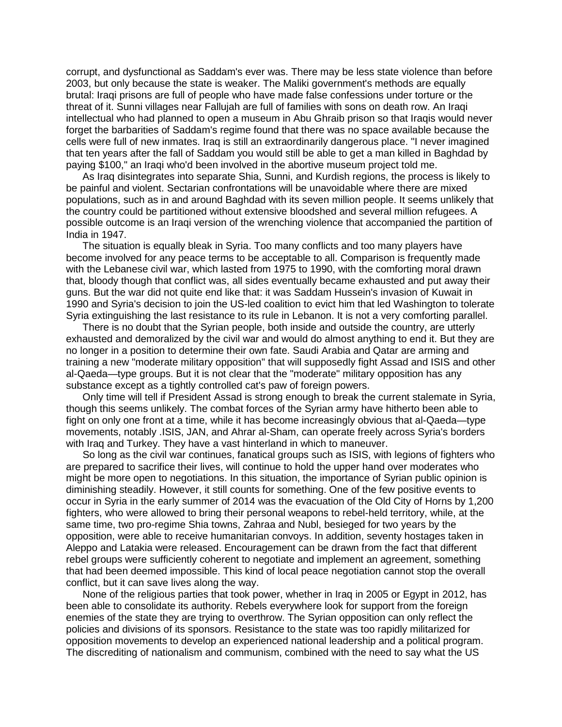corrupt, and dysfunctional as Saddam's ever was. There may be less state violence than before 2003, but only because the state is weaker. The Maliki government's methods are equally brutal: Iraqi prisons are full of people who have made false confessions under torture or the threat of it. Sunni villages near Fallujah are full of families with sons on death row. An Iraqi intellectual who had planned to open a museum in Abu Ghraib prison so that Iraqis would never forget the barbarities of Saddam's regime found that there was no space available because the cells were full of new inmates. Iraq is still an extraordinarily dangerous place. "I never imagined that ten years after the fall of Saddam you would still be able to get a man killed in Baghdad by paying $100," an Iraqi who'd been involved in the abortive museum project told me.

As Iraq disintegrates into separate Shia, Sunni, and Kurdish regions, the process is likely to be painful and violent. Sectarian confrontations will be unavoidable where there are mixed populations, such as in and around Baghdad with its seven million people. It seems unlikely that the country could be partitioned without extensive bloodshed and several million refugees. A possible outcome is an Iraqi version of the wrenching violence that accompanied the partition of India in 1947.

The situation is equally bleak in Syria. Too many conflicts and too many players have become involved for any peace terms to be acceptable to all. Comparison is frequently made with the Lebanese civil war, which lasted from 1975 to 1990, with the comforting moral drawn that, bloody though that conflict was, all sides eventually became exhausted and put away their guns. But the war did not quite end like that: it was Saddam Hussein's invasion of Kuwait in 1990 and Syria's decision to join the US-led coalition to evict him that led Washington to tolerate Syria extinguishing the last resistance to its rule in Lebanon. It is not a very comforting parallel.

There is no doubt that the Syrian people, both inside and outside the country, are utterly exhausted and demoralized by the civil war and would do almost anything to end it. But they are no longer in a position to determine their own fate. Saudi Arabia and Qatar are arming and training a new "moderate military opposition" that will supposedly fight Assad and ISIS and other al-Qaeda—type groups. But it is not clear that the "moderate" military opposition has any substance except as a tightly controlled cat's paw of foreign powers.

Only time will tell if President Assad is strong enough to break the current stalemate in Syria, though this seems unlikely. The combat forces of the Syrian army have hitherto been able to fight on only one front at a time, while it has become increasingly obvious that al-Qaeda—type movements, notably .ISIS, JAN, and Ahrar al-Sham, can operate freely across Syria's borders with Iraq and Turkey. They have a vast hinterland in which to maneuver.

So long as the civil war continues, fanatical groups such as ISIS, with legions of fighters who are prepared to sacrifice their lives, will continue to hold the upper hand over moderates who might be more open to negotiations. In this situation, the importance of Syrian public opinion is diminishing steadily. However, it still counts for something. One of the few positive events to occur in Syria in the early summer of 2014 was the evacuation of the Old City of Horns by 1,200 fighters, who were allowed to bring their personal weapons to rebel-held territory, while, at the same time, two pro-regime Shia towns, Zahraa and Nubl, besieged for two years by the opposition, were able to receive humanitarian convoys. In addition, seventy hostages taken in Aleppo and Latakia were released. Encouragement can be drawn from the fact that different rebel groups were sufficiently coherent to negotiate and implement an agreement, something that had been deemed impossible. This kind of local peace negotiation cannot stop the overall conflict, but it can save lives along the way.

None of the religious parties that took power, whether in Iraq in 2005 or Egypt in 2012, has been able to consolidate its authority. Rebels everywhere look for support from the foreign enemies of the state they are trying to overthrow. The Syrian opposition can only reflect the policies and divisions of its sponsors. Resistance to the state was too rapidly militarized for opposition movements to develop an experienced national leadership and a political program. The discrediting of nationalism and communism, combined with the need to say what the US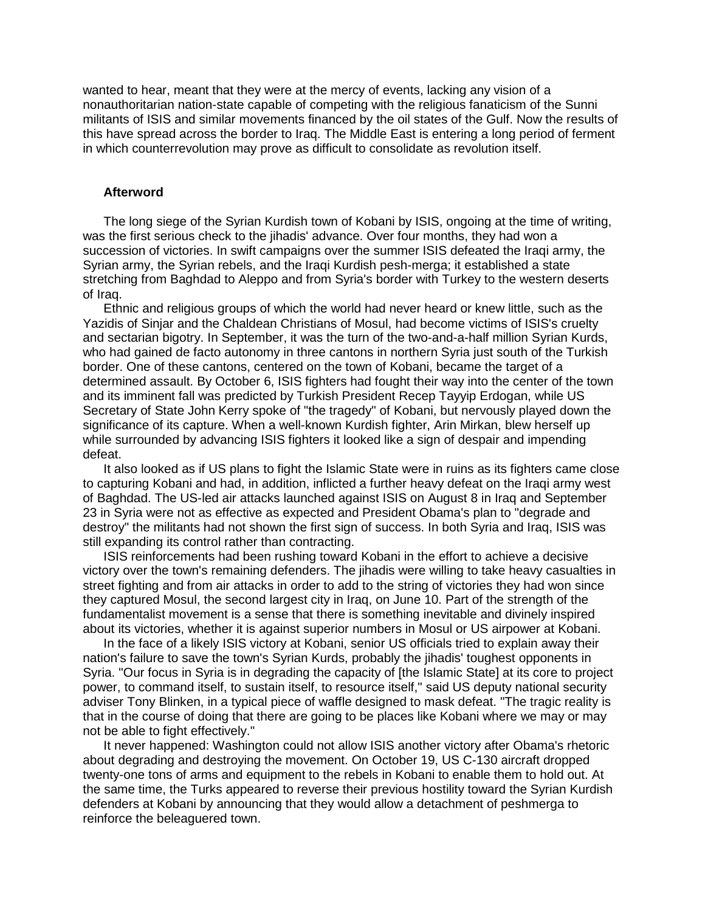wanted to hear, meant that they were at the mercy of events, lacking any vision of a nonauthoritarian nation-state capable of competing with the religious fanaticism of the Sunni militants of ISIS and similar movements financed by the oil states of the Gulf. Now the results of this have spread across the border to Iraq. The Middle East is entering a long period of ferment in which counterrevolution may prove as difficult to consolidate as revolution itself.

## Afterword

The long siege of the Syrian Kurdish town of Kobani by ISIS, ongoing at the time of writing, was the first serious check to the jihadis' advance. Over four months, they had won a succession of victories. In swift campaigns over the summer ISIS defeated the Iraqi army, the Syrian army, the Syrian rebels, and the Iraqi Kurdish pesh-merga; it established a state stretching from Baghdad to Aleppo and from Syria's border with Turkey to the western deserts of Iraq.

Ethnic and religious groups of which the world had never heard or knew little, such as the Yazidis of Sinjar and the Chaldean Christians of Mosul, had become victims of ISIS's cruelty and sectarian bigotry. In September, it was the turn of the two-and-a-half million Syrian Kurds, who had gained de facto autonomy in three cantons in northern Syria just south of the Turkish border. One of these cantons, centered on the town of Kobani, became the target of a determined assault. By October 6, ISIS fighters had fought their way into the center of the town and its imminent fall was predicted by Turkish President Recep Tayyip Erdogan, while US Secretary of State John Kerry spoke of "the tragedy" of Kobani, but nervously played down the significance of its capture. When a well-known Kurdish fighter, Arin Mirkan, blew herself up while surrounded by advancing ISIS fighters it looked like a sign of despair and impending defeat.

It also looked as if US plans to fight the Islamic State were in ruins as its fighters came close to capturing Kobani and had, in addition, inflicted a further heavy defeat on the Iraqi army west of Baghdad. The US-led air attacks launched against ISIS on August 8 in Iraq and September 23 in Syria were not as effective as expected and President Obama's plan to "degrade and destroy" the militants had not shown the first sign of success. In both Syria and Iraq, ISIS was still expanding its control rather than contracting.

ISIS reinforcements had been rushing toward Kobani in the effort to achieve a decisive victory over the town's remaining defenders. The jihadis were willing to take heavy casualties in street fighting and from air attacks in order to add to the string of victories they had won since they captured Mosul, the second largest city in Iraq, on June 10. Part of the strength of the fundamentalist movement is a sense that there is something inevitable and divinely inspired about its victories, whether it is against superior numbers in Mosul or US airpower at Kobani.

In the face of a likely ISIS victory at Kobani, senior US officials tried to explain away their nation's failure to save the town's Syrian Kurds, probably the jihadis' toughest opponents in Syria. "Our focus in Syria is in degrading the capacity of [the Islamic State] at its core to project power, to command itself, to sustain itself, to resource itself," said US deputy national security adviser Tony Blinken, in a typical piece of waffle designed to mask defeat. "The tragic reality is that in the course of doing that there are going to be places like Kobani where we may or may not be able to fight effectively."

It never happened: Washington could not allow ISIS another victory after Obama's rhetoric about degrading and destroying the movement. On October 19, US C-130 aircraft dropped twenty-one tons of arms and equipment to the rebels in Kobani to enable them to hold out. At the same time, the Turks appeared to reverse their previous hostility toward the Syrian Kurdish defenders at Kobani by announcing that they would allow a detachment of peshmerga to reinforce the beleaguered town.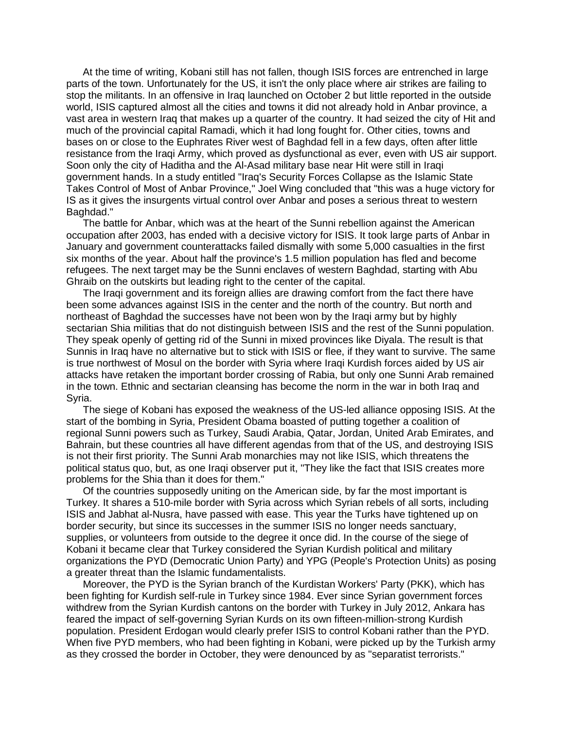At the time of writing, Kobani still has not fallen, though ISIS forces are entrenched in large parts of the town. Unfortunately for the US, it isn't the only place where air strikes are failing to stop the militants. In an offensive in Iraq launched on October 2 but little reported in the outside world, ISIS captured almost all the cities and towns it did not already hold in Anbar province, a vast area in western Iraq that makes up a quarter of the country. It had seized the city of Hit and much of the provincial capital Ramadi, which it had long fought for. Other cities, towns and bases on or close to the Euphrates River west of Baghdad fell in a few days, often after little resistance from the Iraqi Army, which proved as dysfunctional as ever, even with US air support. Soon only the city of Haditha and the Al-Asad military base near Hit were still in Iraqi government hands. In a study entitled "Iraq's Security Forces Collapse as the Islamic State Takes Control of Most of Anbar Province," Joel Wing concluded that "this was a huge victory for IS as it gives the insurgents virtual control over Anbar and poses a serious threat to western Baghdad."

The battle for Anbar, which was at the heart of the Sunni rebellion against the American occupation after 2003, has ended with a decisive victory for ISIS. It took large parts of Anbar in January and government counterattacks failed dismally with some 5,000 casualties in the first six months of the year. About half the province's 1.5 million population has fled and become refugees. The next target may be the Sunni enclaves of western Baghdad, starting with Abu Ghraib on the outskirts but leading right to the center of the capital.

The Iraqi government and its foreign allies are drawing comfort from the fact there have been some advances against ISIS in the center and the north of the country. But north and northeast of Baghdad the successes have not been won by the Iraqi army but by highly sectarian Shia militias that do not distinguish between ISIS and the rest of the Sunni population. They speak openly of getting rid of the Sunni in mixed provinces like Diyala. The result is that Sunnis in Iraq have no alternative but to stick with ISIS or flee, if they want to survive. The same is true northwest of Mosul on the border with Syria where Iraqi Kurdish forces aided by US air attacks have retaken the important border crossing of Rabia, but only one Sunni Arab remained in the town. Ethnic and sectarian cleansing has become the norm in the war in both Iraq and Syria.

The siege of Kobani has exposed the weakness of the US-led alliance opposing ISIS. At the start of the bombing in Syria, President Obama boasted of putting together a coalition of regional Sunni powers such as Turkey, Saudi Arabia, Qatar, Jordan, United Arab Emirates, and Bahrain, but these countries all have different agendas from that of the US, and destroying ISIS is not their first priority. The Sunni Arab monarchies may not like ISIS, which threatens the political status quo, but, as one Iraqi observer put it, "They like the fact that ISIS creates more problems for the Shia than it does for them."

Of the countries supposedly uniting on the American side, by far the most important is Turkey. It shares a 510-mile border with Syria across which Syrian rebels of all sorts, including ISIS and Jabhat al-Nusra, have passed with ease. This year the Turks have tightened up on border security, but since its successes in the summer ISIS no longer needs sanctuary, supplies, or volunteers from outside to the degree it once did. In the course of the siege of Kobani it became clear that Turkey considered the Syrian Kurdish political and military organizations the PYD (Democratic Union Party) and YPG (People's Protection Units) as posing a greater threat than the Islamic fundamentalists.

Moreover, the PYD is the Syrian branch of the Kurdistan Workers' Party (PKK), which has been fighting for Kurdish self-rule in Turkey since 1984. Ever since Syrian government forces withdrew from the Syrian Kurdish cantons on the border with Turkey in July 2012, Ankara has feared the impact of self-governing Syrian Kurds on its own fifteen-million-strong Kurdish population. President Erdogan would clearly prefer ISIS to control Kobani rather than the PYD. When five PYD members, who had been fighting in Kobani, were picked up by the Turkish army as they crossed the border in October, they were denounced by as "separatist terrorists."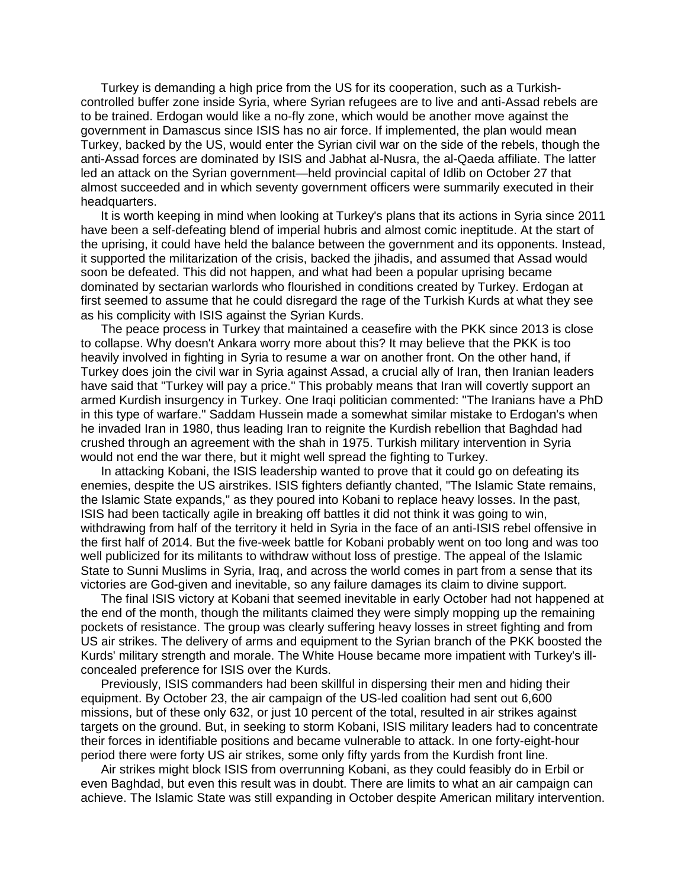Turkey is demanding a high price from the US for its cooperation, such as a Turkish-controlled buffer zone inside Syria, where Syrian refugees are to live and anti-Assad rebels are to be trained. Erdogan would like a no-fly zone, which would be another move against the government in Damascus since ISIS has no air force. If implemented, the plan would mean Turkey, backed by the US, would enter the Syrian civil war on the side of the rebels, though the anti-Assad forces are dominated by ISIS and Jabhat al-Nusra, the al-Qaeda affiliate. The latter led an attack on the Syrian government—held provincial capital of Idlib on October 27 that almost succeeded and in which seventy government officers were summarily executed in their headquarters.

It is worth keeping in mind when looking at Turkey's plans that its actions in Syria since 2011 have been a self-defeating blend of imperial hubris and almost comic ineptitude. At the start of the uprising, it could have held the balance between the government and its opponents. Instead, it supported the militarization of the crisis, backed the jihadis, and assumed that Assad would soon be defeated. This did not happen, and what had been a popular uprising became dominated by sectarian warlords who flourished in conditions created by Turkey. Erdogan at first seemed to assume that he could disregard the rage of the Turkish Kurds at what they see as his complicity with ISIS against the Syrian Kurds.

The peace process in Turkey that maintained a ceasefire with the PKK since 2013 is close to collapse. Why doesn't Ankara worry more about this? It may believe that the PKK is too heavily involved in fighting in Syria to resume a war on another front. On the other hand, if Turkey does join the civil war in Syria against Assad, a crucial ally of Iran, then Iranian leaders have said that "Turkey will pay a price." This probably means that Iran will covertly support an armed Kurdish insurgency in Turkey. One Iraqi politician commented: "The Iranians have a PhD in this type of warfare." Saddam Hussein made a somewhat similar mistake to Erdogan's when he invaded Iran in 1980, thus leading Iran to reignite the Kurdish rebellion that Baghdad had crushed through an agreement with the shah in 1975. Turkish military intervention in Syria would not end the war there, but it might well spread the fighting to Turkey.

In attacking Kobani, the ISIS leadership wanted to prove that it could go on defeating its enemies, despite the US airstrikes. ISIS fighters defiantly chanted, "The Islamic State remains, the Islamic State expands," as they poured into Kobani to replace heavy losses. In the past, ISIS had been tactically agile in breaking off battles it did not think it was going to win, withdrawing from half of the territory it held in Syria in the face of an anti-ISIS rebel offensive in the first half of 2014. But the five-week battle for Kobani probably went on too long and was too well publicized for its militants to withdraw without loss of prestige. The appeal of the Islamic State to Sunni Muslims in Syria, Iraq, and across the world comes in part from a sense that its victories are God-given and inevitable, so any failure damages its claim to divine support.

The final ISIS victory at Kobani that seemed inevitable in early October had not happened at the end of the month, though the militants claimed they were simply mopping up the remaining pockets of resistance. The group was clearly suffering heavy losses in street fighting and from US air strikes. The delivery of arms and equipment to the Syrian branch of the PKK boosted the Kurds' military strength and morale. The White House became more impatient with Turkey's ill-concealed preference for ISIS over the Kurds.

Previously, ISIS commanders had been skillful in dispersing their men and hiding their equipment. By October 23, the air campaign of the US-led coalition had sent out 6,600 missions, but of these only 632, or just 10 percent of the total, resulted in air strikes against targets on the ground. But, in seeking to storm Kobani, ISIS military leaders had to concentrate their forces in identifiable positions and became vulnerable to attack. In one forty-eight-hour period there were forty US air strikes, some only fifty yards from the Kurdish front line.

Air strikes might block ISIS from overrunning Kobani, as they could feasibly do in Erbil or even Baghdad, but even this result was in doubt. There are limits to what an air campaign can achieve. The Islamic State was still expanding in October despite American military intervention.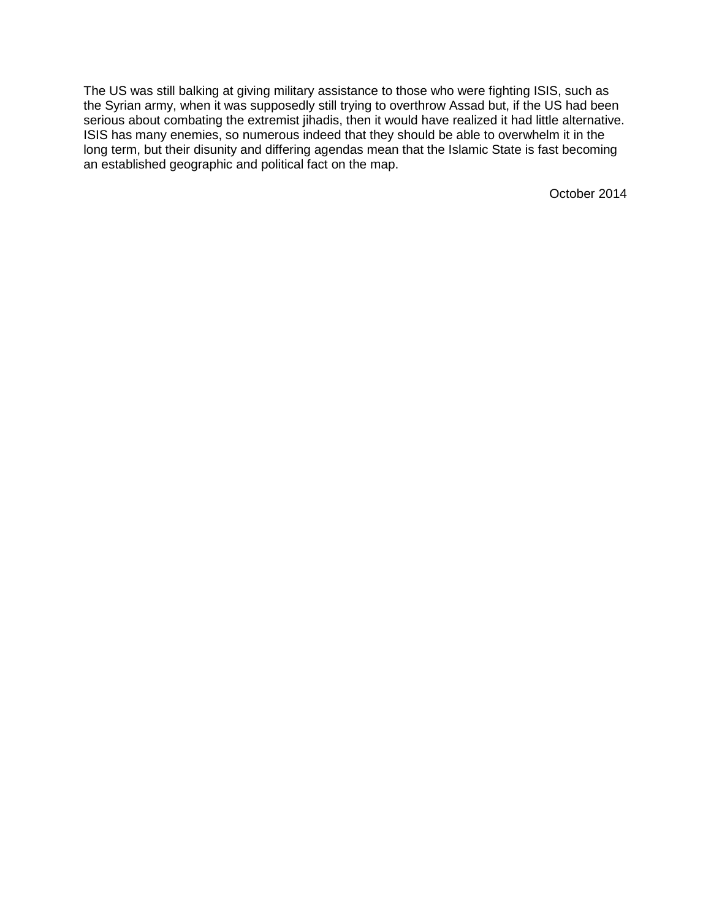The US was still balking at giving military assistance to those who were fighting ISIS, such as the Syrian army, when it was supposedly still trying to overthrow Assad but, if the US had been serious about combating the extremist jihadis, then it would have realized it had little alternative. ISIS has many enemies, so numerous indeed that they should be able to overwhelm it in the long term, but their disunity and differing agendas mean that the Islamic State is fast becoming an established geographic and political fact on the map.

October 2014